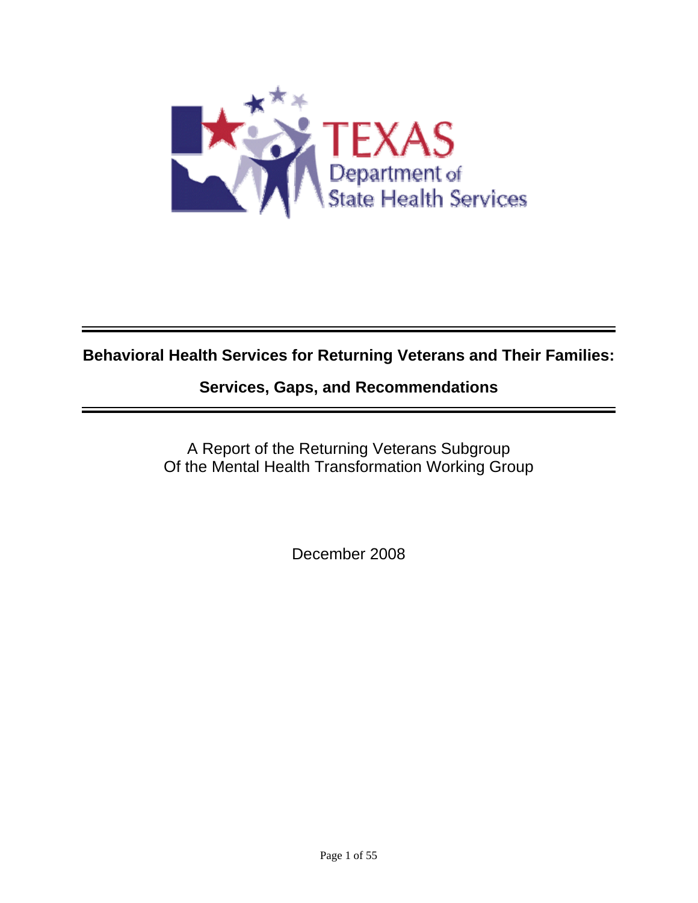TEXAS
Department of
State Health Services

# Behavioral Health Services for Returning Veterans and Their Families: Services, Gaps, and Recommendations

A Report of the Returning Veterans Subgroup
Of the Mental Health Transformation Working Group

December 2008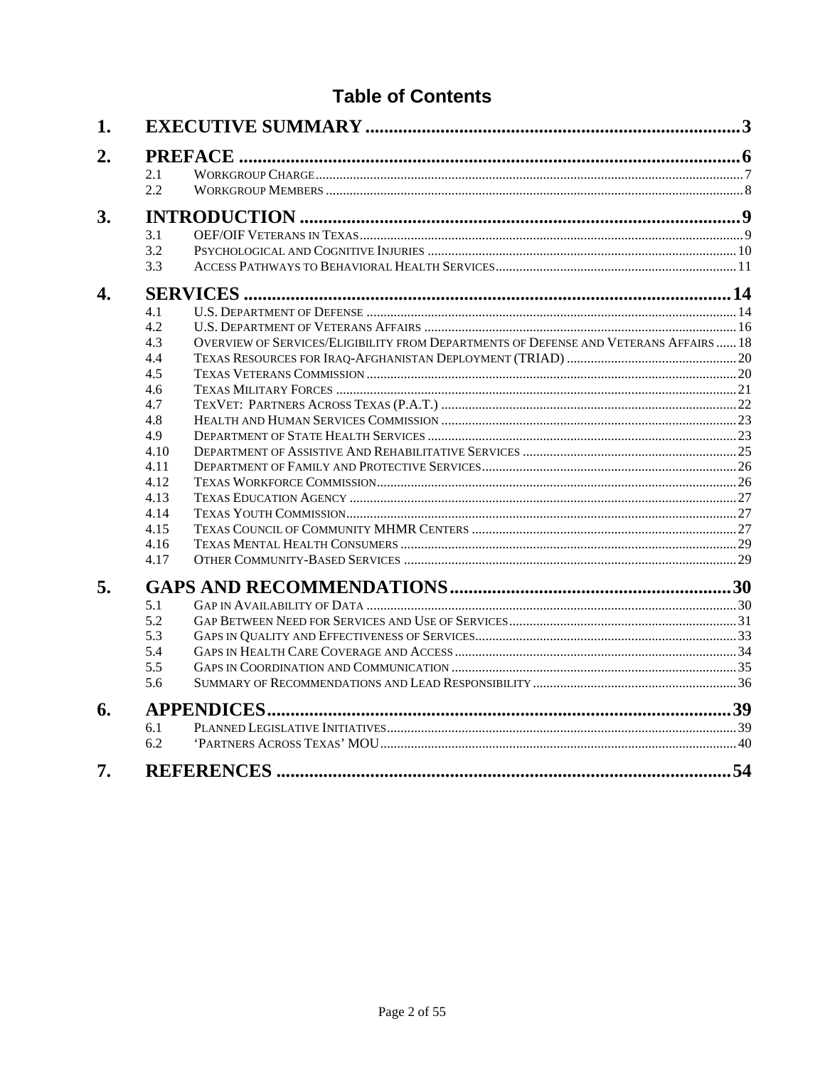# Table of Contents

1. **EXECUTIVE SUMMARY** ........ 3
2. **PREFACE** ........ 6
   - 2.1 Workgroup Charge ........ 7
   - 2.2 Workgroup Members ........ 8
3. **INTRODUCTION** ........ 9
   - 3.1 OEF/OIF Veterans in Texas ........ 9
   - 3.2 Psychological and Cognitive Injuries ........ 10
   - 3.3 Access Pathways to Behavioral Health Services ........ 11
4. **SERVICES** ........ 14
   - 4.1 U.S. Department of Defense ........ 14
   - 4.2 U.S. Department of Veterans Affairs ........ 16
   - 4.3 Overview of Services/Eligibility from Departments of Defense and Veterans Affairs ........ 18
   - 4.4 Texas Resources for Iraq-Afghanistan Deployment (TRIAD) ........ 20
   - 4.5 Texas Veterans Commission ........ 20
   - 4.6 Texas Military Forces ........ 21
   - 4.7 TexVet: Partners Across Texas (P.A.T.) ........ 22
   - 4.8 Health and Human Services Commission ........ 23
   - 4.9 Department of State Health Services ........ 23
   - 4.10 Department of Assistive And Rehabilitative Services ........ 25
   - 4.11 Department of Family and Protective Services ........ 26
   - 4.12 Texas Workforce Commission ........ 26
   - 4.13 Texas Education Agency ........ 27
   - 4.14 Texas Youth Commission ........ 27
   - 4.15 Texas Council of Community MHMR Centers ........ 27
   - 4.16 Texas Mental Health Consumers ........ 29
   - 4.17 Other Community-Based Services ........ 29
5. **GAPS AND RECOMMENDATIONS** ........ 30
   - 5.1 Gap in Availability of Data ........ 30
   - 5.2 Gap Between Need for Services and Use of Services ........ 31
   - 5.3 Gaps in Quality and Effectiveness of Services ........ 33
   - 5.4 Gaps in Health Care Coverage and Access ........ 34
   - 5.5 Gaps in Coordination and Communication ........ 35
   - 5.6 Summary of Recommendations and Lead Responsibility ........ 36
6. **APPENDICES** ........ 39
   - 6.1 Planned Legislative Initiatives ........ 39
   - 6.2 'Partners Across Texas' MOU ........ 40
7. **REFERENCES** ........ 54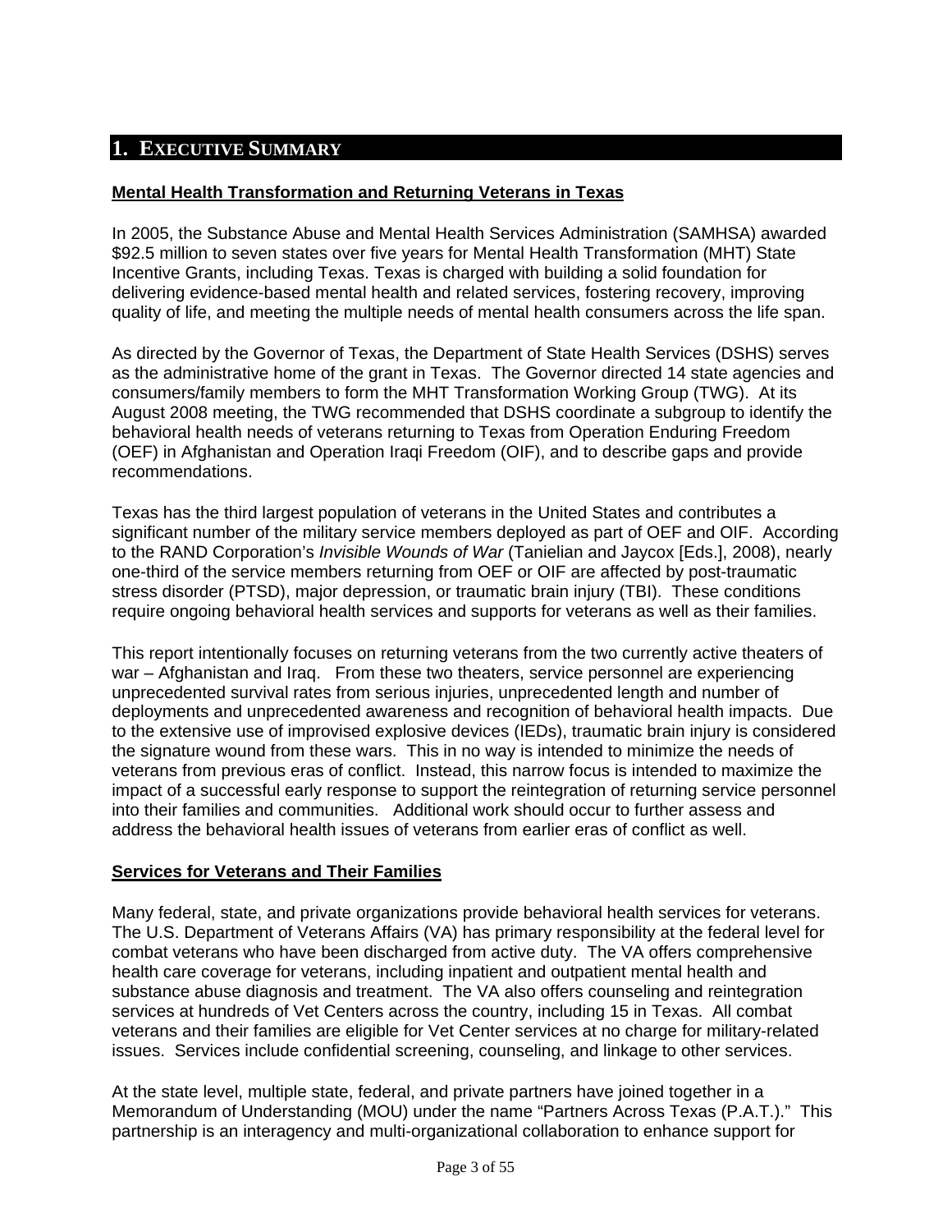# 1. Executive Summary

**Mental Health Transformation and Returning Veterans in Texas**

In 2005, the Substance Abuse and Mental Health Services Administration (SAMHSA) awarded $92.5 million to seven states over five years for Mental Health Transformation (MHT) State Incentive Grants, including Texas. Texas is charged with building a solid foundation for delivering evidence-based mental health and related services, fostering recovery, improving quality of life, and meeting the multiple needs of mental health consumers across the life span.

As directed by the Governor of Texas, the Department of State Health Services (DSHS) serves as the administrative home of the grant in Texas. The Governor directed 14 state agencies and consumers/family members to form the MHT Transformation Working Group (TWG). At its August 2008 meeting, the TWG recommended that DSHS coordinate a subgroup to identify the behavioral health needs of veterans returning to Texas from Operation Enduring Freedom (OEF) in Afghanistan and Operation Iraqi Freedom (OIF), and to describe gaps and provide recommendations.

Texas has the third largest population of veterans in the United States and contributes a significant number of the military service members deployed as part of OEF and OIF. According to the RAND Corporation's *Invisible Wounds of War* (Tanielian and Jaycox [Eds.], 2008), nearly one-third of the service members returning from OEF or OIF are affected by post-traumatic stress disorder (PTSD), major depression, or traumatic brain injury (TBI). These conditions require ongoing behavioral health services and supports for veterans as well as their families.

This report intentionally focuses on returning veterans from the two currently active theaters of war – Afghanistan and Iraq. From these two theaters, service personnel are experiencing unprecedented survival rates from serious injuries, unprecedented length and number of deployments and unprecedented awareness and recognition of behavioral health impacts. Due to the extensive use of improvised explosive devices (IEDs), traumatic brain injury is considered the signature wound from these wars. This in no way is intended to minimize the needs of veterans from previous eras of conflict. Instead, this narrow focus is intended to maximize the impact of a successful early response to support the reintegration of returning service personnel into their families and communities. Additional work should occur to further assess and address the behavioral health issues of veterans from earlier eras of conflict as well.

**Services for Veterans and Their Families**

Many federal, state, and private organizations provide behavioral health services for veterans. The U.S. Department of Veterans Affairs (VA) has primary responsibility at the federal level for combat veterans who have been discharged from active duty. The VA offers comprehensive health care coverage for veterans, including inpatient and outpatient mental health and substance abuse diagnosis and treatment. The VA also offers counseling and reintegration services at hundreds of Vet Centers across the country, including 15 in Texas. All combat veterans and their families are eligible for Vet Center services at no charge for military-related issues. Services include confidential screening, counseling, and linkage to other services.

At the state level, multiple state, federal, and private partners have joined together in a Memorandum of Understanding (MOU) under the name "Partners Across Texas (P.A.T.)." This partnership is an interagency and multi-organizational collaboration to enhance support for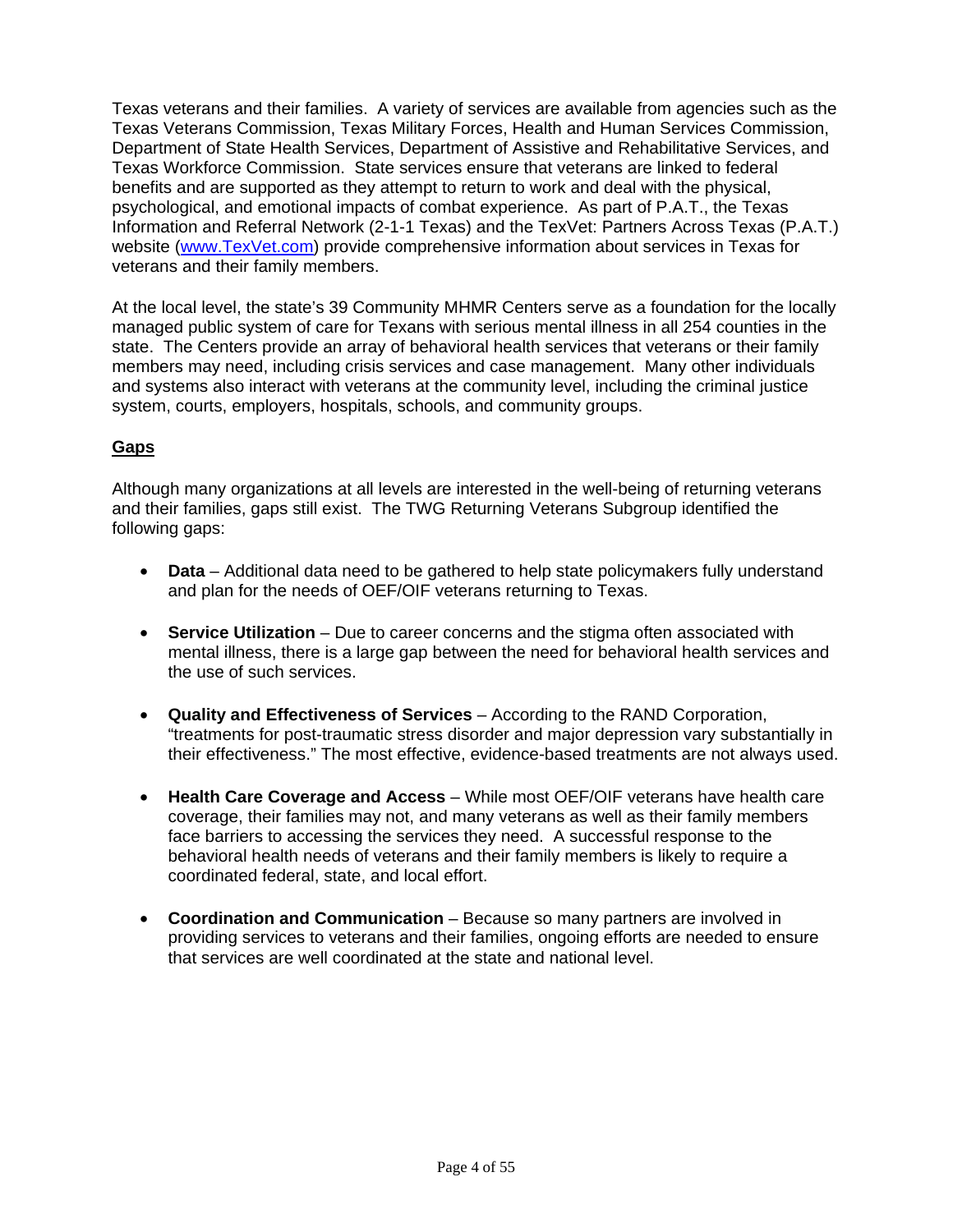Texas veterans and their families. A variety of services are available from agencies such as the Texas Veterans Commission, Texas Military Forces, Health and Human Services Commission, Department of State Health Services, Department of Assistive and Rehabilitative Services, and Texas Workforce Commission. State services ensure that veterans are linked to federal benefits and are supported as they attempt to return to work and deal with the physical, psychological, and emotional impacts of combat experience. As part of P.A.T., the Texas Information and Referral Network (2-1-1 Texas) and the TexVet: Partners Across Texas (P.A.T.) website (www.TexVet.com) provide comprehensive information about services in Texas for veterans and their family members.

At the local level, the state's 39 Community MHMR Centers serve as a foundation for the locally managed public system of care for Texans with serious mental illness in all 254 counties in the state. The Centers provide an array of behavioral health services that veterans or their family members may need, including crisis services and case management. Many other individuals and systems also interact with veterans at the community level, including the criminal justice system, courts, employers, hospitals, schools, and community groups.

## Gaps

Although many organizations at all levels are interested in the well-being of returning veterans and their families, gaps still exist. The TWG Returning Veterans Subgroup identified the following gaps:

- **Data** – Additional data need to be gathered to help state policymakers fully understand and plan for the needs of OEF/OIF veterans returning to Texas.

- **Service Utilization** – Due to career concerns and the stigma often associated with mental illness, there is a large gap between the need for behavioral health services and the use of such services.

- **Quality and Effectiveness of Services** – According to the RAND Corporation, "treatments for post-traumatic stress disorder and major depression vary substantially in their effectiveness." The most effective, evidence-based treatments are not always used.

- **Health Care Coverage and Access** – While most OEF/OIF veterans have health care coverage, their families may not, and many veterans as well as their family members face barriers to accessing the services they need. A successful response to the behavioral health needs of veterans and their family members is likely to require a coordinated federal, state, and local effort.

- **Coordination and Communication** – Because so many partners are involved in providing services to veterans and their families, ongoing efforts are needed to ensure that services are well coordinated at the state and national level.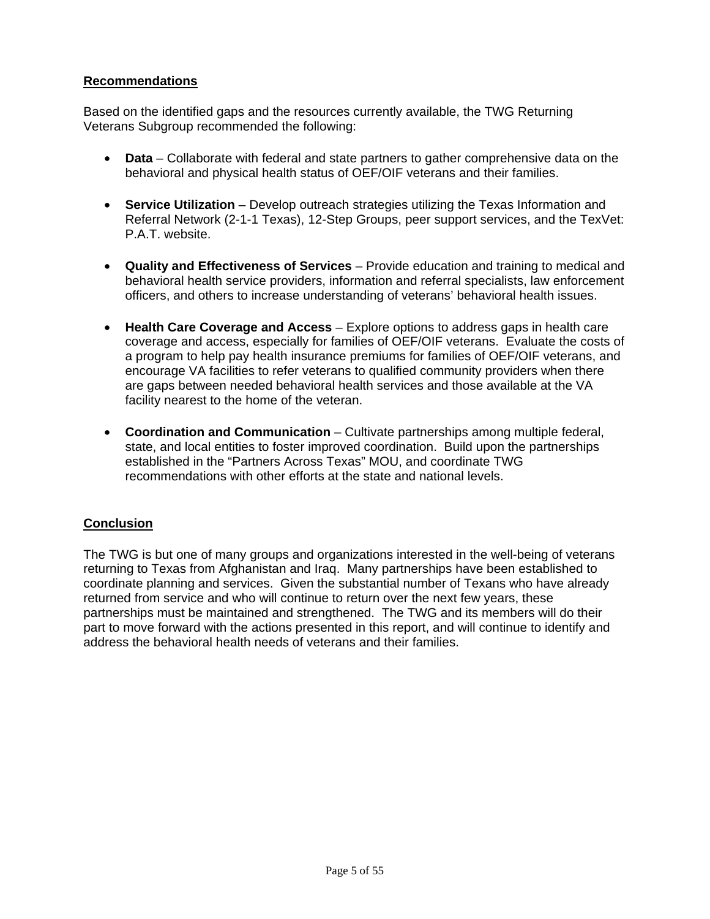## Recommendations

Based on the identified gaps and the resources currently available, the TWG Returning Veterans Subgroup recommended the following:

- **Data** – Collaborate with federal and state partners to gather comprehensive data on the behavioral and physical health status of OEF/OIF veterans and their families.

- **Service Utilization** – Develop outreach strategies utilizing the Texas Information and Referral Network (2-1-1 Texas), 12-Step Groups, peer support services, and the TexVet: P.A.T. website.

- **Quality and Effectiveness of Services** – Provide education and training to medical and behavioral health service providers, information and referral specialists, law enforcement officers, and others to increase understanding of veterans' behavioral health issues.

- **Health Care Coverage and Access** – Explore options to address gaps in health care coverage and access, especially for families of OEF/OIF veterans. Evaluate the costs of a program to help pay health insurance premiums for families of OEF/OIF veterans, and encourage VA facilities to refer veterans to qualified community providers when there are gaps between needed behavioral health services and those available at the VA facility nearest to the home of the veteran.

- **Coordination and Communication** – Cultivate partnerships among multiple federal, state, and local entities to foster improved coordination. Build upon the partnerships established in the "Partners Across Texas" MOU, and coordinate TWG recommendations with other efforts at the state and national levels.

## Conclusion

The TWG is but one of many groups and organizations interested in the well-being of veterans returning to Texas from Afghanistan and Iraq. Many partnerships have been established to coordinate planning and services. Given the substantial number of Texans who have already returned from service and who will continue to return over the next few years, these partnerships must be maintained and strengthened. The TWG and its members will do their part to move forward with the actions presented in this report, and will continue to identify and address the behavioral health needs of veterans and their families.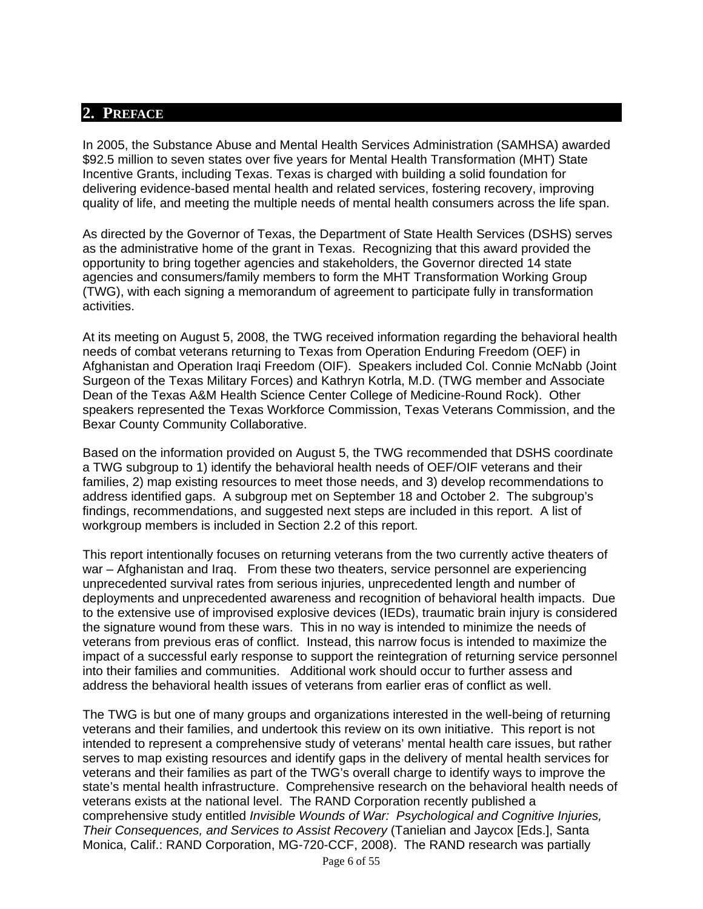## 2. PREFACE

In 2005, the Substance Abuse and Mental Health Services Administration (SAMHSA) awarded $92.5 million to seven states over five years for Mental Health Transformation (MHT) State Incentive Grants, including Texas. Texas is charged with building a solid foundation for delivering evidence-based mental health and related services, fostering recovery, improving quality of life, and meeting the multiple needs of mental health consumers across the life span.

As directed by the Governor of Texas, the Department of State Health Services (DSHS) serves as the administrative home of the grant in Texas. Recognizing that this award provided the opportunity to bring together agencies and stakeholders, the Governor directed 14 state agencies and consumers/family members to form the MHT Transformation Working Group (TWG), with each signing a memorandum of agreement to participate fully in transformation activities.

At its meeting on August 5, 2008, the TWG received information regarding the behavioral health needs of combat veterans returning to Texas from Operation Enduring Freedom (OEF) in Afghanistan and Operation Iraqi Freedom (OIF). Speakers included Col. Connie McNabb (Joint Surgeon of the Texas Military Forces) and Kathryn Kotrla, M.D. (TWG member and Associate Dean of the Texas A&M Health Science Center College of Medicine-Round Rock). Other speakers represented the Texas Workforce Commission, Texas Veterans Commission, and the Bexar County Community Collaborative.

Based on the information provided on August 5, the TWG recommended that DSHS coordinate a TWG subgroup to 1) identify the behavioral health needs of OEF/OIF veterans and their families, 2) map existing resources to meet those needs, and 3) develop recommendations to address identified gaps. A subgroup met on September 18 and October 2. The subgroup's findings, recommendations, and suggested next steps are included in this report. A list of workgroup members is included in Section 2.2 of this report.

This report intentionally focuses on returning veterans from the two currently active theaters of war – Afghanistan and Iraq. From these two theaters, service personnel are experiencing unprecedented survival rates from serious injuries, unprecedented length and number of deployments and unprecedented awareness and recognition of behavioral health impacts. Due to the extensive use of improvised explosive devices (IEDs), traumatic brain injury is considered the signature wound from these wars. This in no way is intended to minimize the needs of veterans from previous eras of conflict. Instead, this narrow focus is intended to maximize the impact of a successful early response to support the reintegration of returning service personnel into their families and communities. Additional work should occur to further assess and address the behavioral health issues of veterans from earlier eras of conflict as well.

The TWG is but one of many groups and organizations interested in the well-being of returning veterans and their families, and undertook this review on its own initiative. This report is not intended to represent a comprehensive study of veterans' mental health care issues, but rather serves to map existing resources and identify gaps in the delivery of mental health services for veterans and their families as part of the TWG's overall charge to identify ways to improve the state's mental health infrastructure. Comprehensive research on the behavioral health needs of veterans exists at the national level. The RAND Corporation recently published a comprehensive study entitled *Invisible Wounds of War: Psychological and Cognitive Injuries, Their Consequences, and Services to Assist Recovery* (Tanielian and Jaycox [Eds.], Santa Monica, Calif.: RAND Corporation, MG-720-CCF, 2008). The RAND research was partially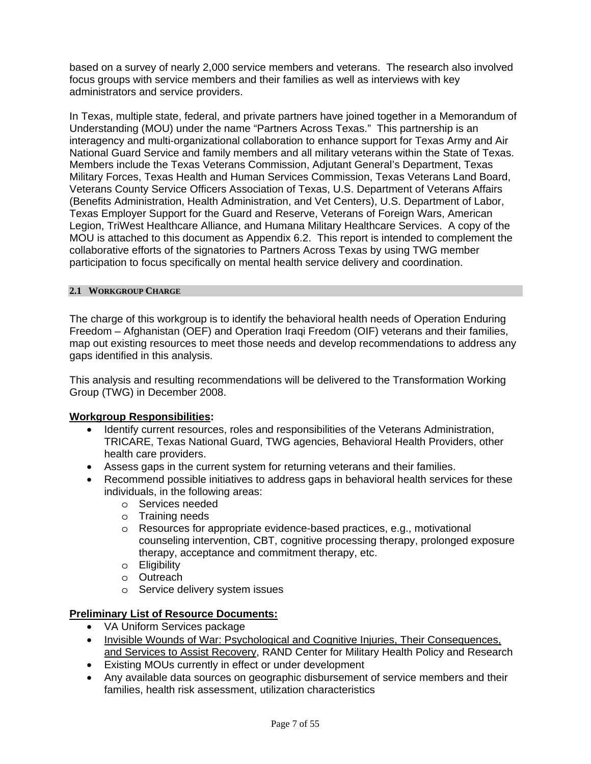based on a survey of nearly 2,000 service members and veterans. The research also involved focus groups with service members and their families as well as interviews with key administrators and service providers.

In Texas, multiple state, federal, and private partners have joined together in a Memorandum of Understanding (MOU) under the name "Partners Across Texas." This partnership is an interagency and multi-organizational collaboration to enhance support for Texas Army and Air National Guard Service and family members and all military veterans within the State of Texas. Members include the Texas Veterans Commission, Adjutant General's Department, Texas Military Forces, Texas Health and Human Services Commission, Texas Veterans Land Board, Veterans County Service Officers Association of Texas, U.S. Department of Veterans Affairs (Benefits Administration, Health Administration, and Vet Centers), U.S. Department of Labor, Texas Employer Support for the Guard and Reserve, Veterans of Foreign Wars, American Legion, TriWest Healthcare Alliance, and Humana Military Healthcare Services. A copy of the MOU is attached to this document as Appendix 6.2. This report is intended to complement the collaborative efforts of the signatories to Partners Across Texas by using TWG member participation to focus specifically on mental health service delivery and coordination.

## 2.1 Workgroup Charge

The charge of this workgroup is to identify the behavioral health needs of Operation Enduring Freedom – Afghanistan (OEF) and Operation Iraqi Freedom (OIF) veterans and their families, map out existing resources to meet those needs and develop recommendations to address any gaps identified in this analysis.

This analysis and resulting recommendations will be delivered to the Transformation Working Group (TWG) in December 2008.

**Workgroup Responsibilities:**

- Identify current resources, roles and responsibilities of the Veterans Administration, TRICARE, Texas National Guard, TWG agencies, Behavioral Health Providers, other health care providers.
- Assess gaps in the current system for returning veterans and their families.
- Recommend possible initiatives to address gaps in behavioral health services for these individuals, in the following areas:
  - Services needed
  - Training needs
  - Resources for appropriate evidence-based practices, e.g., motivational counseling intervention, CBT, cognitive processing therapy, prolonged exposure therapy, acceptance and commitment therapy, etc.
  - Eligibility
  - Outreach
  - Service delivery system issues

**Preliminary List of Resource Documents:**

- VA Uniform Services package
- Invisible Wounds of War: Psychological and Cognitive Injuries, Their Consequences, and Services to Assist Recovery, RAND Center for Military Health Policy and Research
- Existing MOUs currently in effect or under development
- Any available data sources on geographic disbursement of service members and their families, health risk assessment, utilization characteristics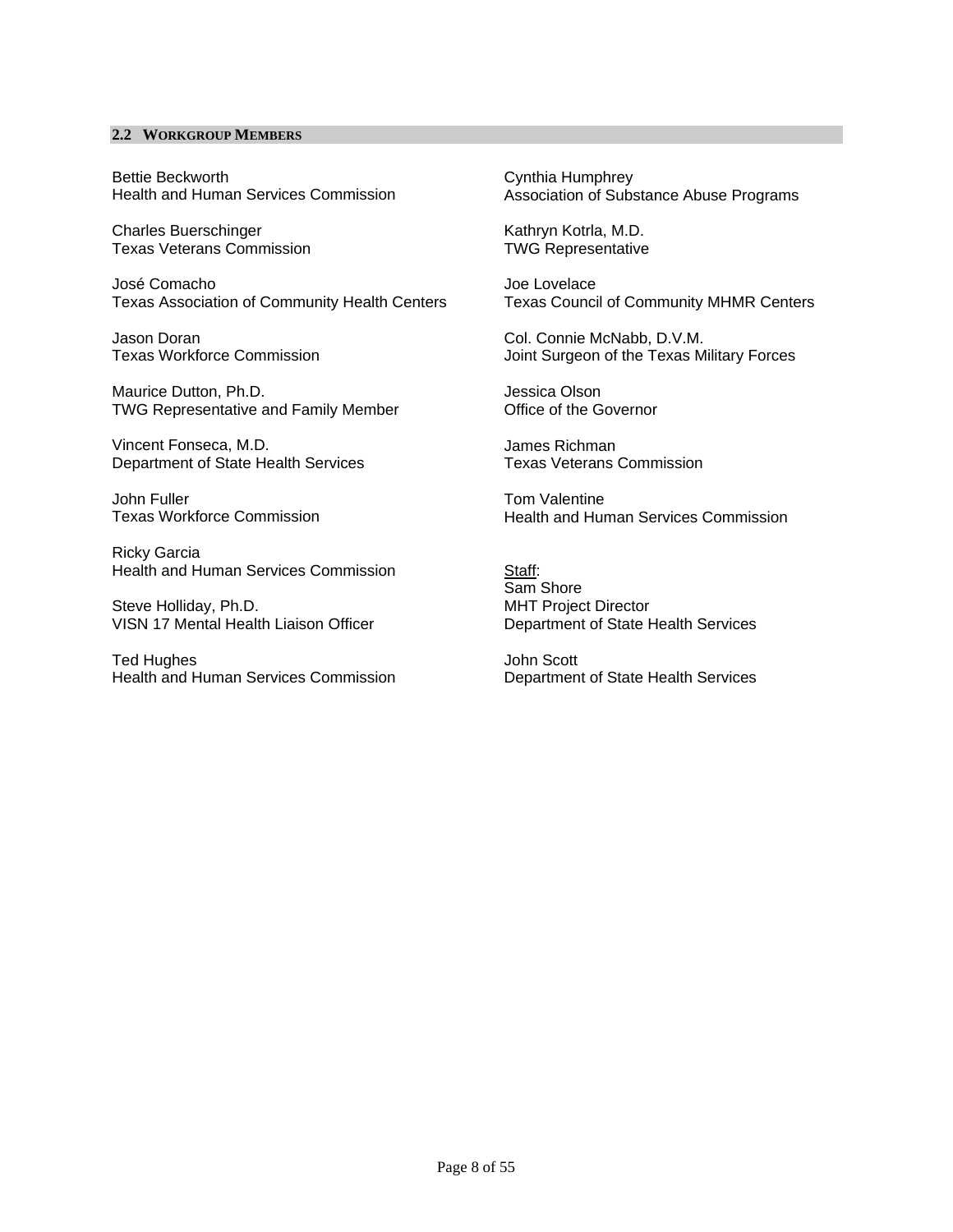## 2.2 Workgroup Members

Bettie Beckworth
Health and Human Services Commission

Charles Buerschinger
Texas Veterans Commission

José Comacho
Texas Association of Community Health Centers

Jason Doran
Texas Workforce Commission

Maurice Dutton, Ph.D.
TWG Representative and Family Member

Vincent Fonseca, M.D.
Department of State Health Services

John Fuller
Texas Workforce Commission

Ricky Garcia
Health and Human Services Commission

Steve Holliday, Ph.D.
VISN 17 Mental Health Liaison Officer

Ted Hughes
Health and Human Services Commission

Cynthia Humphrey
Association of Substance Abuse Programs

Kathryn Kotrla, M.D.
TWG Representative

Joe Lovelace
Texas Council of Community MHMR Centers

Col. Connie McNabb, D.V.M.
Joint Surgeon of the Texas Military Forces

Jessica Olson
Office of the Governor

James Richman
Texas Veterans Commission

Tom Valentine
Health and Human Services Commission

<u>Staff</u>:
Sam Shore
MHT Project Director
Department of State Health Services

John Scott
Department of State Health Services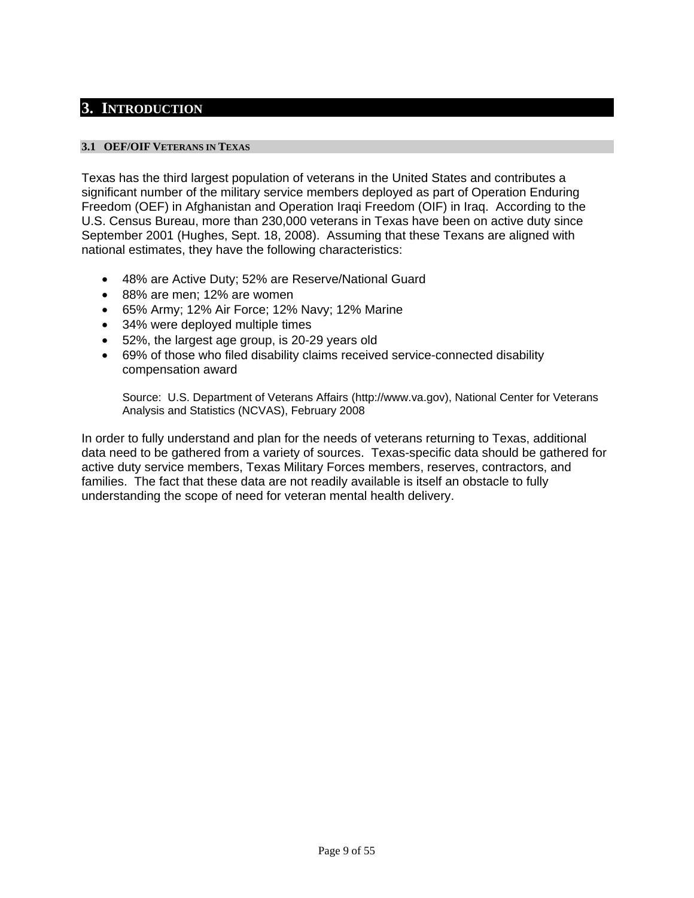# 3. Introduction

## 3.1 OEF/OIF Veterans in Texas

Texas has the third largest population of veterans in the United States and contributes a significant number of the military service members deployed as part of Operation Enduring Freedom (OEF) in Afghanistan and Operation Iraqi Freedom (OIF) in Iraq. According to the U.S. Census Bureau, more than 230,000 veterans in Texas have been on active duty since September 2001 (Hughes, Sept. 18, 2008). Assuming that these Texans are aligned with national estimates, they have the following characteristics:

- 48% are Active Duty; 52% are Reserve/National Guard
- 88% are men; 12% are women
- 65% Army; 12% Air Force; 12% Navy; 12% Marine
- 34% were deployed multiple times
- 52%, the largest age group, is 20-29 years old
- 69% of those who filed disability claims received service-connected disability compensation award

  Source: U.S. Department of Veterans Affairs (http://www.va.gov), National Center for Veterans Analysis and Statistics (NCVAS), February 2008

In order to fully understand and plan for the needs of veterans returning to Texas, additional data need to be gathered from a variety of sources. Texas-specific data should be gathered for active duty service members, Texas Military Forces members, reserves, contractors, and families. The fact that these data are not readily available is itself an obstacle to fully understanding the scope of need for veteran mental health delivery.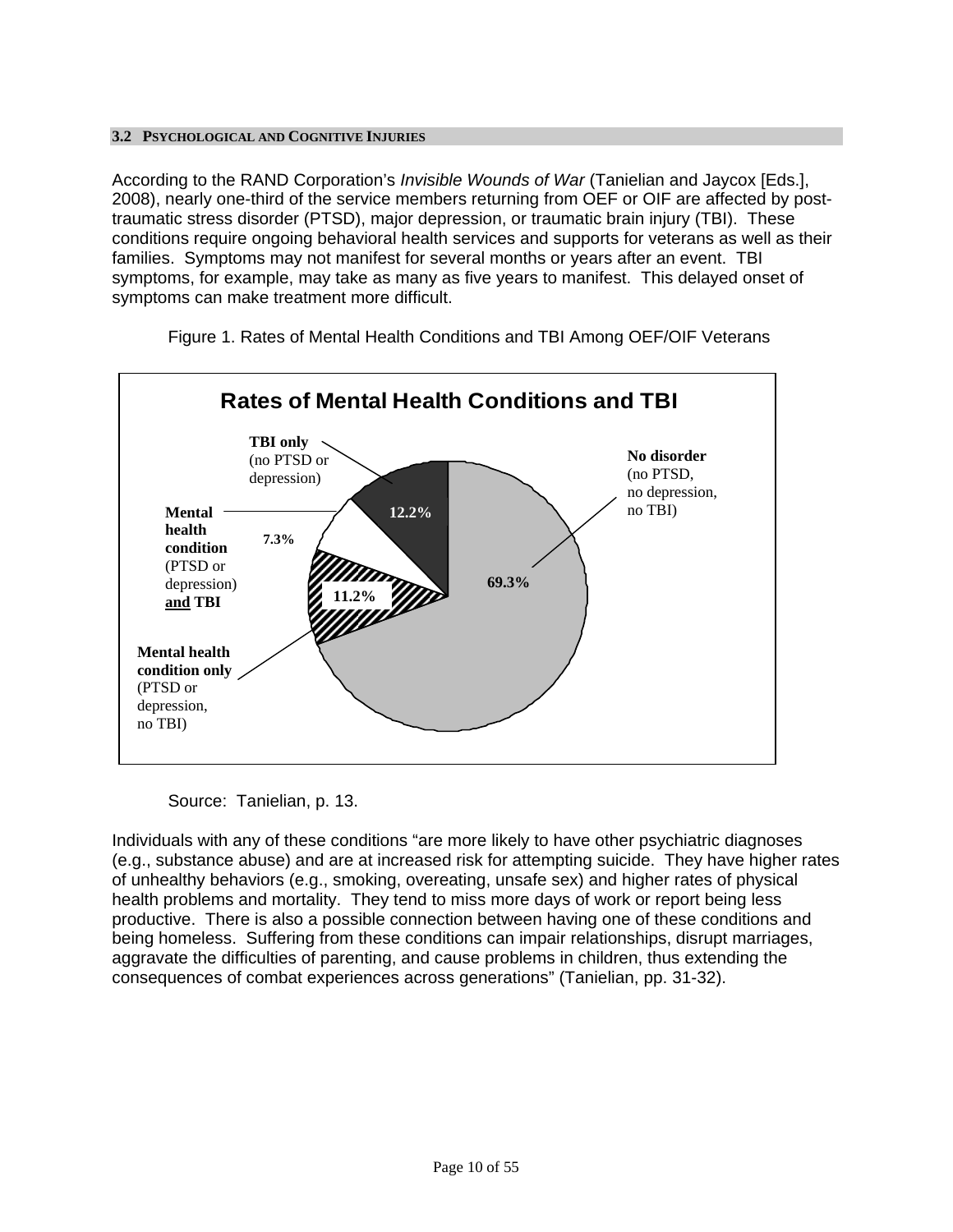### 3.2 Psychological and Cognitive Injuries

According to the RAND Corporation's *Invisible Wounds of War* (Tanielian and Jaycox [Eds.], 2008), nearly one-third of the service members returning from OEF or OIF are affected by post-traumatic stress disorder (PTSD), major depression, or traumatic brain injury (TBI). These conditions require ongoing behavioral health services and supports for veterans as well as their families. Symptoms may not manifest for several months or years after an event. TBI symptoms, for example, may take as many as five years to manifest. This delayed onset of symptoms can make treatment more difficult.

Figure 1. Rates of Mental Health Conditions and TBI Among OEF/OIF Veterans

**Rates of Mental Health Conditions and TBI**

| Category | Percent |
| --- | --- |
| **No disorder** (no PTSD, no depression, no TBI) | 69.3% |
| **TBI only** (no PTSD or depression) | 12.2% |
| **Mental health condition** (PTSD or depression) **and TBI** | 7.3% |
| **Mental health condition only** (PTSD or depression, no TBI) | 11.2% |

Source: Tanielian, p. 13.

Individuals with any of these conditions "are more likely to have other psychiatric diagnoses (e.g., substance abuse) and are at increased risk for attempting suicide. They have higher rates of unhealthy behaviors (e.g., smoking, overeating, unsafe sex) and higher rates of physical health problems and mortality. They tend to miss more days of work or report being less productive. There is also a possible connection between having one of these conditions and being homeless. Suffering from these conditions can impair relationships, disrupt marriages, aggravate the difficulties of parenting, and cause problems in children, thus extending the consequences of combat experiences across generations" (Tanielian, pp. 31-32).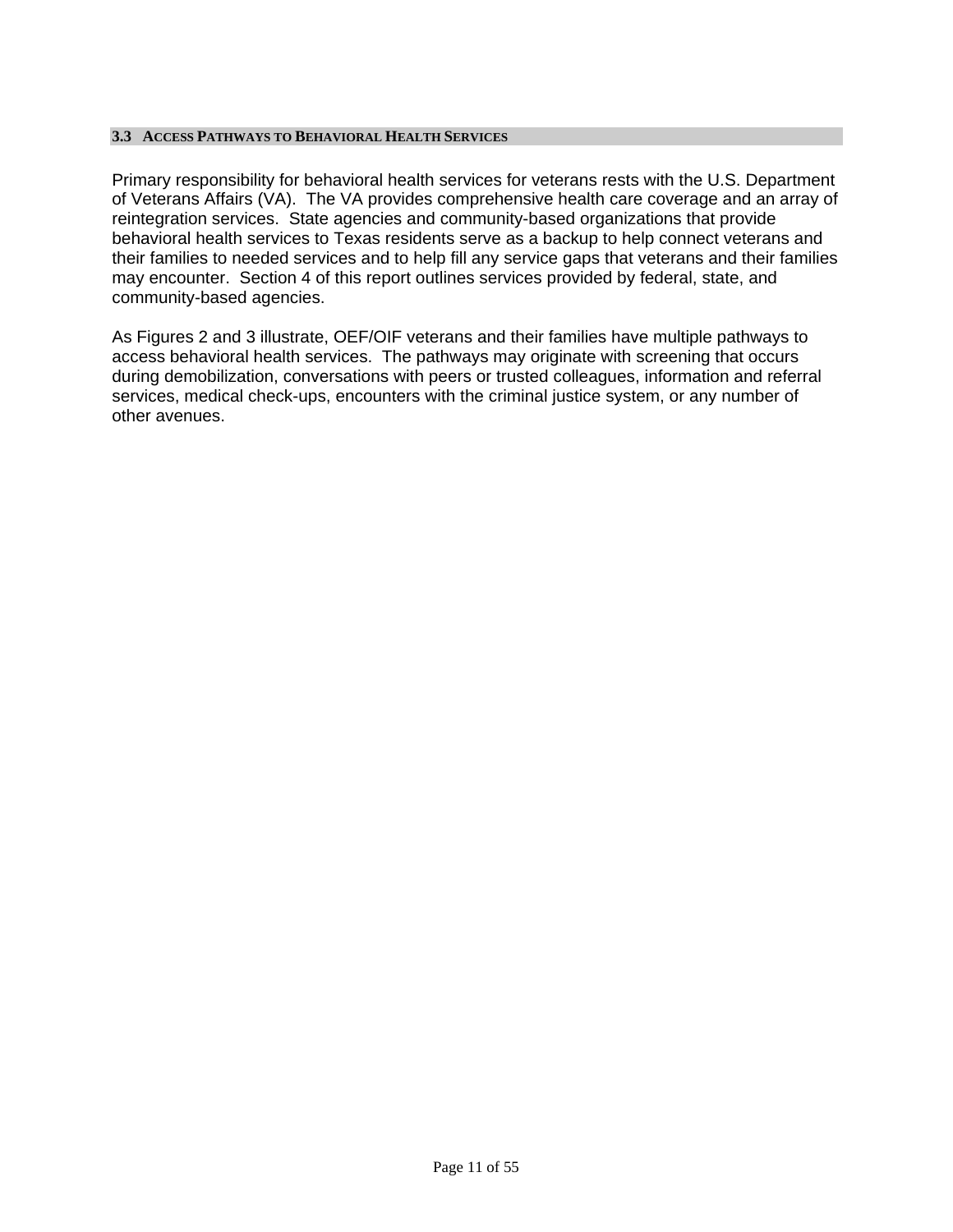### 3.3 Access Pathways to Behavioral Health Services

Primary responsibility for behavioral health services for veterans rests with the U.S. Department of Veterans Affairs (VA). The VA provides comprehensive health care coverage and an array of reintegration services. State agencies and community-based organizations that provide behavioral health services to Texas residents serve as a backup to help connect veterans and their families to needed services and to help fill any service gaps that veterans and their families may encounter. Section 4 of this report outlines services provided by federal, state, and community-based agencies.

As Figures 2 and 3 illustrate, OEF/OIF veterans and their families have multiple pathways to access behavioral health services. The pathways may originate with screening that occurs during demobilization, conversations with peers or trusted colleagues, information and referral services, medical check-ups, encounters with the criminal justice system, or any number of other avenues.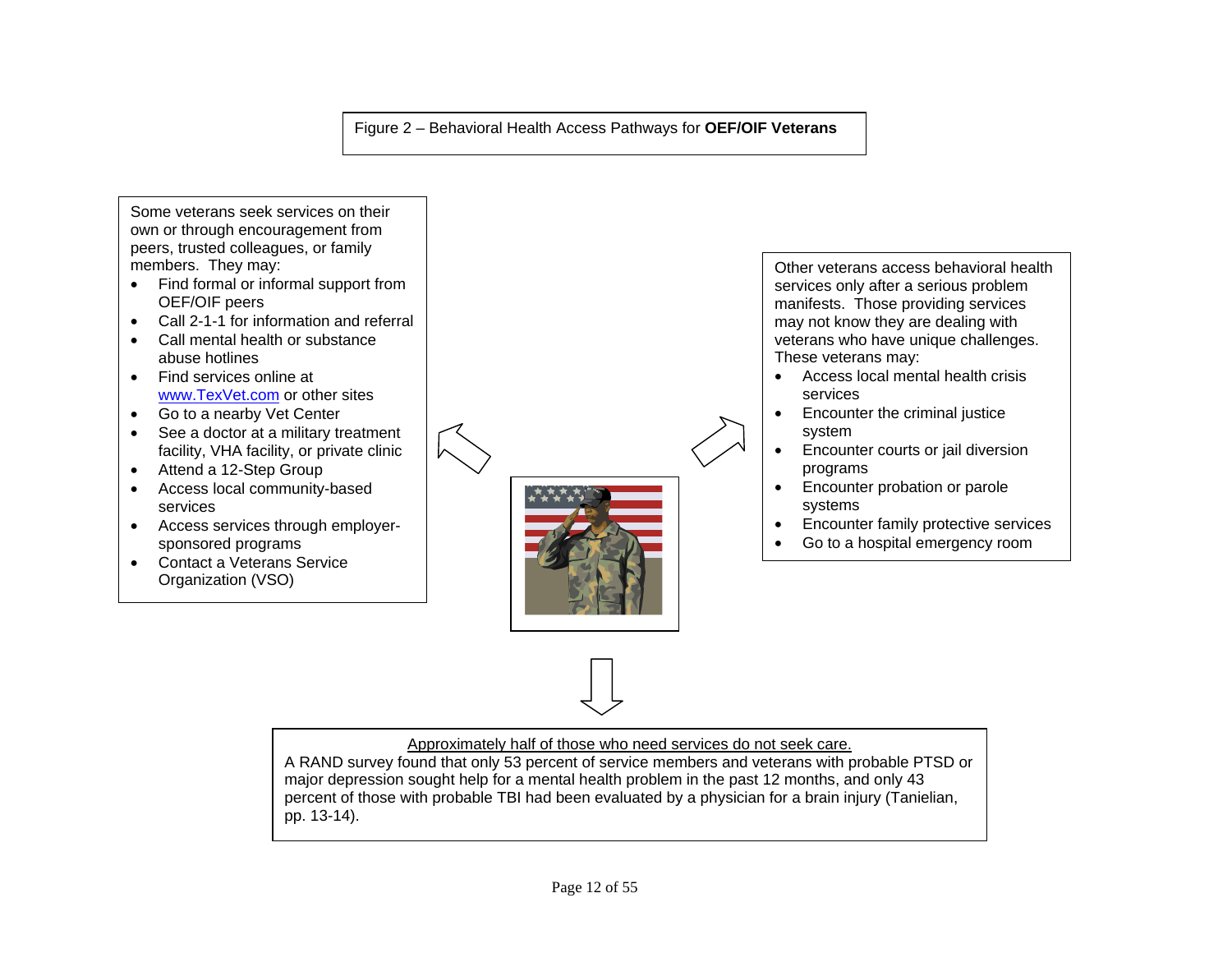Figure 2 – Behavioral Health Access Pathways for **OEF/OIF Veterans**

Some veterans seek services on their own or through encouragement from peers, trusted colleagues, or family members. They may:

- Find formal or informal support from OEF/OIF peers
- Call 2-1-1 for information and referral
- Call mental health or substance abuse hotlines
- Find services online at www.TexVet.com or other sites
- Go to a nearby Vet Center
- See a doctor at a military treatment facility, VHA facility, or private clinic
- Attend a 12-Step Group
- Access local community-based services
- Access services through employer-sponsored programs
- Contact a Veterans Service Organization (VSO)

Other veterans access behavioral health services only after a serious problem manifests. Those providing services may not know they are dealing with veterans who have unique challenges. These veterans may:

- Access local mental health crisis services
- Encounter the criminal justice system
- Encounter courts or jail diversion programs
- Encounter probation or parole systems
- Encounter family protective services
- Go to a hospital emergency room

<u>Approximately half of those who need services do not seek care.</u>

A RAND survey found that only 53 percent of service members and veterans with probable PTSD or major depression sought help for a mental health problem in the past 12 months, and only 43 percent of those with probable TBI had been evaluated by a physician for a brain injury (Tanielian, pp. 13-14).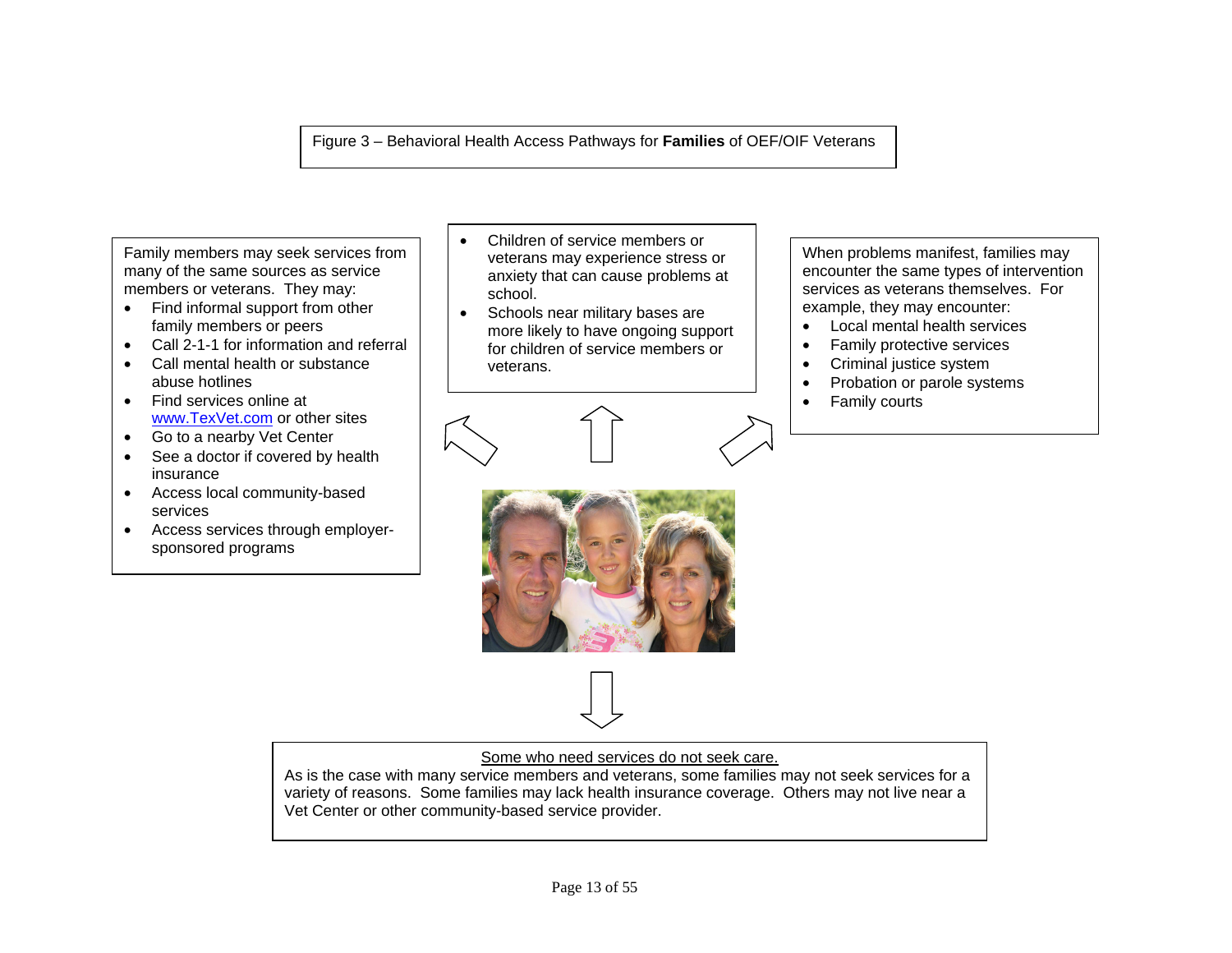Figure 3 – Behavioral Health Access Pathways for **Families** of OEF/OIF Veterans

Family members may seek services from many of the same sources as service members or veterans. They may:

- Find informal support from other family members or peers
- Call 2-1-1 for information and referral
- Call mental health or substance abuse hotlines
- Find services online at www.TexVet.com or other sites
- Go to a nearby Vet Center
- See a doctor if covered by health insurance
- Access local community-based services
- Access services through employer-sponsored programs

- Children of service members or veterans may experience stress or anxiety that can cause problems at school.
- Schools near military bases are more likely to have ongoing support for children of service members or veterans.

When problems manifest, families may encounter the same types of intervention services as veterans themselves. For example, they may encounter:

- Local mental health services
- Family protective services
- Criminal justice system
- Probation or parole systems
- Family courts

Some who need services do not seek care.

As is the case with many service members and veterans, some families may not seek services for a variety of reasons. Some families may lack health insurance coverage. Others may not live near a Vet Center or other community-based service provider.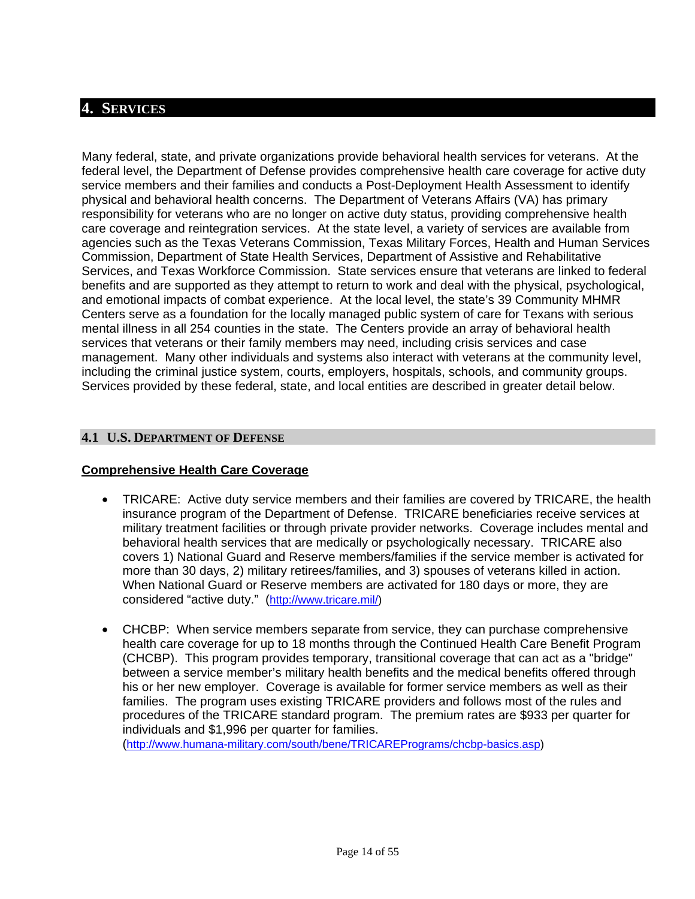# 4. Services

Many federal, state, and private organizations provide behavioral health services for veterans. At the federal level, the Department of Defense provides comprehensive health care coverage for active duty service members and their families and conducts a Post-Deployment Health Assessment to identify physical and behavioral health concerns. The Department of Veterans Affairs (VA) has primary responsibility for veterans who are no longer on active duty status, providing comprehensive health care coverage and reintegration services. At the state level, a variety of services are available from agencies such as the Texas Veterans Commission, Texas Military Forces, Health and Human Services Commission, Department of State Health Services, Department of Assistive and Rehabilitative Services, and Texas Workforce Commission. State services ensure that veterans are linked to federal benefits and are supported as they attempt to return to work and deal with the physical, psychological, and emotional impacts of combat experience. At the local level, the state's 39 Community MHMR Centers serve as a foundation for the locally managed public system of care for Texans with serious mental illness in all 254 counties in the state. The Centers provide an array of behavioral health services that veterans or their family members may need, including crisis services and case management. Many other individuals and systems also interact with veterans at the community level, including the criminal justice system, courts, employers, hospitals, schools, and community groups. Services provided by these federal, state, and local entities are described in greater detail below.

## 4.1 U.S. Department of Defense

**Comprehensive Health Care Coverage**

- TRICARE: Active duty service members and their families are covered by TRICARE, the health insurance program of the Department of Defense. TRICARE beneficiaries receive services at military treatment facilities or through private provider networks. Coverage includes mental and behavioral health services that are medically or psychologically necessary. TRICARE also covers 1) National Guard and Reserve members/families if the service member is activated for more than 30 days, 2) military retirees/families, and 3) spouses of veterans killed in action. When National Guard or Reserve members are activated for 180 days or more, they are considered "active duty." (http://www.tricare.mil/)

- CHCBP: When service members separate from service, they can purchase comprehensive health care coverage for up to 18 months through the Continued Health Care Benefit Program (CHCBP). This program provides temporary, transitional coverage that can act as a "bridge" between a service member's military health benefits and the medical benefits offered through his or her new employer. Coverage is available for former service members as well as their families. The program uses existing TRICARE providers and follows most of the rules and procedures of the TRICARE standard program. The premium rates are $933 per quarter for individuals and $1,996 per quarter for families. (http://www.humana-military.com/south/bene/TRICAREPrograms/chcbp-basics.asp)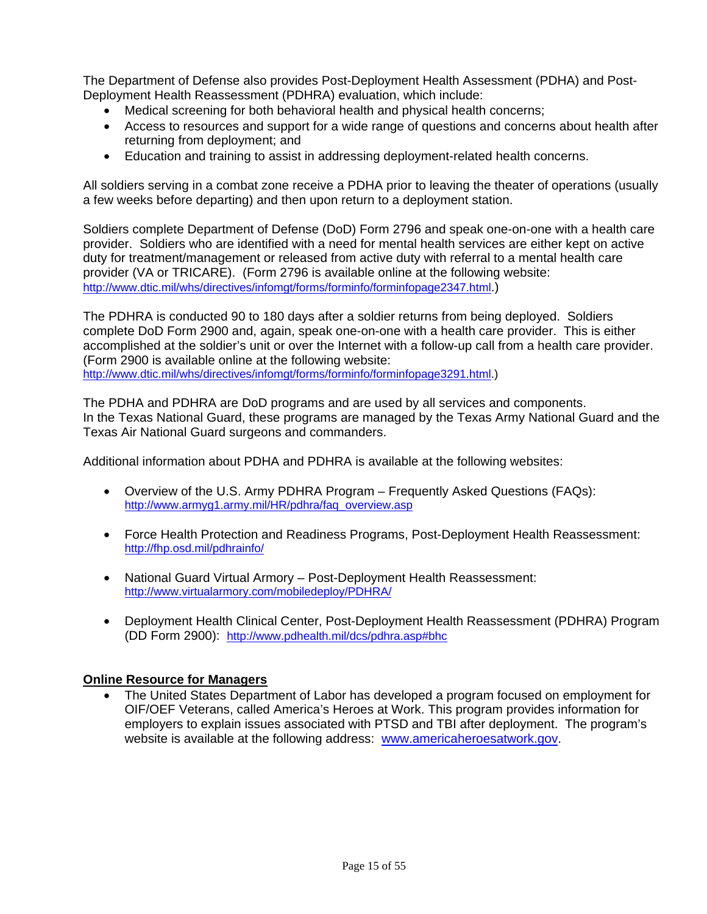The Department of Defense also provides Post-Deployment Health Assessment (PDHA) and Post-Deployment Health Reassessment (PDHRA) evaluation, which include:

- Medical screening for both behavioral health and physical health concerns;
- Access to resources and support for a wide range of questions and concerns about health after returning from deployment; and
- Education and training to assist in addressing deployment-related health concerns.

All soldiers serving in a combat zone receive a PDHA prior to leaving the theater of operations (usually a few weeks before departing) and then upon return to a deployment station.

Soldiers complete Department of Defense (DoD) Form 2796 and speak one-on-one with a health care provider. Soldiers who are identified with a need for mental health services are either kept on active duty for treatment/management or released from active duty with referral to a mental health care provider (VA or TRICARE). (Form 2796 is available online at the following website: http://www.dtic.mil/whs/directives/infomgt/forms/forminfo/forminfopage2347.html.)

The PDHRA is conducted 90 to 180 days after a soldier returns from being deployed. Soldiers complete DoD Form 2900 and, again, speak one-on-one with a health care provider. This is either accomplished at the soldier's unit or over the Internet with a follow-up call from a health care provider. (Form 2900 is available online at the following website: http://www.dtic.mil/whs/directives/infomgt/forms/forminfo/forminfopage3291.html.)

The PDHA and PDHRA are DoD programs and are used by all services and components. In the Texas National Guard, these programs are managed by the Texas Army National Guard and the Texas Air National Guard surgeons and commanders.

Additional information about PDHA and PDHRA is available at the following websites:

- Overview of the U.S. Army PDHRA Program – Frequently Asked Questions (FAQs): http://www.armyg1.army.mil/HR/pdhra/faq_overview.asp

- Force Health Protection and Readiness Programs, Post-Deployment Health Reassessment: http://fhp.osd.mil/pdhrainfo/

- National Guard Virtual Armory – Post-Deployment Health Reassessment: http://www.virtualarmory.com/mobiledeploy/PDHRA/

- Deployment Health Clinical Center, Post-Deployment Health Reassessment (PDHRA) Program (DD Form 2900): http://www.pdhealth.mil/dcs/pdhra.asp#bhc

**Online Resource for Managers**

- The United States Department of Labor has developed a program focused on employment for OIF/OEF Veterans, called America's Heroes at Work. This program provides information for employers to explain issues associated with PTSD and TBI after deployment. The program's website is available at the following address: www.americaheroesatwork.gov.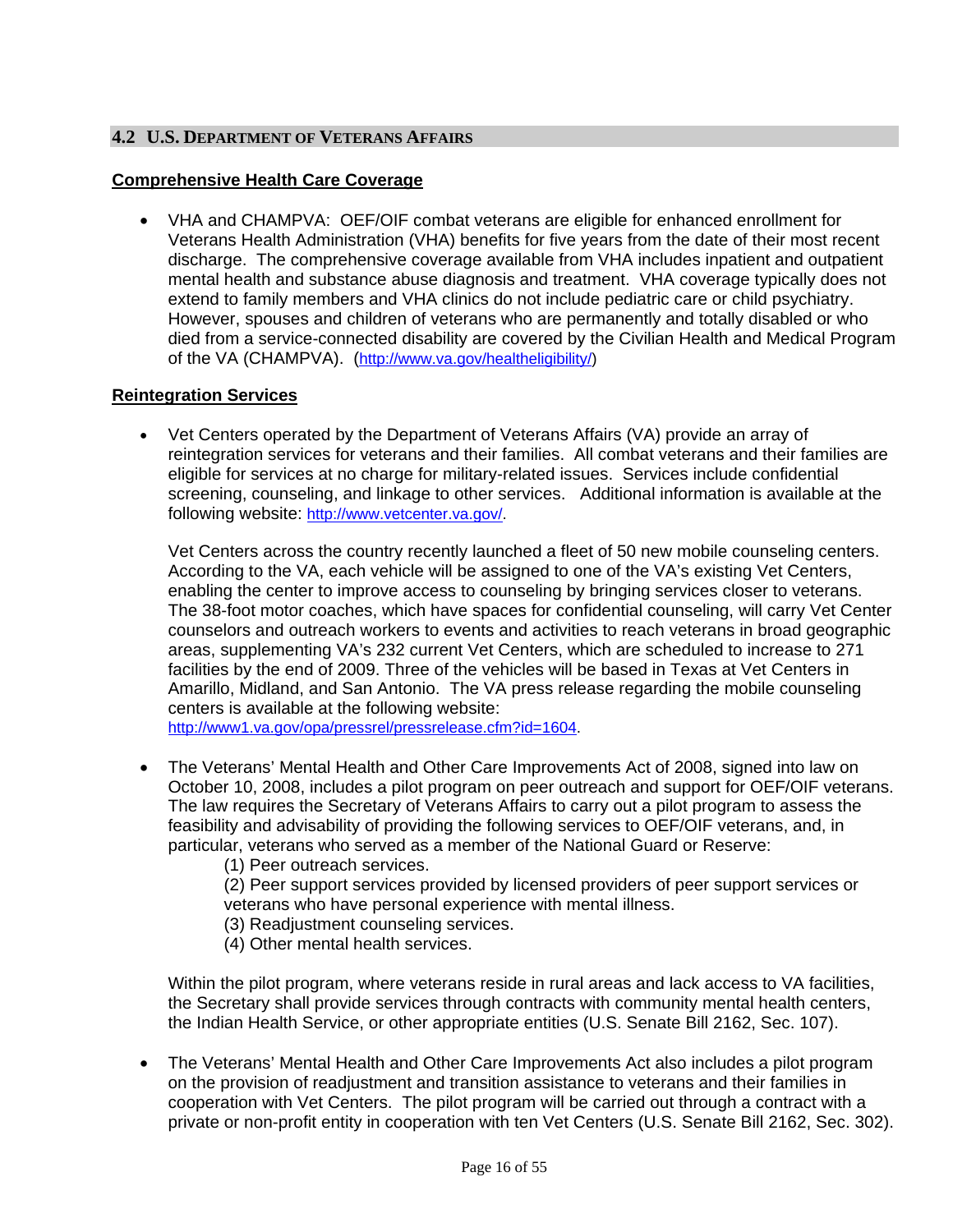## 4.2 U.S. Department of Veterans Affairs

**Comprehensive Health Care Coverage**

- VHA and CHAMPVA: OEF/OIF combat veterans are eligible for enhanced enrollment for Veterans Health Administration (VHA) benefits for five years from the date of their most recent discharge. The comprehensive coverage available from VHA includes inpatient and outpatient mental health and substance abuse diagnosis and treatment. VHA coverage typically does not extend to family members and VHA clinics do not include pediatric care or child psychiatry. However, spouses and children of veterans who are permanently and totally disabled or who died from a service-connected disability are covered by the Civilian Health and Medical Program of the VA (CHAMPVA). (http://www.va.gov/healtheligibility/)

**Reintegration Services**

- Vet Centers operated by the Department of Veterans Affairs (VA) provide an array of reintegration services for veterans and their families. All combat veterans and their families are eligible for services at no charge for military-related issues. Services include confidential screening, counseling, and linkage to other services. Additional information is available at the following website: http://www.vetcenter.va.gov/.

  Vet Centers across the country recently launched a fleet of 50 new mobile counseling centers. According to the VA, each vehicle will be assigned to one of the VA's existing Vet Centers, enabling the center to improve access to counseling by bringing services closer to veterans. The 38-foot motor coaches, which have spaces for confidential counseling, will carry Vet Center counselors and outreach workers to events and activities to reach veterans in broad geographic areas, supplementing VA's 232 current Vet Centers, which are scheduled to increase to 271 facilities by the end of 2009. Three of the vehicles will be based in Texas at Vet Centers in Amarillo, Midland, and San Antonio. The VA press release regarding the mobile counseling centers is available at the following website: http://www1.va.gov/opa/pressrel/pressrelease.cfm?id=1604.

- The Veterans' Mental Health and Other Care Improvements Act of 2008, signed into law on October 10, 2008, includes a pilot program on peer outreach and support for OEF/OIF veterans. The law requires the Secretary of Veterans Affairs to carry out a pilot program to assess the feasibility and advisability of providing the following services to OEF/OIF veterans, and, in particular, veterans who served as a member of the National Guard or Reserve:

  (1) Peer outreach services.
  (2) Peer support services provided by licensed providers of peer support services or veterans who have personal experience with mental illness.
  (3) Readjustment counseling services.
  (4) Other mental health services.

  Within the pilot program, where veterans reside in rural areas and lack access to VA facilities, the Secretary shall provide services through contracts with community mental health centers, the Indian Health Service, or other appropriate entities (U.S. Senate Bill 2162, Sec. 107).

- The Veterans' Mental Health and Other Care Improvements Act also includes a pilot program on the provision of readjustment and transition assistance to veterans and their families in cooperation with Vet Centers. The pilot program will be carried out through a contract with a private or non-profit entity in cooperation with ten Vet Centers (U.S. Senate Bill 2162, Sec. 302).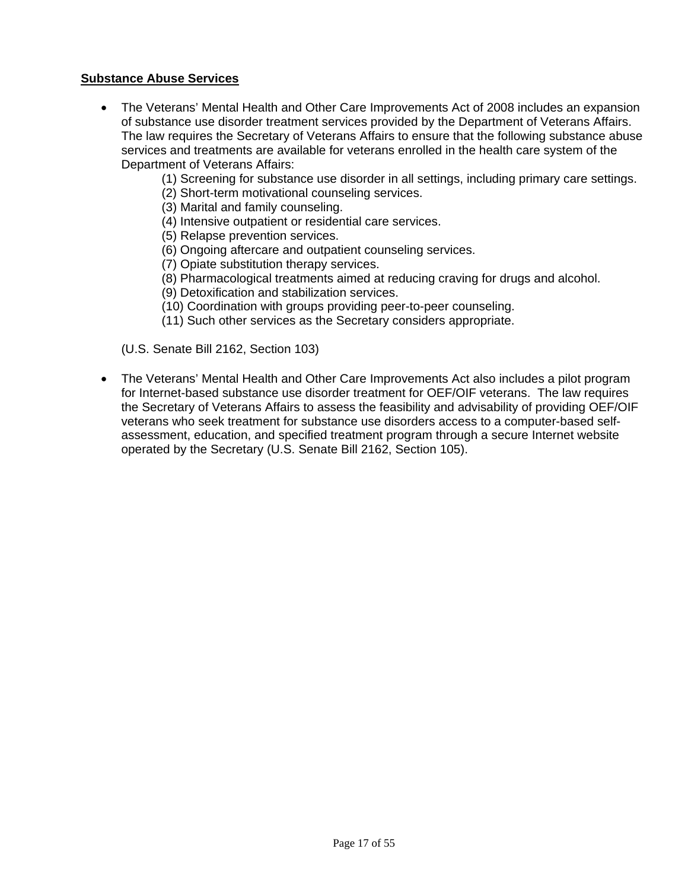**Substance Abuse Services**

- The Veterans' Mental Health and Other Care Improvements Act of 2008 includes an expansion of substance use disorder treatment services provided by the Department of Veterans Affairs. The law requires the Secretary of Veterans Affairs to ensure that the following substance abuse services and treatments are available for veterans enrolled in the health care system of the Department of Veterans Affairs:

    (1) Screening for substance use disorder in all settings, including primary care settings.
    (2) Short-term motivational counseling services.
    (3) Marital and family counseling.
    (4) Intensive outpatient or residential care services.
    (5) Relapse prevention services.
    (6) Ongoing aftercare and outpatient counseling services.
    (7) Opiate substitution therapy services.
    (8) Pharmacological treatments aimed at reducing craving for drugs and alcohol.
    (9) Detoxification and stabilization services.
    (10) Coordination with groups providing peer-to-peer counseling.
    (11) Such other services as the Secretary considers appropriate.

  (U.S. Senate Bill 2162, Section 103)

- The Veterans' Mental Health and Other Care Improvements Act also includes a pilot program for Internet-based substance use disorder treatment for OEF/OIF veterans. The law requires the Secretary of Veterans Affairs to assess the feasibility and advisability of providing OEF/OIF veterans who seek treatment for substance use disorders access to a computer-based self-assessment, education, and specified treatment program through a secure Internet website operated by the Secretary (U.S. Senate Bill 2162, Section 105).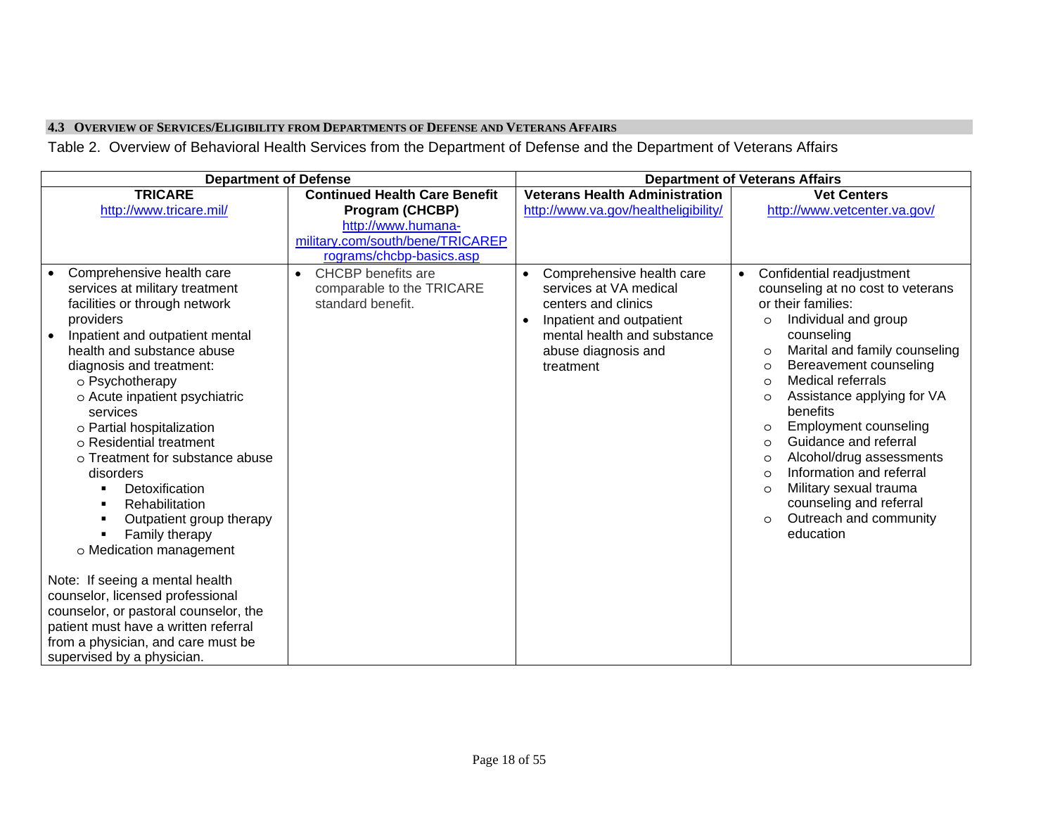### 4.3 Overview of Services/Eligibility from Departments of Defense and Veterans Affairs

Table 2. Overview of Behavioral Health Services from the Department of Defense and the Department of Veterans Affairs

| Department of Defense | | Department of Veterans Affairs | |
|---|---|---|---|
| **TRICARE**<br>http://www.tricare.mil/ | **Continued Health Care Benefit Program (CHCBP)**<br>http://www.humana-military.com/south/bene/TRICAREPrograms/chcbp-basics.asp | **Veterans Health Administration**<br>http://www.va.gov/healtheligibility/ | **Vet Centers**<br>http://www.vetcenter.va.gov/ |
| • Comprehensive health care services at military treatment facilities or through network providers<br>• Inpatient and outpatient mental health and substance abuse diagnosis and treatment:<br>  ○ Psychotherapy<br>  ○ Acute inpatient psychiatric services<br>  ○ Partial hospitalization<br>  ○ Residential treatment<br>  ○ Treatment for substance abuse disorders<br>    ▪ Detoxification<br>    ▪ Rehabilitation<br>    ▪ Outpatient group therapy<br>    ▪ Family therapy<br>  ○ Medication management<br><br>Note: If seeing a mental health counselor, licensed professional counselor, or pastoral counselor, the patient must have a written referral from a physician, and care must be supervised by a physician. | • CHCBP benefits are comparable to the TRICARE standard benefit. | • Comprehensive health care services at VA medical centers and clinics<br>• Inpatient and outpatient mental health and substance abuse diagnosis and treatment | • Confidential readjustment counseling at no cost to veterans or their families:<br>  ○ Individual and group counseling<br>  ○ Marital and family counseling<br>  ○ Bereavement counseling<br>  ○ Medical referrals<br>  ○ Assistance applying for VA benefits<br>  ○ Employment counseling<br>  ○ Guidance and referral<br>  ○ Alcohol/drug assessments<br>  ○ Information and referral<br>  ○ Military sexual trauma counseling and referral<br>  ○ Outreach and community education |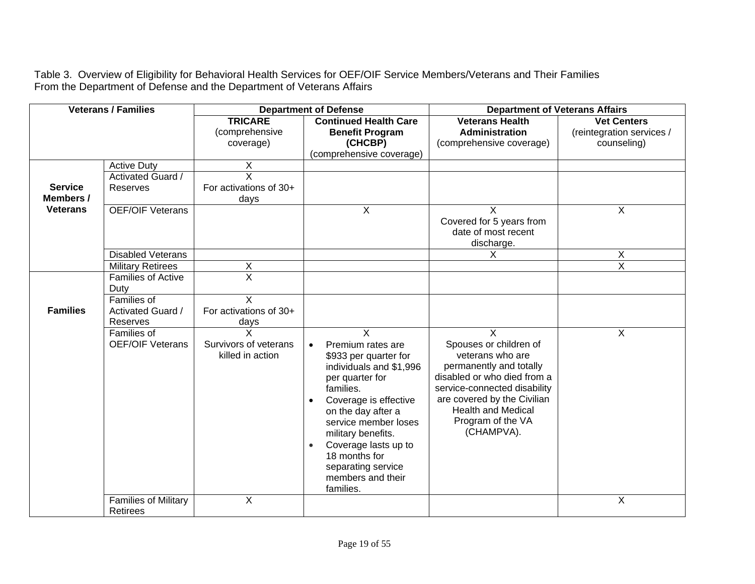Table 3. Overview of Eligibility for Behavioral Health Services for OEF/OIF Service Members/Veterans and Their Families From the Department of Defense and the Department of Veterans Affairs

| Veterans / Families | | Department of Defense | | Department of Veterans Affairs | |
|---|---|---|---|---|---|
| | | **TRICARE** (comprehensive coverage) | **Continued Health Care Benefit Program (CHCBP)** (comprehensive coverage) | **Veterans Health Administration** (comprehensive coverage) | **Vet Centers** (reintegration services / counseling) |
| **Service Members / Veterans** | Active Duty | X | | | |
| | Activated Guard / Reserves | X For activations of 30+ days | | | |
| | OEF/OIF Veterans | | X | X Covered for 5 years from date of most recent discharge. | X |
| | Disabled Veterans | | | X | X |
| | Military Retirees | X | | | X |
| **Families** | Families of Active Duty | X | | | |
| | Families of Activated Guard / Reserves | X For activations of 30+ days | | | |
| | Families of OEF/OIF Veterans | X Survivors of veterans killed in action | X • Premium rates are \$933 per quarter for individuals and \$1,996 per quarter for families. • Coverage is effective on the day after a service member loses military benefits. • Coverage lasts up to 18 months for separating service members and their families. | X Spouses or children of veterans who are permanently and totally disabled or who died from a service-connected disability are covered by the Civilian Health and Medical Program of the VA (CHAMPVA). | X |
| | Families of Military Retirees | X | | | X |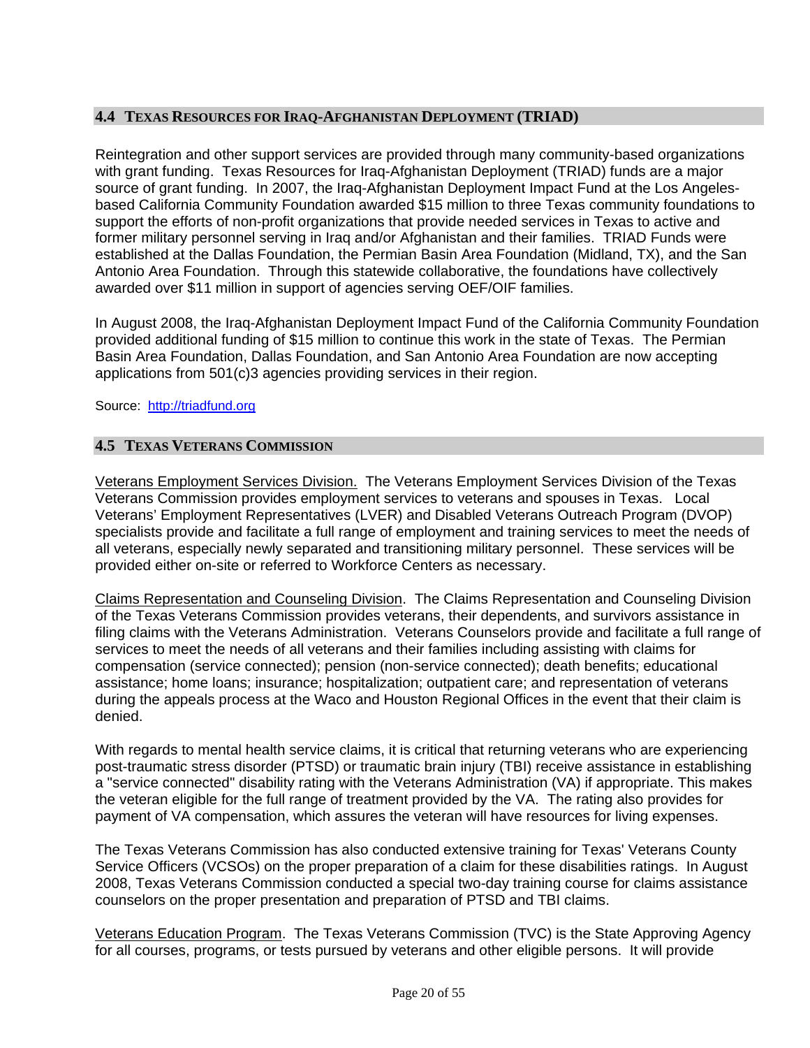## 4.4 TEXAS RESOURCES FOR IRAQ-AFGHANISTAN DEPLOYMENT (TRIAD)

Reintegration and other support services are provided through many community-based organizations with grant funding. Texas Resources for Iraq-Afghanistan Deployment (TRIAD) funds are a major source of grant funding. In 2007, the Iraq-Afghanistan Deployment Impact Fund at the Los Angeles-based California Community Foundation awarded $15 million to three Texas community foundations to support the efforts of non-profit organizations that provide needed services in Texas to active and former military personnel serving in Iraq and/or Afghanistan and their families. TRIAD Funds were established at the Dallas Foundation, the Permian Basin Area Foundation (Midland, TX), and the San Antonio Area Foundation. Through this statewide collaborative, the foundations have collectively awarded over $11 million in support of agencies serving OEF/OIF families.

In August 2008, the Iraq-Afghanistan Deployment Impact Fund of the California Community Foundation provided additional funding of $15 million to continue this work in the state of Texas. The Permian Basin Area Foundation, Dallas Foundation, and San Antonio Area Foundation are now accepting applications from 501(c)3 agencies providing services in their region.

Source: [http://triadfund.org](http://triadfund.org)

## 4.5 TEXAS VETERANS COMMISSION

Veterans Employment Services Division. The Veterans Employment Services Division of the Texas Veterans Commission provides employment services to veterans and spouses in Texas. Local Veterans' Employment Representatives (LVER) and Disabled Veterans Outreach Program (DVOP) specialists provide and facilitate a full range of employment and training services to meet the needs of all veterans, especially newly separated and transitioning military personnel. These services will be provided either on-site or referred to Workforce Centers as necessary.

Claims Representation and Counseling Division. The Claims Representation and Counseling Division of the Texas Veterans Commission provides veterans, their dependents, and survivors assistance in filing claims with the Veterans Administration. Veterans Counselors provide and facilitate a full range of services to meet the needs of all veterans and their families including assisting with claims for compensation (service connected); pension (non-service connected); death benefits; educational assistance; home loans; insurance; hospitalization; outpatient care; and representation of veterans during the appeals process at the Waco and Houston Regional Offices in the event that their claim is denied.

With regards to mental health service claims, it is critical that returning veterans who are experiencing post-traumatic stress disorder (PTSD) or traumatic brain injury (TBI) receive assistance in establishing a "service connected" disability rating with the Veterans Administration (VA) if appropriate. This makes the veteran eligible for the full range of treatment provided by the VA. The rating also provides for payment of VA compensation, which assures the veteran will have resources for living expenses.

The Texas Veterans Commission has also conducted extensive training for Texas' Veterans County Service Officers (VCSOs) on the proper preparation of a claim for these disabilities ratings. In August 2008, Texas Veterans Commission conducted a special two-day training course for claims assistance counselors on the proper presentation and preparation of PTSD and TBI claims.

Veterans Education Program. The Texas Veterans Commission (TVC) is the State Approving Agency for all courses, programs, or tests pursued by veterans and other eligible persons. It will provide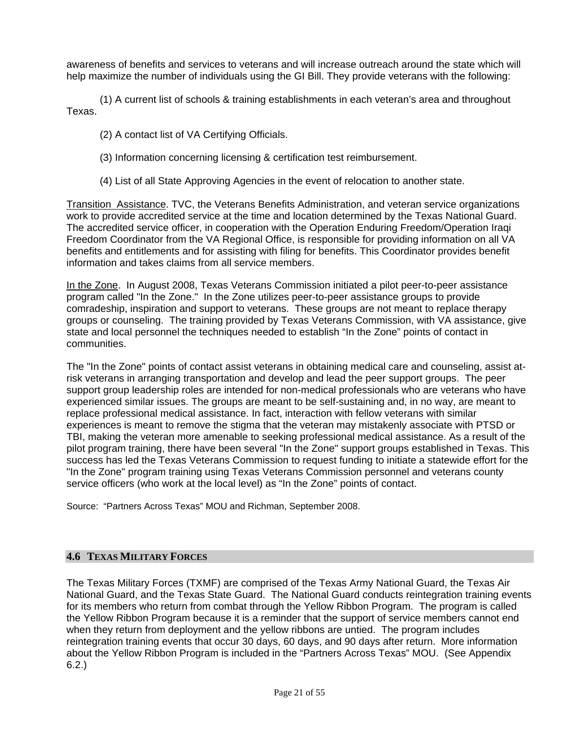awareness of benefits and services to veterans and will increase outreach around the state which will help maximize the number of individuals using the GI Bill. They provide veterans with the following:

(1) A current list of schools & training establishments in each veteran's area and throughout Texas.

(2) A contact list of VA Certifying Officials.

(3) Information concerning licensing & certification test reimbursement.

(4) List of all State Approving Agencies in the event of relocation to another state.

Transition Assistance. TVC, the Veterans Benefits Administration, and veteran service organizations work to provide accredited service at the time and location determined by the Texas National Guard. The accredited service officer, in cooperation with the Operation Enduring Freedom/Operation Iraqi Freedom Coordinator from the VA Regional Office, is responsible for providing information on all VA benefits and entitlements and for assisting with filing for benefits. This Coordinator provides benefit information and takes claims from all service members.

In the Zone. In August 2008, Texas Veterans Commission initiated a pilot peer-to-peer assistance program called "In the Zone." In the Zone utilizes peer-to-peer assistance groups to provide comradeship, inspiration and support to veterans. These groups are not meant to replace therapy groups or counseling. The training provided by Texas Veterans Commission, with VA assistance, give state and local personnel the techniques needed to establish "In the Zone" points of contact in communities.

The "In the Zone" points of contact assist veterans in obtaining medical care and counseling, assist at-risk veterans in arranging transportation and develop and lead the peer support groups. The peer support group leadership roles are intended for non-medical professionals who are veterans who have experienced similar issues. The groups are meant to be self-sustaining and, in no way, are meant to replace professional medical assistance. In fact, interaction with fellow veterans with similar experiences is meant to remove the stigma that the veteran may mistakenly associate with PTSD or TBI, making the veteran more amenable to seeking professional medical assistance. As a result of the pilot program training, there have been several "In the Zone" support groups established in Texas. This success has led the Texas Veterans Commission to request funding to initiate a statewide effort for the "In the Zone" program training using Texas Veterans Commission personnel and veterans county service officers (who work at the local level) as "In the Zone" points of contact.

Source: "Partners Across Texas" MOU and Richman, September 2008.

## 4.6 Texas Military Forces

The Texas Military Forces (TXMF) are comprised of the Texas Army National Guard, the Texas Air National Guard, and the Texas State Guard. The National Guard conducts reintegration training events for its members who return from combat through the Yellow Ribbon Program. The program is called the Yellow Ribbon Program because it is a reminder that the support of service members cannot end when they return from deployment and the yellow ribbons are untied. The program includes reintegration training events that occur 30 days, 60 days, and 90 days after return. More information about the Yellow Ribbon Program is included in the "Partners Across Texas" MOU. (See Appendix 6.2.)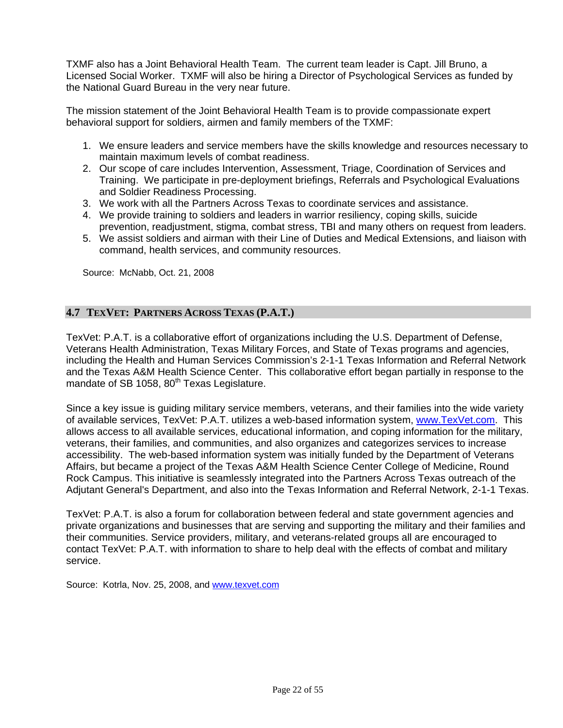TXMF also has a Joint Behavioral Health Team. The current team leader is Capt. Jill Bruno, a Licensed Social Worker. TXMF will also be hiring a Director of Psychological Services as funded by the National Guard Bureau in the very near future.

The mission statement of the Joint Behavioral Health Team is to provide compassionate expert behavioral support for soldiers, airmen and family members of the TXMF:

1. We ensure leaders and service members have the skills knowledge and resources necessary to maintain maximum levels of combat readiness.
2. Our scope of care includes Intervention, Assessment, Triage, Coordination of Services and Training. We participate in pre-deployment briefings, Referrals and Psychological Evaluations and Soldier Readiness Processing.
3. We work with all the Partners Across Texas to coordinate services and assistance.
4. We provide training to soldiers and leaders in warrior resiliency, coping skills, suicide prevention, readjustment, stigma, combat stress, TBI and many others on request from leaders.
5. We assist soldiers and airman with their Line of Duties and Medical Extensions, and liaison with command, health services, and community resources.

Source: McNabb, Oct. 21, 2008

## 4.7 TexVet: Partners Across Texas (P.A.T.)

TexVet: P.A.T. is a collaborative effort of organizations including the U.S. Department of Defense, Veterans Health Administration, Texas Military Forces, and State of Texas programs and agencies, including the Health and Human Services Commission's 2-1-1 Texas Information and Referral Network and the Texas A&M Health Science Center. This collaborative effort began partially in response to the mandate of SB 1058, 80th Texas Legislature.

Since a key issue is guiding military service members, veterans, and their families into the wide variety of available services, TexVet: P.A.T. utilizes a web-based information system, www.TexVet.com. This allows access to all available services, educational information, and coping information for the military, veterans, their families, and communities, and also organizes and categorizes services to increase accessibility. The web-based information system was initially funded by the Department of Veterans Affairs, but became a project of the Texas A&M Health Science Center College of Medicine, Round Rock Campus. This initiative is seamlessly integrated into the Partners Across Texas outreach of the Adjutant General's Department, and also into the Texas Information and Referral Network, 2-1-1 Texas.

TexVet: P.A.T. is also a forum for collaboration between federal and state government agencies and private organizations and businesses that are serving and supporting the military and their families and their communities. Service providers, military, and veterans-related groups all are encouraged to contact TexVet: P.A.T. with information to share to help deal with the effects of combat and military service.

Source: Kotrla, Nov. 25, 2008, and www.texvet.com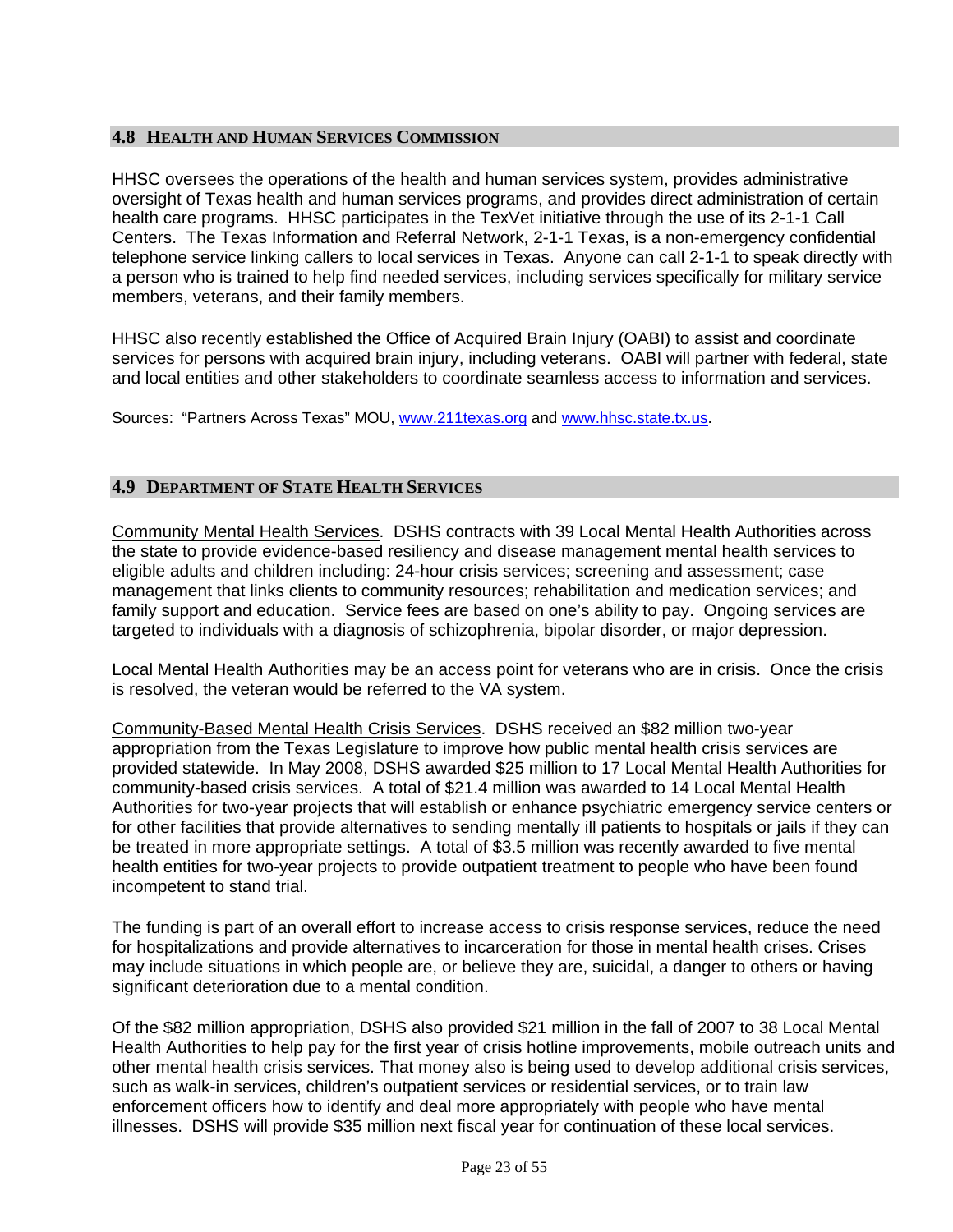## 4.8 Health and Human Services Commission

HHSC oversees the operations of the health and human services system, provides administrative oversight of Texas health and human services programs, and provides direct administration of certain health care programs. HHSC participates in the TexVet initiative through the use of its 2-1-1 Call Centers. The Texas Information and Referral Network, 2-1-1 Texas, is a non-emergency confidential telephone service linking callers to local services in Texas. Anyone can call 2-1-1 to speak directly with a person who is trained to help find needed services, including services specifically for military service members, veterans, and their family members.

HHSC also recently established the Office of Acquired Brain Injury (OABI) to assist and coordinate services for persons with acquired brain injury, including veterans. OABI will partner with federal, state and local entities and other stakeholders to coordinate seamless access to information and services.

Sources: "Partners Across Texas" MOU, [www.211texas.org](http://www.211texas.org) and [www.hhsc.state.tx.us](http://www.hhsc.state.tx.us).

## 4.9 Department of State Health Services

Community Mental Health Services. DSHS contracts with 39 Local Mental Health Authorities across the state to provide evidence-based resiliency and disease management mental health services to eligible adults and children including: 24-hour crisis services; screening and assessment; case management that links clients to community resources; rehabilitation and medication services; and family support and education. Service fees are based on one's ability to pay. Ongoing services are targeted to individuals with a diagnosis of schizophrenia, bipolar disorder, or major depression.

Local Mental Health Authorities may be an access point for veterans who are in crisis. Once the crisis is resolved, the veteran would be referred to the VA system.

Community-Based Mental Health Crisis Services. DSHS received an $82 million two-year appropriation from the Texas Legislature to improve how public mental health crisis services are provided statewide. In May 2008, DSHS awarded $25 million to 17 Local Mental Health Authorities for community-based crisis services. A total of $21.4 million was awarded to 14 Local Mental Health Authorities for two-year projects that will establish or enhance psychiatric emergency service centers or for other facilities that provide alternatives to sending mentally ill patients to hospitals or jails if they can be treated in more appropriate settings. A total of $3.5 million was recently awarded to five mental health entities for two-year projects to provide outpatient treatment to people who have been found incompetent to stand trial.

The funding is part of an overall effort to increase access to crisis response services, reduce the need for hospitalizations and provide alternatives to incarceration for those in mental health crises. Crises may include situations in which people are, or believe they are, suicidal, a danger to others or having significant deterioration due to a mental condition.

Of the $82 million appropriation, DSHS also provided $21 million in the fall of 2007 to 38 Local Mental Health Authorities to help pay for the first year of crisis hotline improvements, mobile outreach units and other mental health crisis services. That money also is being used to develop additional crisis services, such as walk-in services, children's outpatient services or residential services, or to train law enforcement officers how to identify and deal more appropriately with people who have mental illnesses. DSHS will provide $35 million next fiscal year for continuation of these local services.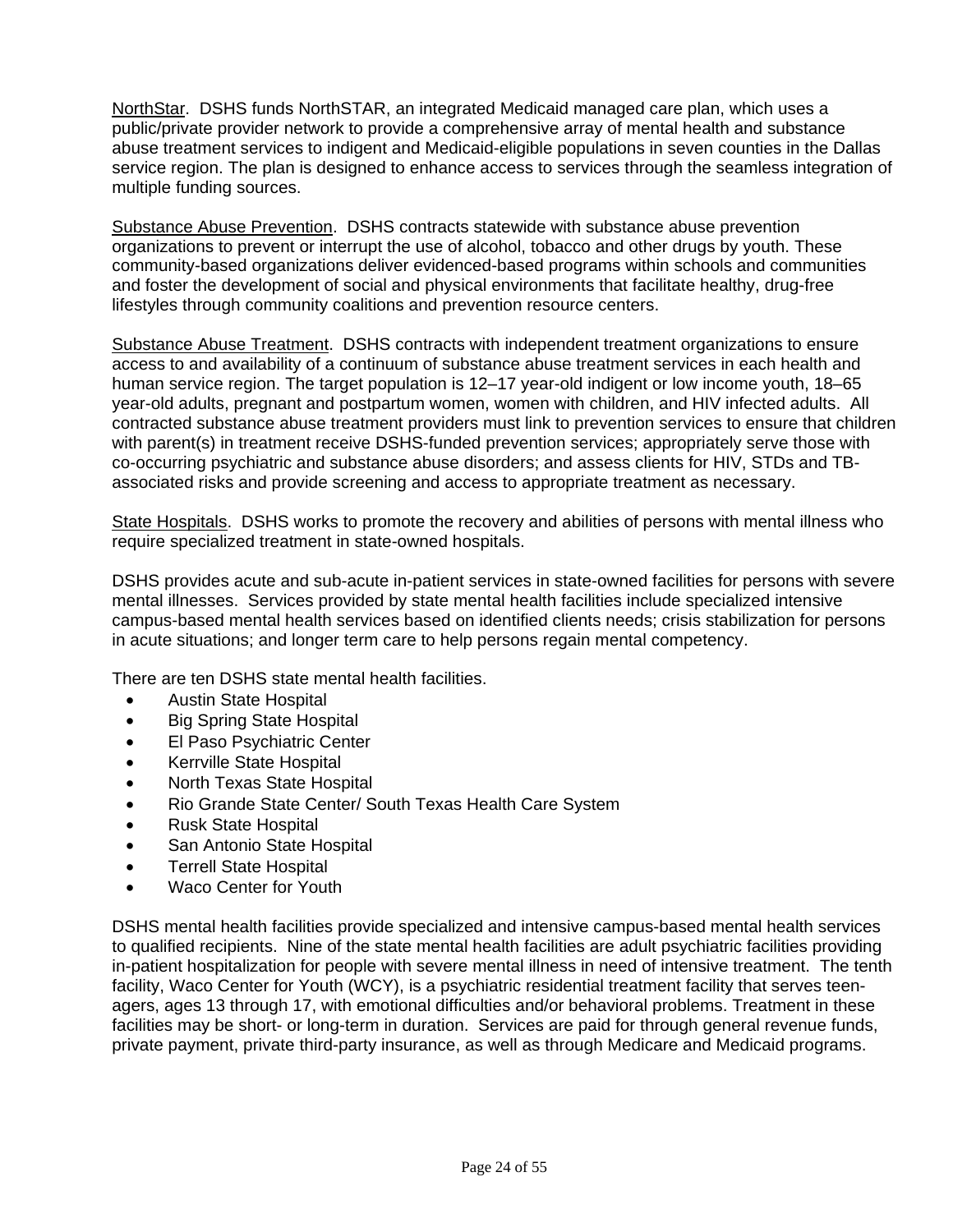<u>NorthStar</u>. DSHS funds NorthSTAR, an integrated Medicaid managed care plan, which uses a public/private provider network to provide a comprehensive array of mental health and substance abuse treatment services to indigent and Medicaid-eligible populations in seven counties in the Dallas service region. The plan is designed to enhance access to services through the seamless integration of multiple funding sources.

<u>Substance Abuse Prevention</u>. DSHS contracts statewide with substance abuse prevention organizations to prevent or interrupt the use of alcohol, tobacco and other drugs by youth. These community-based organizations deliver evidenced-based programs within schools and communities and foster the development of social and physical environments that facilitate healthy, drug-free lifestyles through community coalitions and prevention resource centers.

<u>Substance Abuse Treatment</u>. DSHS contracts with independent treatment organizations to ensure access to and availability of a continuum of substance abuse treatment services in each health and human service region. The target population is 12–17 year-old indigent or low income youth, 18–65 year-old adults, pregnant and postpartum women, women with children, and HIV infected adults. All contracted substance abuse treatment providers must link to prevention services to ensure that children with parent(s) in treatment receive DSHS-funded prevention services; appropriately serve those with co-occurring psychiatric and substance abuse disorders; and assess clients for HIV, STDs and TB-associated risks and provide screening and access to appropriate treatment as necessary.

<u>State Hospitals</u>. DSHS works to promote the recovery and abilities of persons with mental illness who require specialized treatment in state-owned hospitals.

DSHS provides acute and sub-acute in-patient services in state-owned facilities for persons with severe mental illnesses. Services provided by state mental health facilities include specialized intensive campus-based mental health services based on identified clients needs; crisis stabilization for persons in acute situations; and longer term care to help persons regain mental competency.

There are ten DSHS state mental health facilities.

- Austin State Hospital
- Big Spring State Hospital
- El Paso Psychiatric Center
- Kerrville State Hospital
- North Texas State Hospital
- Rio Grande State Center/ South Texas Health Care System
- Rusk State Hospital
- San Antonio State Hospital
- Terrell State Hospital
- Waco Center for Youth

DSHS mental health facilities provide specialized and intensive campus-based mental health services to qualified recipients. Nine of the state mental health facilities are adult psychiatric facilities providing in-patient hospitalization for people with severe mental illness in need of intensive treatment. The tenth facility, Waco Center for Youth (WCY), is a psychiatric residential treatment facility that serves teen-agers, ages 13 through 17, with emotional difficulties and/or behavioral problems. Treatment in these facilities may be short- or long-term in duration. Services are paid for through general revenue funds, private payment, private third-party insurance, as well as through Medicare and Medicaid programs.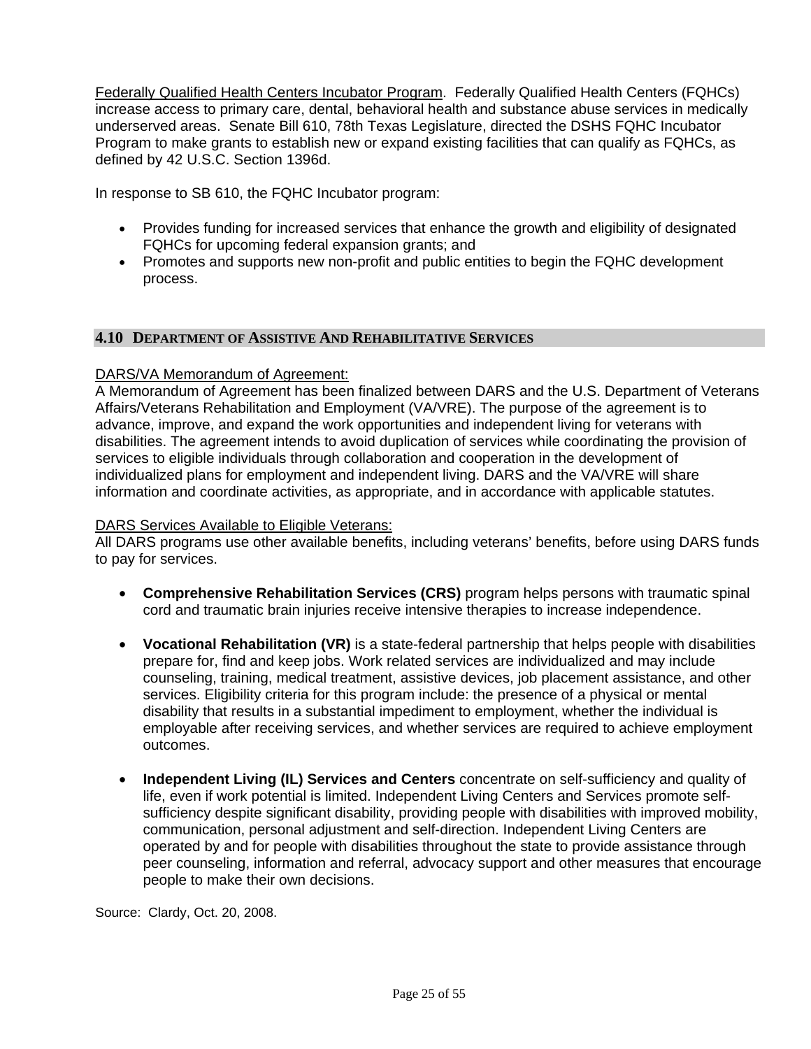Federally Qualified Health Centers Incubator Program. Federally Qualified Health Centers (FQHCs) increase access to primary care, dental, behavioral health and substance abuse services in medically underserved areas. Senate Bill 610, 78th Texas Legislature, directed the DSHS FQHC Incubator Program to make grants to establish new or expand existing facilities that can qualify as FQHCs, as defined by 42 U.S.C. Section 1396d.

In response to SB 610, the FQHC Incubator program:

- Provides funding for increased services that enhance the growth and eligibility of designated FQHCs for upcoming federal expansion grants; and
- Promotes and supports new non-profit and public entities to begin the FQHC development process.

## 4.10 Department of Assistive And Rehabilitative Services

DARS/VA Memorandum of Agreement:

A Memorandum of Agreement has been finalized between DARS and the U.S. Department of Veterans Affairs/Veterans Rehabilitation and Employment (VA/VRE). The purpose of the agreement is to advance, improve, and expand the work opportunities and independent living for veterans with disabilities. The agreement intends to avoid duplication of services while coordinating the provision of services to eligible individuals through collaboration and cooperation in the development of individualized plans for employment and independent living. DARS and the VA/VRE will share information and coordinate activities, as appropriate, and in accordance with applicable statutes.

DARS Services Available to Eligible Veterans:

All DARS programs use other available benefits, including veterans' benefits, before using DARS funds to pay for services.

- **Comprehensive Rehabilitation Services (CRS)** program helps persons with traumatic spinal cord and traumatic brain injuries receive intensive therapies to increase independence.

- **Vocational Rehabilitation (VR)** is a state-federal partnership that helps people with disabilities prepare for, find and keep jobs. Work related services are individualized and may include counseling, training, medical treatment, assistive devices, job placement assistance, and other services. Eligibility criteria for this program include: the presence of a physical or mental disability that results in a substantial impediment to employment, whether the individual is employable after receiving services, and whether services are required to achieve employment outcomes.

- **Independent Living (IL) Services and Centers** concentrate on self-sufficiency and quality of life, even if work potential is limited. Independent Living Centers and Services promote self-sufficiency despite significant disability, providing people with disabilities with improved mobility, communication, personal adjustment and self-direction. Independent Living Centers are operated by and for people with disabilities throughout the state to provide assistance through peer counseling, information and referral, advocacy support and other measures that encourage people to make their own decisions.

Source: Clardy, Oct. 20, 2008.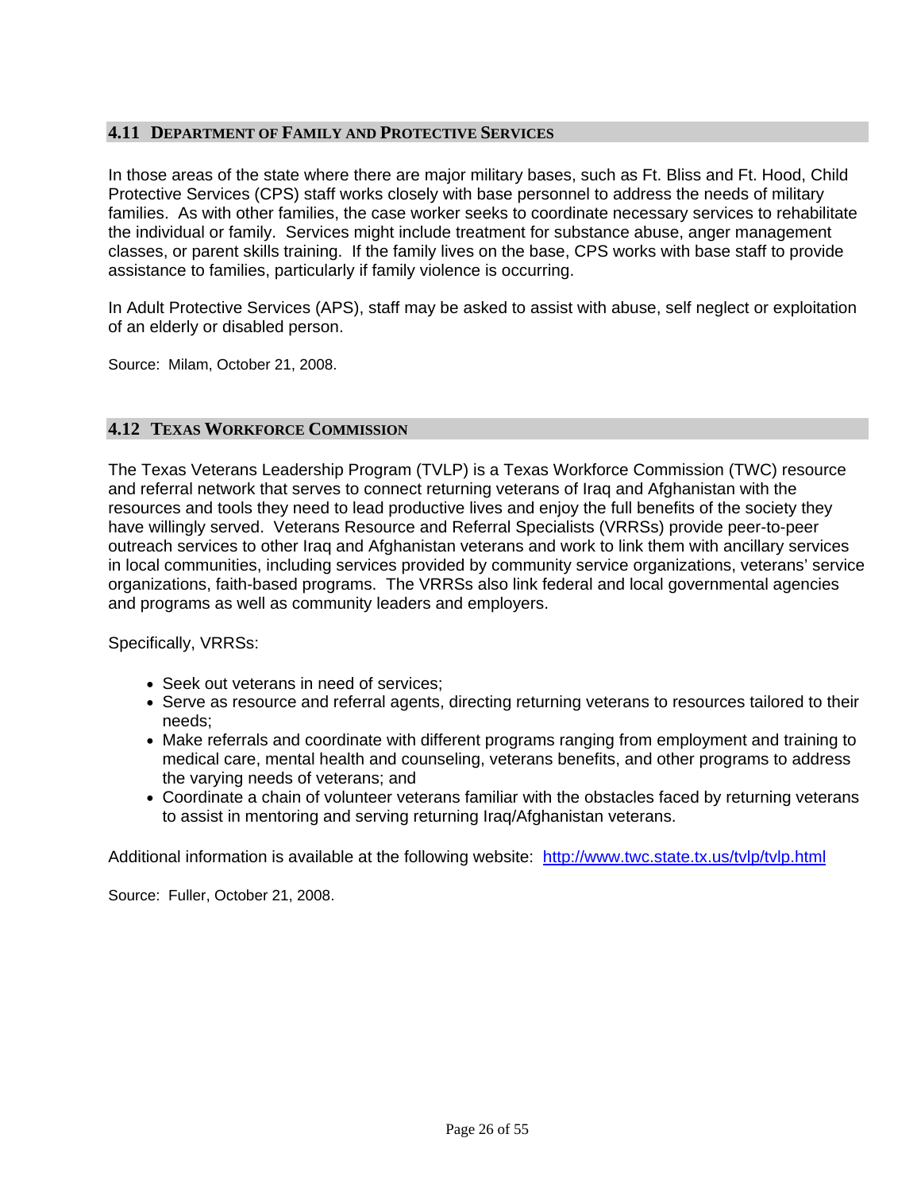## 4.11 Department of Family and Protective Services

In those areas of the state where there are major military bases, such as Ft. Bliss and Ft. Hood, Child Protective Services (CPS) staff works closely with base personnel to address the needs of military families. As with other families, the case worker seeks to coordinate necessary services to rehabilitate the individual or family. Services might include treatment for substance abuse, anger management classes, or parent skills training. If the family lives on the base, CPS works with base staff to provide assistance to families, particularly if family violence is occurring.

In Adult Protective Services (APS), staff may be asked to assist with abuse, self neglect or exploitation of an elderly or disabled person.

Source: Milam, October 21, 2008.

## 4.12 Texas Workforce Commission

The Texas Veterans Leadership Program (TVLP) is a Texas Workforce Commission (TWC) resource and referral network that serves to connect returning veterans of Iraq and Afghanistan with the resources and tools they need to lead productive lives and enjoy the full benefits of the society they have willingly served. Veterans Resource and Referral Specialists (VRRSs) provide peer-to-peer outreach services to other Iraq and Afghanistan veterans and work to link them with ancillary services in local communities, including services provided by community service organizations, veterans' service organizations, faith-based programs. The VRRSs also link federal and local governmental agencies and programs as well as community leaders and employers.

Specifically, VRRSs:

- Seek out veterans in need of services;
- Serve as resource and referral agents, directing returning veterans to resources tailored to their needs;
- Make referrals and coordinate with different programs ranging from employment and training to medical care, mental health and counseling, veterans benefits, and other programs to address the varying needs of veterans; and
- Coordinate a chain of volunteer veterans familiar with the obstacles faced by returning veterans to assist in mentoring and serving returning Iraq/Afghanistan veterans.

Additional information is available at the following website: http://www.twc.state.tx.us/tvlp/tvlp.html

Source: Fuller, October 21, 2008.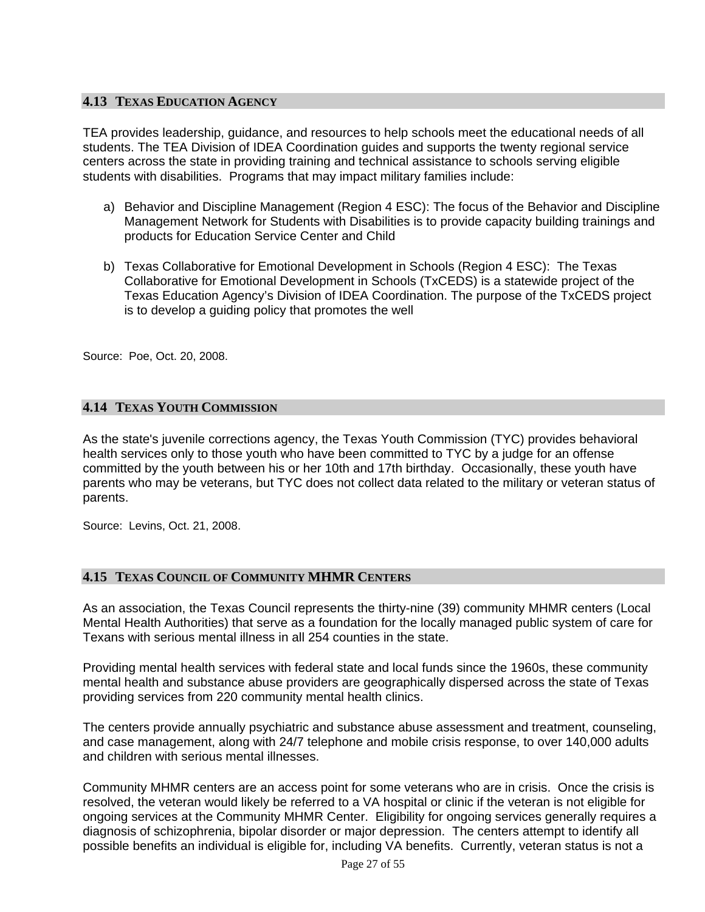## 4.13 TEXAS EDUCATION AGENCY

TEA provides leadership, guidance, and resources to help schools meet the educational needs of all students. The TEA Division of IDEA Coordination guides and supports the twenty regional service centers across the state in providing training and technical assistance to schools serving eligible students with disabilities. Programs that may impact military families include:

a) Behavior and Discipline Management (Region 4 ESC): The focus of the Behavior and Discipline Management Network for Students with Disabilities is to provide capacity building trainings and products for Education Service Center and Child

b) Texas Collaborative for Emotional Development in Schools (Region 4 ESC): The Texas Collaborative for Emotional Development in Schools (TxCEDS) is a statewide project of the Texas Education Agency's Division of IDEA Coordination. The purpose of the TxCEDS project is to develop a guiding policy that promotes the well

Source: Poe, Oct. 20, 2008.

## 4.14 TEXAS YOUTH COMMISSION

As the state's juvenile corrections agency, the Texas Youth Commission (TYC) provides behavioral health services only to those youth who have been committed to TYC by a judge for an offense committed by the youth between his or her 10th and 17th birthday. Occasionally, these youth have parents who may be veterans, but TYC does not collect data related to the military or veteran status of parents.

Source: Levins, Oct. 21, 2008.

## 4.15 TEXAS COUNCIL OF COMMUNITY MHMR CENTERS

As an association, the Texas Council represents the thirty-nine (39) community MHMR centers (Local Mental Health Authorities) that serve as a foundation for the locally managed public system of care for Texans with serious mental illness in all 254 counties in the state.

Providing mental health services with federal state and local funds since the 1960s, these community mental health and substance abuse providers are geographically dispersed across the state of Texas providing services from 220 community mental health clinics.

The centers provide annually psychiatric and substance abuse assessment and treatment, counseling, and case management, along with 24/7 telephone and mobile crisis response, to over 140,000 adults and children with serious mental illnesses.

Community MHMR centers are an access point for some veterans who are in crisis. Once the crisis is resolved, the veteran would likely be referred to a VA hospital or clinic if the veteran is not eligible for ongoing services at the Community MHMR Center. Eligibility for ongoing services generally requires a diagnosis of schizophrenia, bipolar disorder or major depression. The centers attempt to identify all possible benefits an individual is eligible for, including VA benefits. Currently, veteran status is not a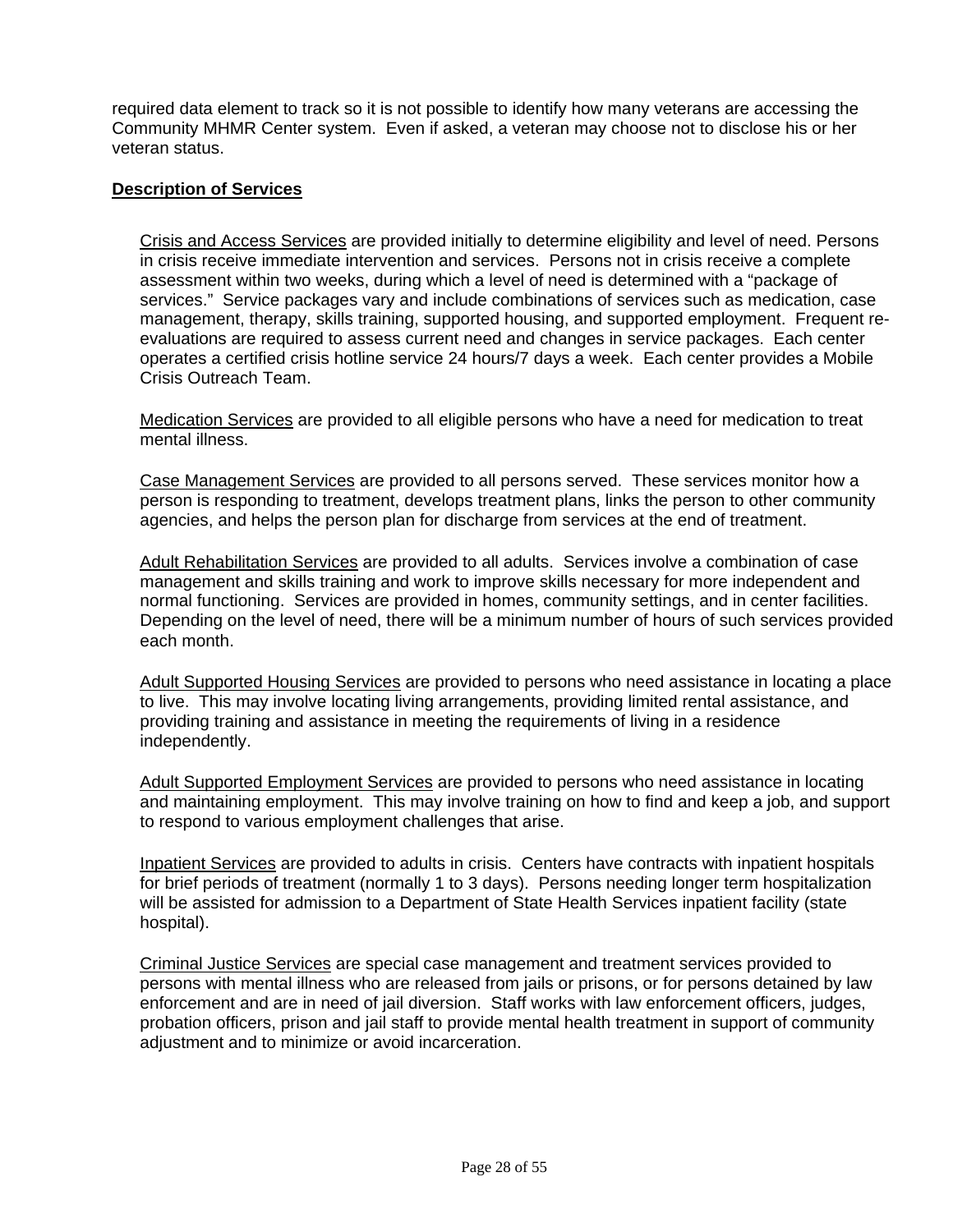required data element to track so it is not possible to identify how many veterans are accessing the Community MHMR Center system. Even if asked, a veteran may choose not to disclose his or her veteran status.

**Description of Services**

Crisis and Access Services are provided initially to determine eligibility and level of need. Persons in crisis receive immediate intervention and services. Persons not in crisis receive a complete assessment within two weeks, during which a level of need is determined with a "package of services." Service packages vary and include combinations of services such as medication, case management, therapy, skills training, supported housing, and supported employment. Frequent re-evaluations are required to assess current need and changes in service packages. Each center operates a certified crisis hotline service 24 hours/7 days a week. Each center provides a Mobile Crisis Outreach Team.

Medication Services are provided to all eligible persons who have a need for medication to treat mental illness.

Case Management Services are provided to all persons served. These services monitor how a person is responding to treatment, develops treatment plans, links the person to other community agencies, and helps the person plan for discharge from services at the end of treatment.

Adult Rehabilitation Services are provided to all adults. Services involve a combination of case management and skills training and work to improve skills necessary for more independent and normal functioning. Services are provided in homes, community settings, and in center facilities. Depending on the level of need, there will be a minimum number of hours of such services provided each month.

Adult Supported Housing Services are provided to persons who need assistance in locating a place to live. This may involve locating living arrangements, providing limited rental assistance, and providing training and assistance in meeting the requirements of living in a residence independently.

Adult Supported Employment Services are provided to persons who need assistance in locating and maintaining employment. This may involve training on how to find and keep a job, and support to respond to various employment challenges that arise.

Inpatient Services are provided to adults in crisis. Centers have contracts with inpatient hospitals for brief periods of treatment (normally 1 to 3 days). Persons needing longer term hospitalization will be assisted for admission to a Department of State Health Services inpatient facility (state hospital).

Criminal Justice Services are special case management and treatment services provided to persons with mental illness who are released from jails or prisons, or for persons detained by law enforcement and are in need of jail diversion. Staff works with law enforcement officers, judges, probation officers, prison and jail staff to provide mental health treatment in support of community adjustment and to minimize or avoid incarceration.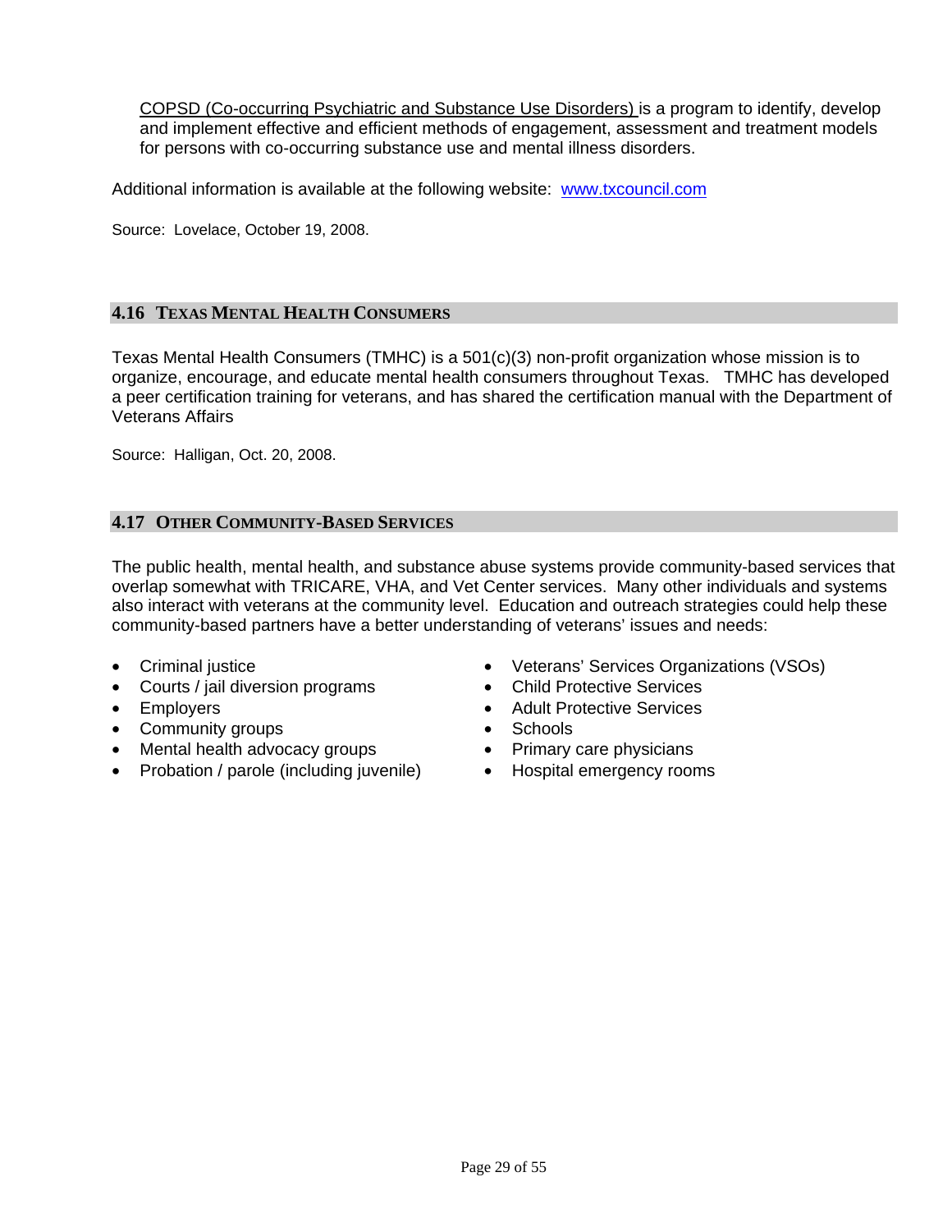COPSD (Co-occurring Psychiatric and Substance Use Disorders) is a program to identify, develop and implement effective and efficient methods of engagement, assessment and treatment models for persons with co-occurring substance use and mental illness disorders.

Additional information is available at the following website: [www.txcouncil.com](www.txcouncil.com)

Source: Lovelace, October 19, 2008.

## 4.16 TEXAS MENTAL HEALTH CONSUMERS

Texas Mental Health Consumers (TMHC) is a 501(c)(3) non-profit organization whose mission is to organize, encourage, and educate mental health consumers throughout Texas. TMHC has developed a peer certification training for veterans, and has shared the certification manual with the Department of Veterans Affairs

Source: Halligan, Oct. 20, 2008.

## 4.17 OTHER COMMUNITY-BASED SERVICES

The public health, mental health, and substance abuse systems provide community-based services that overlap somewhat with TRICARE, VHA, and Vet Center services. Many other individuals and systems also interact with veterans at the community level. Education and outreach strategies could help these community-based partners have a better understanding of veterans' issues and needs:

- Criminal justice
- Courts / jail diversion programs
- Employers
- Community groups
- Mental health advocacy groups
- Probation / parole (including juvenile)
- Veterans' Services Organizations (VSOs)
- Child Protective Services
- Adult Protective Services
- Schools
- Primary care physicians
- Hospital emergency rooms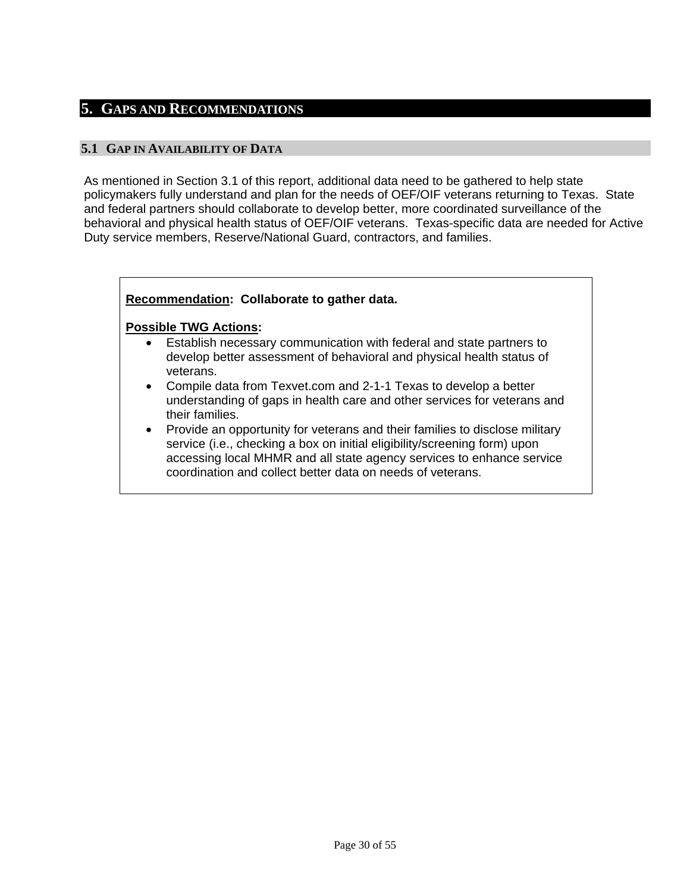# 5. Gaps and Recommendations

## 5.1 Gap in Availability of Data

As mentioned in Section 3.1 of this report, additional data need to be gathered to help state policymakers fully understand and plan for the needs of OEF/OIF veterans returning to Texas. State and federal partners should collaborate to develop better, more coordinated surveillance of the behavioral and physical health status of OEF/OIF veterans. Texas-specific data are needed for Active Duty service members, Reserve/National Guard, contractors, and families.

**Recommendation: Collaborate to gather data.**

**Possible TWG Actions:**

- Establish necessary communication with federal and state partners to develop better assessment of behavioral and physical health status of veterans.
- Compile data from Texvet.com and 2-1-1 Texas to develop a better understanding of gaps in health care and other services for veterans and their families.
- Provide an opportunity for veterans and their families to disclose military service (i.e., checking a box on initial eligibility/screening form) upon accessing local MHMR and all state agency services to enhance service coordination and collect better data on needs of veterans.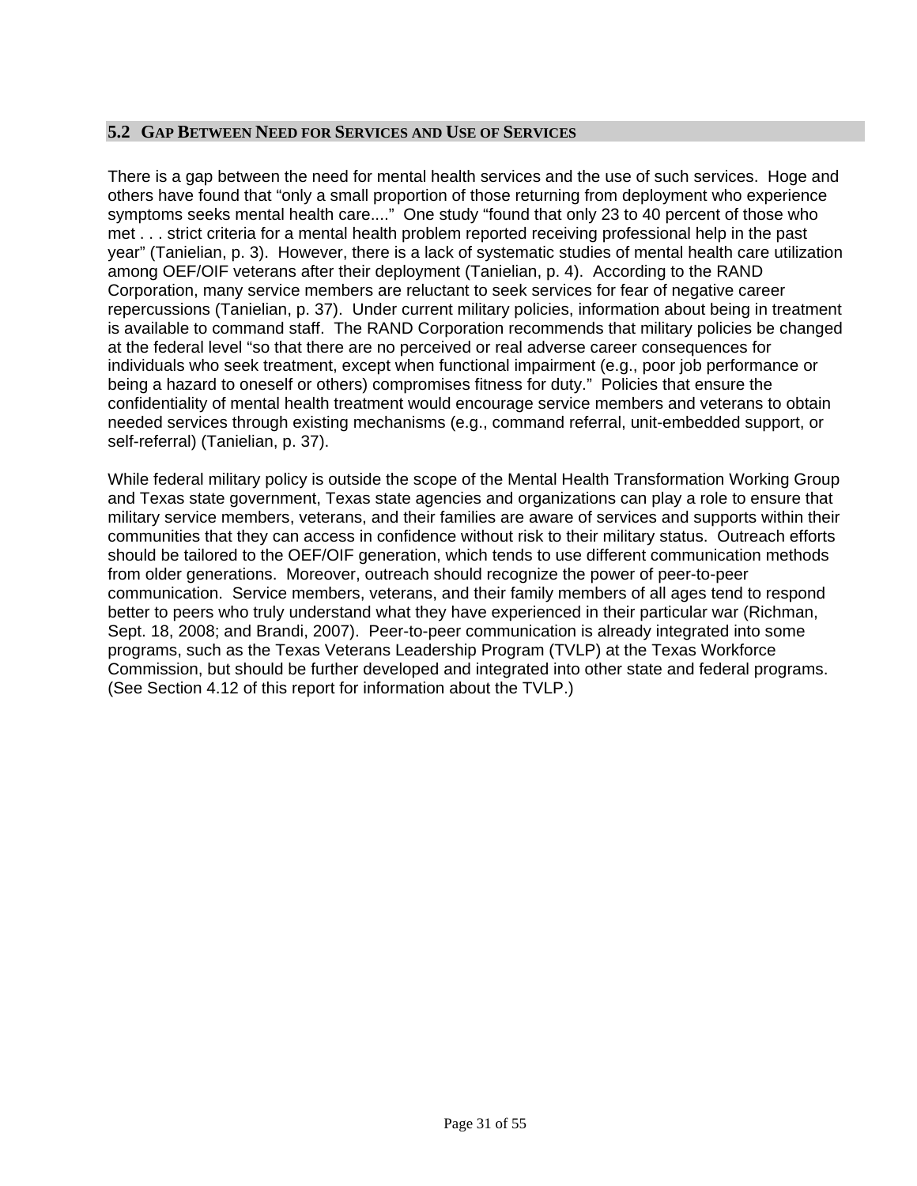## 5.2 Gap Between Need for Services and Use of Services

There is a gap between the need for mental health services and the use of such services. Hoge and others have found that "only a small proportion of those returning from deployment who experience symptoms seeks mental health care...." One study "found that only 23 to 40 percent of those who met . . . strict criteria for a mental health problem reported receiving professional help in the past year" (Tanielian, p. 3). However, there is a lack of systematic studies of mental health care utilization among OEF/OIF veterans after their deployment (Tanielian, p. 4). According to the RAND Corporation, many service members are reluctant to seek services for fear of negative career repercussions (Tanielian, p. 37). Under current military policies, information about being in treatment is available to command staff. The RAND Corporation recommends that military policies be changed at the federal level "so that there are no perceived or real adverse career consequences for individuals who seek treatment, except when functional impairment (e.g., poor job performance or being a hazard to oneself or others) compromises fitness for duty." Policies that ensure the confidentiality of mental health treatment would encourage service members and veterans to obtain needed services through existing mechanisms (e.g., command referral, unit-embedded support, or self-referral) (Tanielian, p. 37).

While federal military policy is outside the scope of the Mental Health Transformation Working Group and Texas state government, Texas state agencies and organizations can play a role to ensure that military service members, veterans, and their families are aware of services and supports within their communities that they can access in confidence without risk to their military status. Outreach efforts should be tailored to the OEF/OIF generation, which tends to use different communication methods from older generations. Moreover, outreach should recognize the power of peer-to-peer communication. Service members, veterans, and their family members of all ages tend to respond better to peers who truly understand what they have experienced in their particular war (Richman, Sept. 18, 2008; and Brandi, 2007). Peer-to-peer communication is already integrated into some programs, such as the Texas Veterans Leadership Program (TVLP) at the Texas Workforce Commission, but should be further developed and integrated into other state and federal programs. (See Section 4.12 of this report for information about the TVLP.)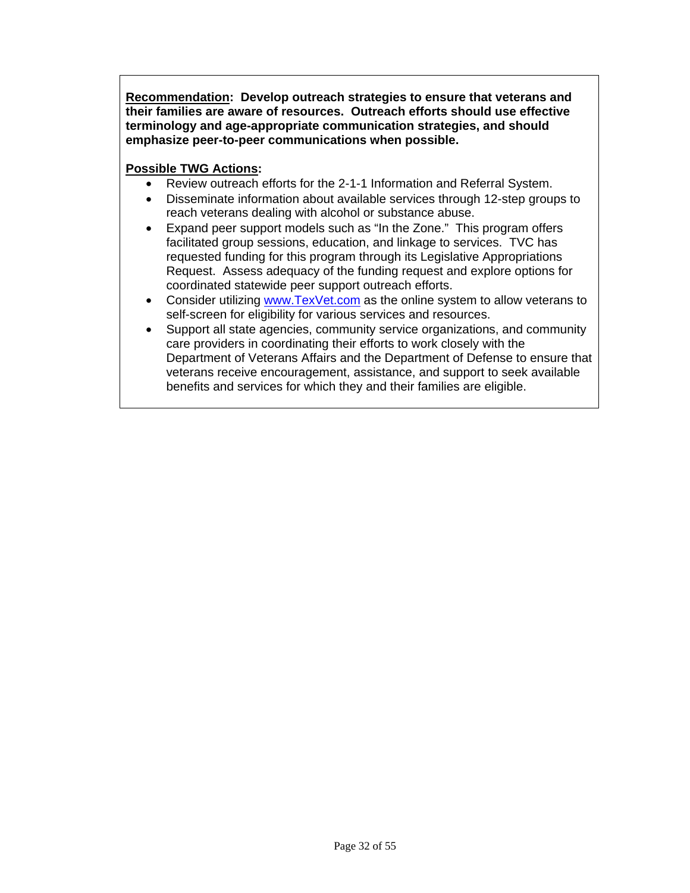**Recommendation: Develop outreach strategies to ensure that veterans and their families are aware of resources. Outreach efforts should use effective terminology and age-appropriate communication strategies, and should emphasize peer-to-peer communications when possible.**

**Possible TWG Actions:**

- Review outreach efforts for the 2-1-1 Information and Referral System.
- Disseminate information about available services through 12-step groups to reach veterans dealing with alcohol or substance abuse.
- Expand peer support models such as "In the Zone." This program offers facilitated group sessions, education, and linkage to services. TVC has requested funding for this program through its Legislative Appropriations Request. Assess adequacy of the funding request and explore options for coordinated statewide peer support outreach efforts.
- Consider utilizing www.TexVet.com as the online system to allow veterans to self-screen for eligibility for various services and resources.
- Support all state agencies, community service organizations, and community care providers in coordinating their efforts to work closely with the Department of Veterans Affairs and the Department of Defense to ensure that veterans receive encouragement, assistance, and support to seek available benefits and services for which they and their families are eligible.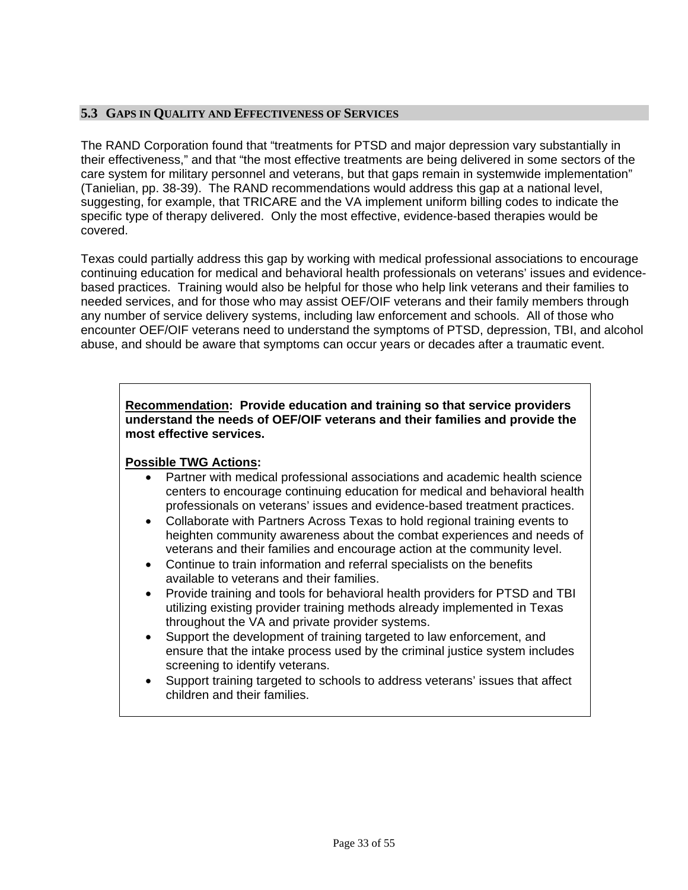## 5.3 Gaps in Quality and Effectiveness of Services

The RAND Corporation found that "treatments for PTSD and major depression vary substantially in their effectiveness," and that "the most effective treatments are being delivered in some sectors of the care system for military personnel and veterans, but that gaps remain in systemwide implementation" (Tanielian, pp. 38-39). The RAND recommendations would address this gap at a national level, suggesting, for example, that TRICARE and the VA implement uniform billing codes to indicate the specific type of therapy delivered. Only the most effective, evidence-based therapies would be covered.

Texas could partially address this gap by working with medical professional associations to encourage continuing education for medical and behavioral health professionals on veterans' issues and evidence-based practices. Training would also be helpful for those who help link veterans and their families to needed services, and for those who may assist OEF/OIF veterans and their family members through any number of service delivery systems, including law enforcement and schools. All of those who encounter OEF/OIF veterans need to understand the symptoms of PTSD, depression, TBI, and alcohol abuse, and should be aware that symptoms can occur years or decades after a traumatic event.

**Recommendation: Provide education and training so that service providers understand the needs of OEF/OIF veterans and their families and provide the most effective services.**

**Possible TWG Actions:**

- Partner with medical professional associations and academic health science centers to encourage continuing education for medical and behavioral health professionals on veterans' issues and evidence-based treatment practices.
- Collaborate with Partners Across Texas to hold regional training events to heighten community awareness about the combat experiences and needs of veterans and their families and encourage action at the community level.
- Continue to train information and referral specialists on the benefits available to veterans and their families.
- Provide training and tools for behavioral health providers for PTSD and TBI utilizing existing provider training methods already implemented in Texas throughout the VA and private provider systems.
- Support the development of training targeted to law enforcement, and ensure that the intake process used by the criminal justice system includes screening to identify veterans.
- Support training targeted to schools to address veterans' issues that affect children and their families.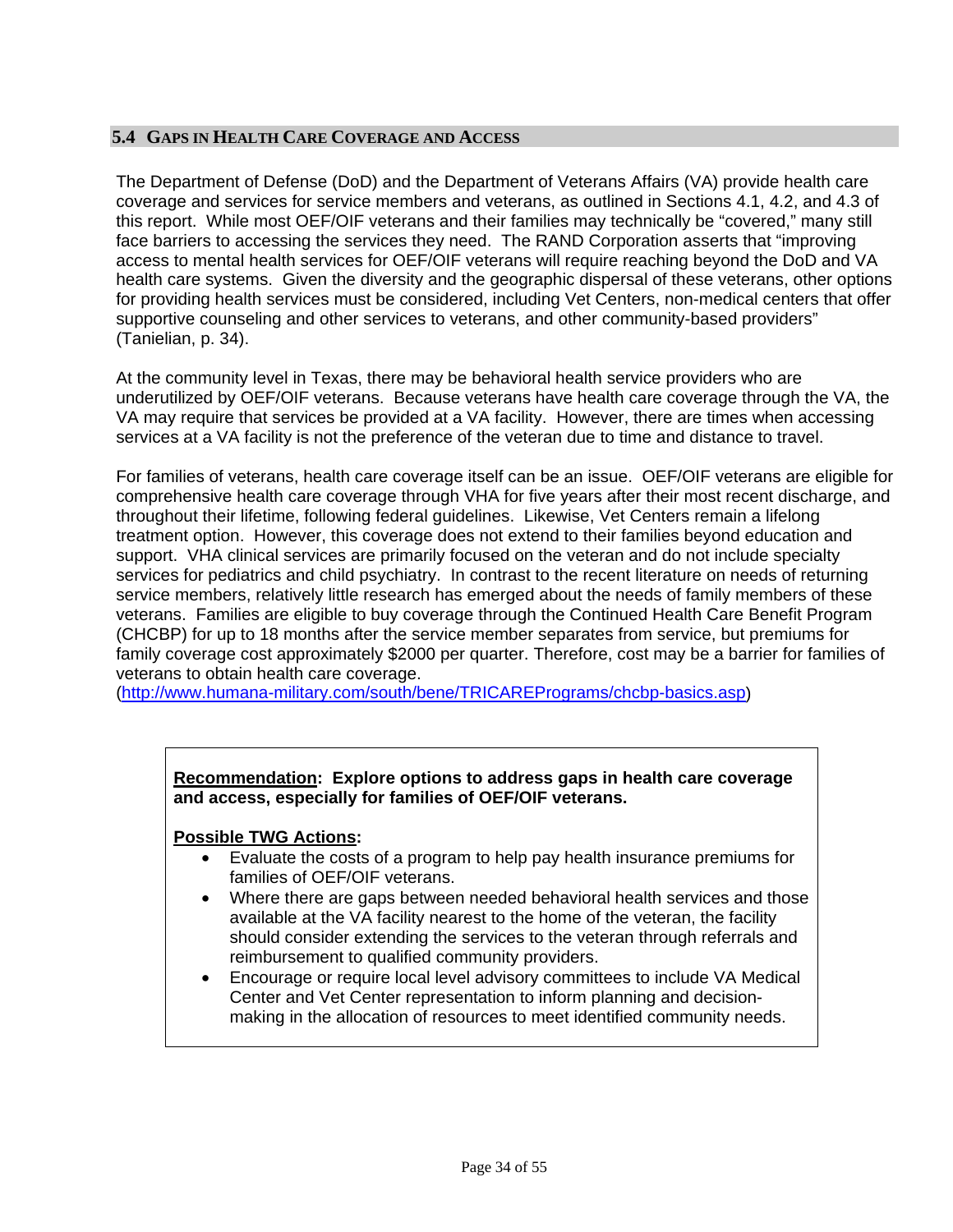## 5.4 Gaps in Health Care Coverage and Access

The Department of Defense (DoD) and the Department of Veterans Affairs (VA) provide health care coverage and services for service members and veterans, as outlined in Sections 4.1, 4.2, and 4.3 of this report. While most OEF/OIF veterans and their families may technically be "covered," many still face barriers to accessing the services they need. The RAND Corporation asserts that "improving access to mental health services for OEF/OIF veterans will require reaching beyond the DoD and VA health care systems. Given the diversity and the geographic dispersal of these veterans, other options for providing health services must be considered, including Vet Centers, non-medical centers that offer supportive counseling and other services to veterans, and other community-based providers" (Tanielian, p. 34).

At the community level in Texas, there may be behavioral health service providers who are underutilized by OEF/OIF veterans. Because veterans have health care coverage through the VA, the VA may require that services be provided at a VA facility. However, there are times when accessing services at a VA facility is not the preference of the veteran due to time and distance to travel.

For families of veterans, health care coverage itself can be an issue. OEF/OIF veterans are eligible for comprehensive health care coverage through VHA for five years after their most recent discharge, and throughout their lifetime, following federal guidelines. Likewise, Vet Centers remain a lifelong treatment option. However, this coverage does not extend to their families beyond education and support. VHA clinical services are primarily focused on the veteran and do not include specialty services for pediatrics and child psychiatry. In contrast to the recent literature on needs of returning service members, relatively little research has emerged about the needs of family members of these veterans. Families are eligible to buy coverage through the Continued Health Care Benefit Program (CHCBP) for up to 18 months after the service member separates from service, but premiums for family coverage cost approximately $2000 per quarter. Therefore, cost may be a barrier for families of veterans to obtain health care coverage.
(http://www.humana-military.com/south/bene/TRICAREPrograms/chcbp-basics.asp)

**Recommendation: Explore options to address gaps in health care coverage and access, especially for families of OEF/OIF veterans.**

**Possible TWG Actions:**

- Evaluate the costs of a program to help pay health insurance premiums for families of OEF/OIF veterans.
- Where there are gaps between needed behavioral health services and those available at the VA facility nearest to the home of the veteran, the facility should consider extending the services to the veteran through referrals and reimbursement to qualified community providers.
- Encourage or require local level advisory committees to include VA Medical Center and Vet Center representation to inform planning and decision-making in the allocation of resources to meet identified community needs.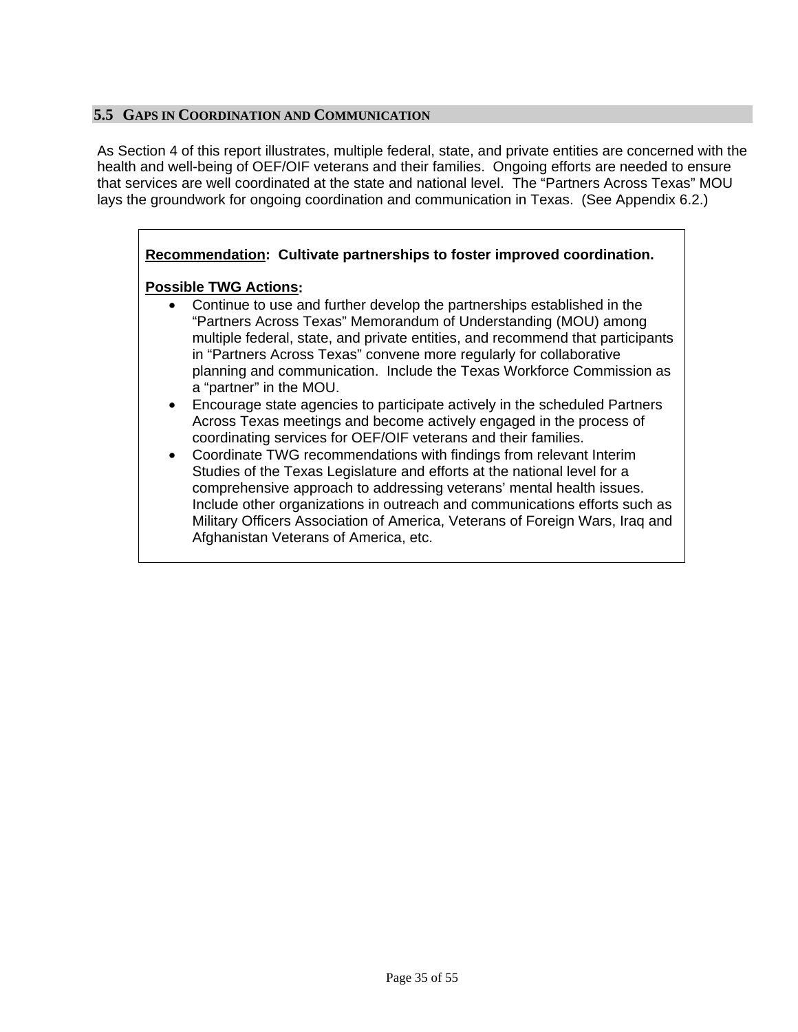## 5.5 Gaps in Coordination and Communication

As Section 4 of this report illustrates, multiple federal, state, and private entities are concerned with the health and well-being of OEF/OIF veterans and their families. Ongoing efforts are needed to ensure that services are well coordinated at the state and national level. The "Partners Across Texas" MOU lays the groundwork for ongoing coordination and communication in Texas. (See Appendix 6.2.)

**Recommendation: Cultivate partnerships to foster improved coordination.**

**Possible TWG Actions:**

- Continue to use and further develop the partnerships established in the "Partners Across Texas" Memorandum of Understanding (MOU) among multiple federal, state, and private entities, and recommend that participants in "Partners Across Texas" convene more regularly for collaborative planning and communication. Include the Texas Workforce Commission as a "partner" in the MOU.
- Encourage state agencies to participate actively in the scheduled Partners Across Texas meetings and become actively engaged in the process of coordinating services for OEF/OIF veterans and their families.
- Coordinate TWG recommendations with findings from relevant Interim Studies of the Texas Legislature and efforts at the national level for a comprehensive approach to addressing veterans' mental health issues. Include other organizations in outreach and communications efforts such as Military Officers Association of America, Veterans of Foreign Wars, Iraq and Afghanistan Veterans of America, etc.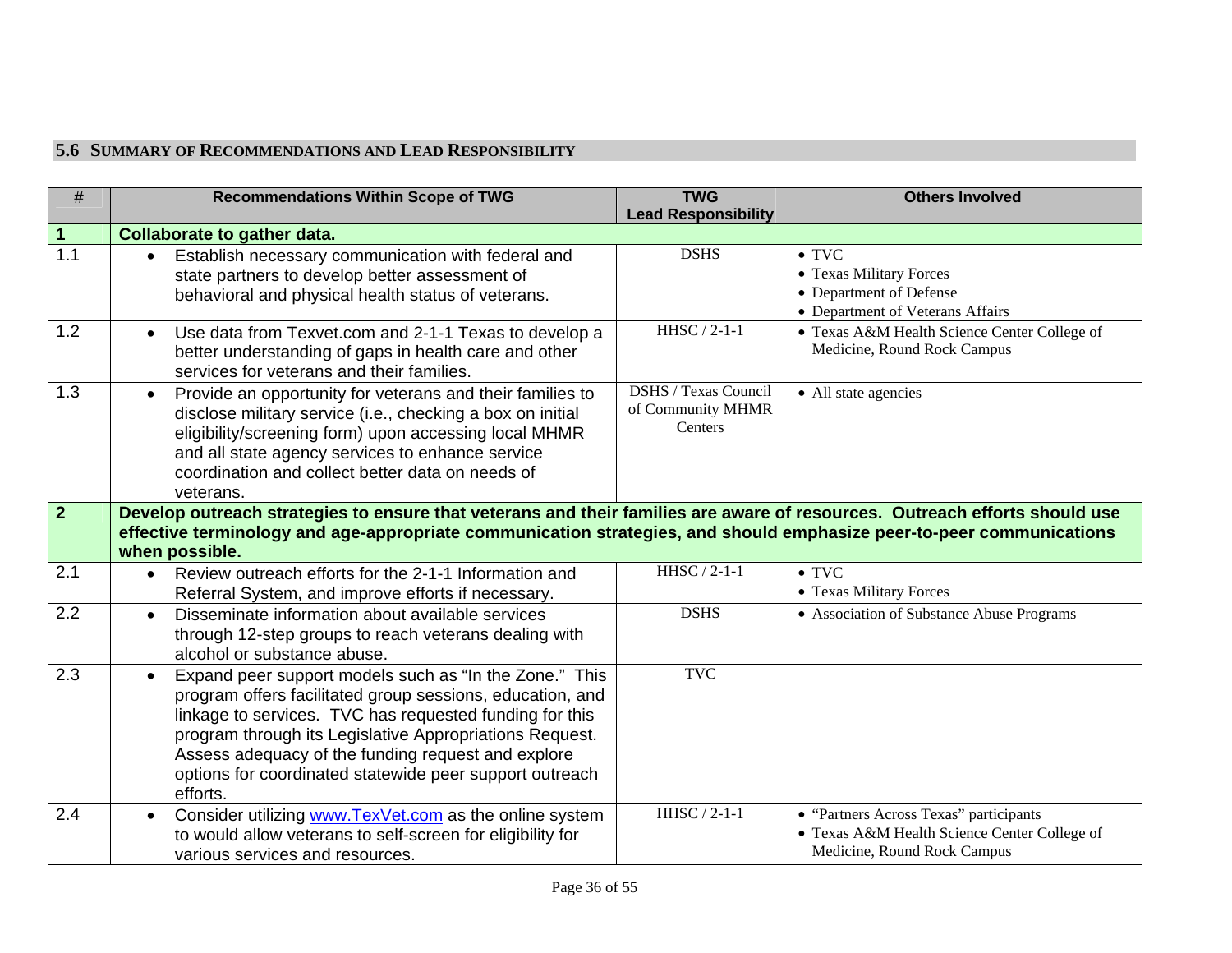## 5.6 Summary of Recommendations and Lead Responsibility

| # | Recommendations Within Scope of TWG | TWG Lead Responsibility | Others Involved |
|---|---|---|---|
| **1** | **Collaborate to gather data.** | | |
| 1.1 | • Establish necessary communication with federal and state partners to develop better assessment of behavioral and physical health status of veterans. | DSHS | • TVC<br>• Texas Military Forces<br>• Department of Defense<br>• Department of Veterans Affairs |
| 1.2 | • Use data from Texvet.com and 2-1-1 Texas to develop a better understanding of gaps in health care and other services for veterans and their families. | HHSC / 2-1-1 | • Texas A&M Health Science Center College of Medicine, Round Rock Campus |
| 1.3 | • Provide an opportunity for veterans and their families to disclose military service (i.e., checking a box on initial eligibility/screening form) upon accessing local MHMR and all state agency services to enhance service coordination and collect better data on needs of veterans. | DSHS / Texas Council of Community MHMR Centers | • All state agencies |
| **2** | **Develop outreach strategies to ensure that veterans and their families are aware of resources. Outreach efforts should use effective terminology and age-appropriate communication strategies, and should emphasize peer-to-peer communications when possible.** | | |
| 2.1 | • Review outreach efforts for the 2-1-1 Information and Referral System, and improve efforts if necessary. | HHSC / 2-1-1 | • TVC<br>• Texas Military Forces |
| 2.2 | • Disseminate information about available services through 12-step groups to reach veterans dealing with alcohol or substance abuse. | DSHS | • Association of Substance Abuse Programs |
| 2.3 | • Expand peer support models such as "In the Zone." This program offers facilitated group sessions, education, and linkage to services. TVC has requested funding for this program through its Legislative Appropriations Request. Assess adequacy of the funding request and explore options for coordinated statewide peer support outreach efforts. | TVC | |
| 2.4 | • Consider utilizing www.TexVet.com as the online system to would allow veterans to self-screen for eligibility for various services and resources. | HHSC / 2-1-1 | • "Partners Across Texas" participants<br>• Texas A&M Health Science Center College of Medicine, Round Rock Campus |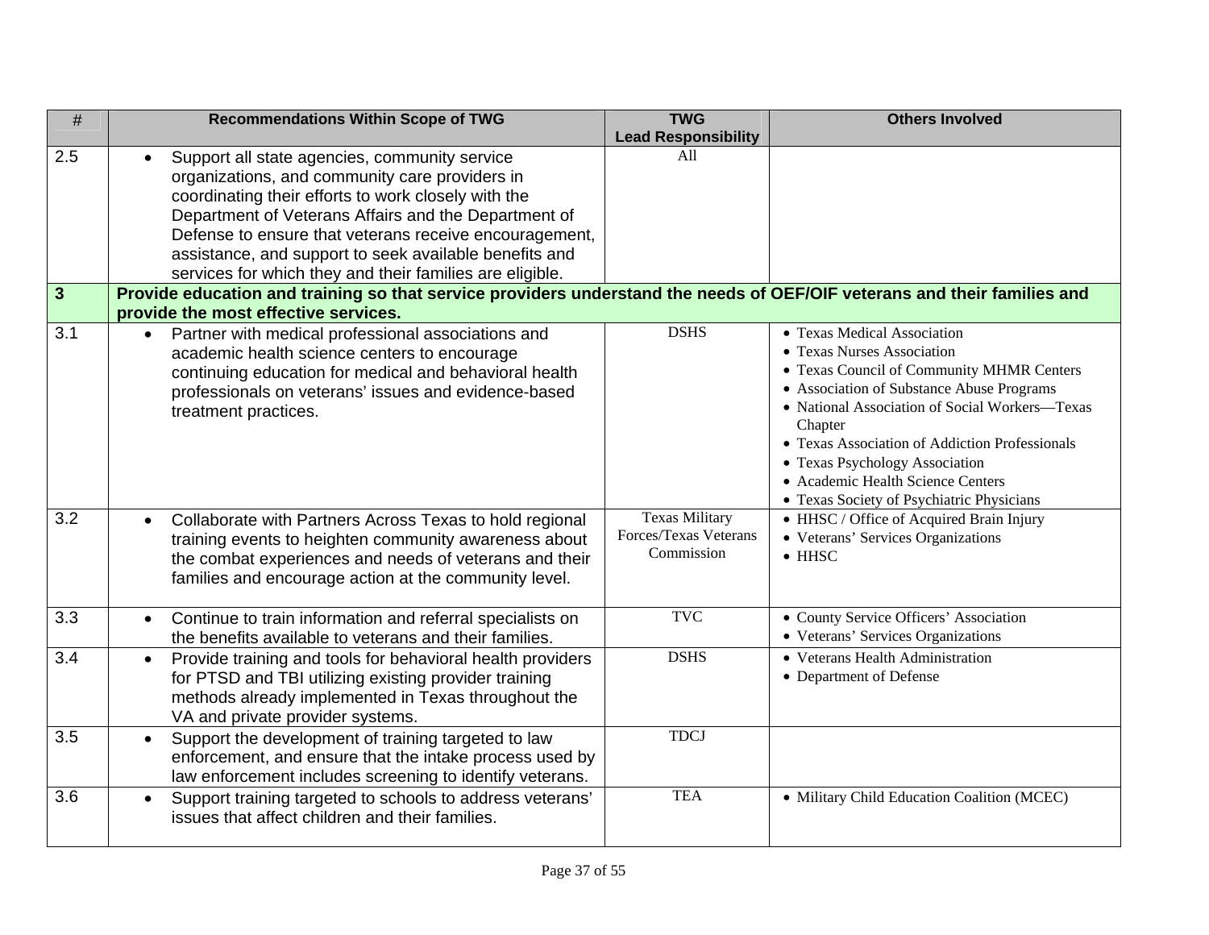| # | Recommendations Within Scope of TWG | TWG Lead Responsibility | Others Involved |
|---|---|---|---|
| 2.5 | • Support all state agencies, community service organizations, and community care providers in coordinating their efforts to work closely with the Department of Veterans Affairs and the Department of Defense to ensure that veterans receive encouragement, assistance, and support to seek available benefits and services for which they and their families are eligible. | All | |
| **3** | **Provide education and training so that service providers understand the needs of OEF/OIF veterans and their families and provide the most effective services.** | | |
| 3.1 | • Partner with medical professional associations and academic health science centers to encourage continuing education for medical and behavioral health professionals on veterans' issues and evidence-based treatment practices. | DSHS | • Texas Medical Association<br>• Texas Nurses Association<br>• Texas Council of Community MHMR Centers<br>• Association of Substance Abuse Programs<br>• National Association of Social Workers—Texas Chapter<br>• Texas Association of Addiction Professionals<br>• Texas Psychology Association<br>• Academic Health Science Centers<br>• Texas Society of Psychiatric Physicians |
| 3.2 | • Collaborate with Partners Across Texas to hold regional training events to heighten community awareness about the combat experiences and needs of veterans and their families and encourage action at the community level. | Texas Military Forces/Texas Veterans Commission | • HHSC / Office of Acquired Brain Injury<br>• Veterans' Services Organizations<br>• HHSC |
| 3.3 | • Continue to train information and referral specialists on the benefits available to veterans and their families. | TVC | • County Service Officers' Association<br>• Veterans' Services Organizations |
| 3.4 | • Provide training and tools for behavioral health providers for PTSD and TBI utilizing existing provider training methods already implemented in Texas throughout the VA and private provider systems. | DSHS | • Veterans Health Administration<br>• Department of Defense |
| 3.5 | • Support the development of training targeted to law enforcement, and ensure that the intake process used by law enforcement includes screening to identify veterans. | TDCJ | |
| 3.6 | • Support training targeted to schools to address veterans' issues that affect children and their families. | TEA | • Military Child Education Coalition (MCEC) |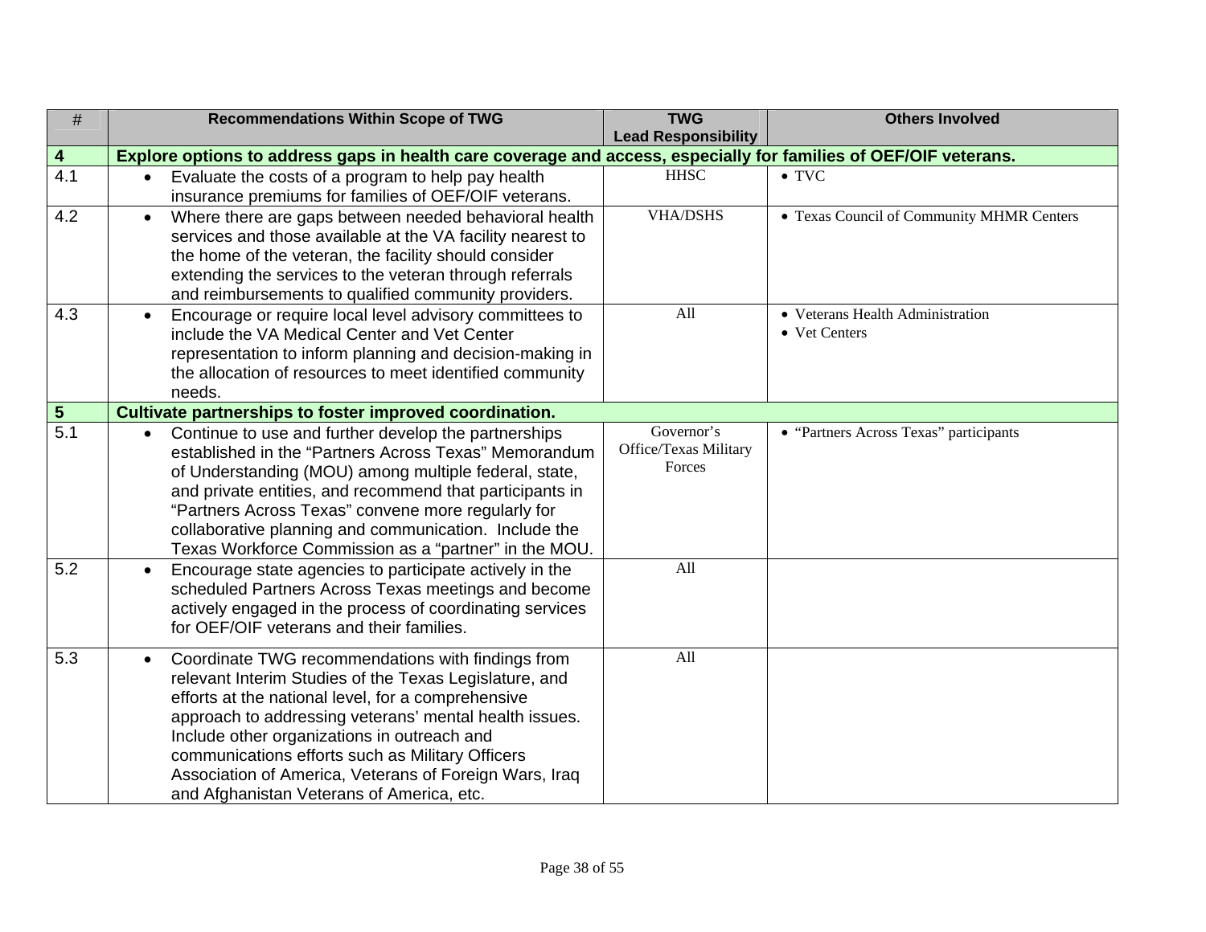| # | Recommendations Within Scope of TWG | TWG Lead Responsibility | Others Involved |
|---|---|---|---|
| **4** | **Explore options to address gaps in health care coverage and access, especially for families of OEF/OIF veterans.** | | |
| 4.1 | • Evaluate the costs of a program to help pay health insurance premiums for families of OEF/OIF veterans. | HHSC | • TVC |
| 4.2 | • Where there are gaps between needed behavioral health services and those available at the VA facility nearest to the home of the veteran, the facility should consider extending the services to the veteran through referrals and reimbursements to qualified community providers. | VHA/DSHS | • Texas Council of Community MHMR Centers |
| 4.3 | • Encourage or require local level advisory committees to include the VA Medical Center and Vet Center representation to inform planning and decision-making in the allocation of resources to meet identified community needs. | All | • Veterans Health Administration<br>• Vet Centers |
| **5** | **Cultivate partnerships to foster improved coordination.** | | |
| 5.1 | • Continue to use and further develop the partnerships established in the "Partners Across Texas" Memorandum of Understanding (MOU) among multiple federal, state, and private entities, and recommend that participants in "Partners Across Texas" convene more regularly for collaborative planning and communication. Include the Texas Workforce Commission as a "partner" in the MOU. | Governor's Office/Texas Military Forces | • "Partners Across Texas" participants |
| 5.2 | • Encourage state agencies to participate actively in the scheduled Partners Across Texas meetings and become actively engaged in the process of coordinating services for OEF/OIF veterans and their families. | All | |
| 5.3 | • Coordinate TWG recommendations with findings from relevant Interim Studies of the Texas Legislature, and efforts at the national level, for a comprehensive approach to addressing veterans' mental health issues. Include other organizations in outreach and communications efforts such as Military Officers Association of America, Veterans of Foreign Wars, Iraq and Afghanistan Veterans of America, etc. | All | |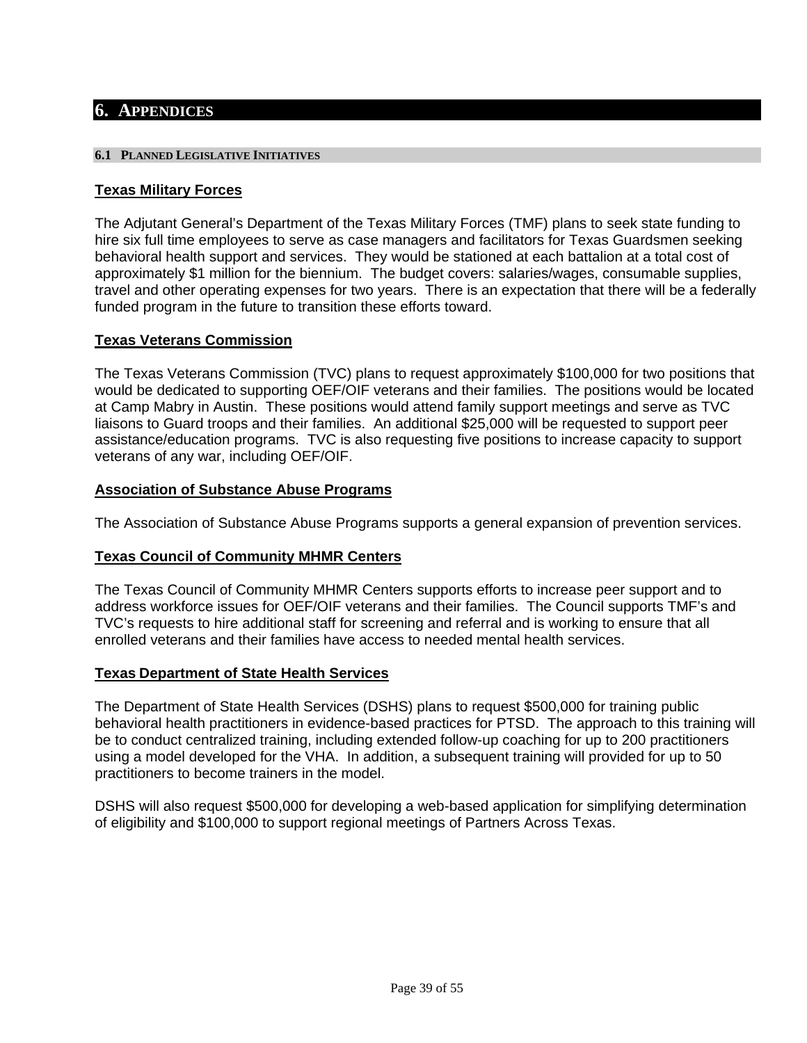# 6. Appendices

## 6.1 Planned Legislative Initiatives

### Texas Military Forces

The Adjutant General's Department of the Texas Military Forces (TMF) plans to seek state funding to hire six full time employees to serve as case managers and facilitators for Texas Guardsmen seeking behavioral health support and services. They would be stationed at each battalion at a total cost of approximately $1 million for the biennium. The budget covers: salaries/wages, consumable supplies, travel and other operating expenses for two years. There is an expectation that there will be a federally funded program in the future to transition these efforts toward.

### Texas Veterans Commission

The Texas Veterans Commission (TVC) plans to request approximately $100,000 for two positions that would be dedicated to supporting OEF/OIF veterans and their families. The positions would be located at Camp Mabry in Austin. These positions would attend family support meetings and serve as TVC liaisons to Guard troops and their families. An additional $25,000 will be requested to support peer assistance/education programs. TVC is also requesting five positions to increase capacity to support veterans of any war, including OEF/OIF.

### Association of Substance Abuse Programs

The Association of Substance Abuse Programs supports a general expansion of prevention services.

### Texas Council of Community MHMR Centers

The Texas Council of Community MHMR Centers supports efforts to increase peer support and to address workforce issues for OEF/OIF veterans and their families. The Council supports TMF's and TVC's requests to hire additional staff for screening and referral and is working to ensure that all enrolled veterans and their families have access to needed mental health services.

### Texas Department of State Health Services

The Department of State Health Services (DSHS) plans to request $500,000 for training public behavioral health practitioners in evidence-based practices for PTSD. The approach to this training will be to conduct centralized training, including extended follow-up coaching for up to 200 practitioners using a model developed for the VHA. In addition, a subsequent training will provided for up to 50 practitioners to become trainers in the model.

DSHS will also request $500,000 for developing a web-based application for simplifying determination of eligibility and $100,000 to support regional meetings of Partners Across Texas.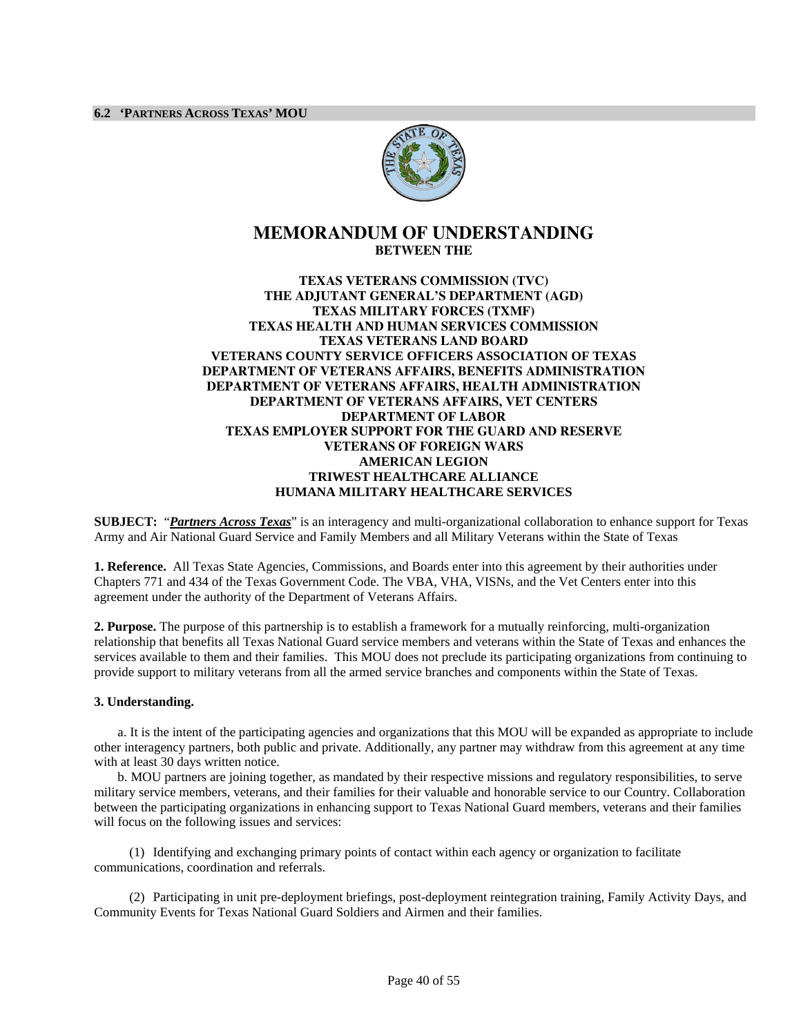## 6.2 'Partners Across Texas' MOU

# MEMORANDUM OF UNDERSTANDING

**BETWEEN THE**

**TEXAS VETERANS COMMISSION (TVC)**
**THE ADJUTANT GENERAL'S DEPARTMENT (AGD)**
**TEXAS MILITARY FORCES (TXMF)**
**TEXAS HEALTH AND HUMAN SERVICES COMMISSION**
**TEXAS VETERANS LAND BOARD**
**VETERANS COUNTY SERVICE OFFICERS ASSOCIATION OF TEXAS**
**DEPARTMENT OF VETERANS AFFAIRS, BENEFITS ADMINISTRATION**
**DEPARTMENT OF VETERANS AFFAIRS, HEALTH ADMINISTRATION**
**DEPARTMENT OF VETERANS AFFAIRS, VET CENTERS**
**DEPARTMENT OF LABOR**
**TEXAS EMPLOYER SUPPORT FOR THE GUARD AND RESERVE**
**VETERANS OF FOREIGN WARS**
**AMERICAN LEGION**
**TRIWEST HEALTHCARE ALLIANCE**
**HUMANA MILITARY HEALTHCARE SERVICES**

**SUBJECT:** "***Partners Across Texas***" is an interagency and multi-organizational collaboration to enhance support for Texas Army and Air National Guard Service and Family Members and all Military Veterans within the State of Texas

**1. Reference.** All Texas State Agencies, Commissions, and Boards enter into this agreement by their authorities under Chapters 771 and 434 of the Texas Government Code. The VBA, VHA, VISNs, and the Vet Centers enter into this agreement under the authority of the Department of Veterans Affairs.

**2. Purpose.** The purpose of this partnership is to establish a framework for a mutually reinforcing, multi-organization relationship that benefits all Texas National Guard service members and veterans within the State of Texas and enhances the services available to them and their families. This MOU does not preclude its participating organizations from continuing to provide support to military veterans from all the armed service branches and components within the State of Texas.

**3. Understanding.**

a. It is the intent of the participating agencies and organizations that this MOU will be expanded as appropriate to include other interagency partners, both public and private. Additionally, any partner may withdraw from this agreement at any time with at least 30 days written notice.

b. MOU partners are joining together, as mandated by their respective missions and regulatory responsibilities, to serve military service members, veterans, and their families for their valuable and honorable service to our Country. Collaboration between the participating organizations in enhancing support to Texas National Guard members, veterans and their families will focus on the following issues and services:

(1) Identifying and exchanging primary points of contact within each agency or organization to facilitate communications, coordination and referrals.

(2) Participating in unit pre-deployment briefings, post-deployment reintegration training, Family Activity Days, and Community Events for Texas National Guard Soldiers and Airmen and their families.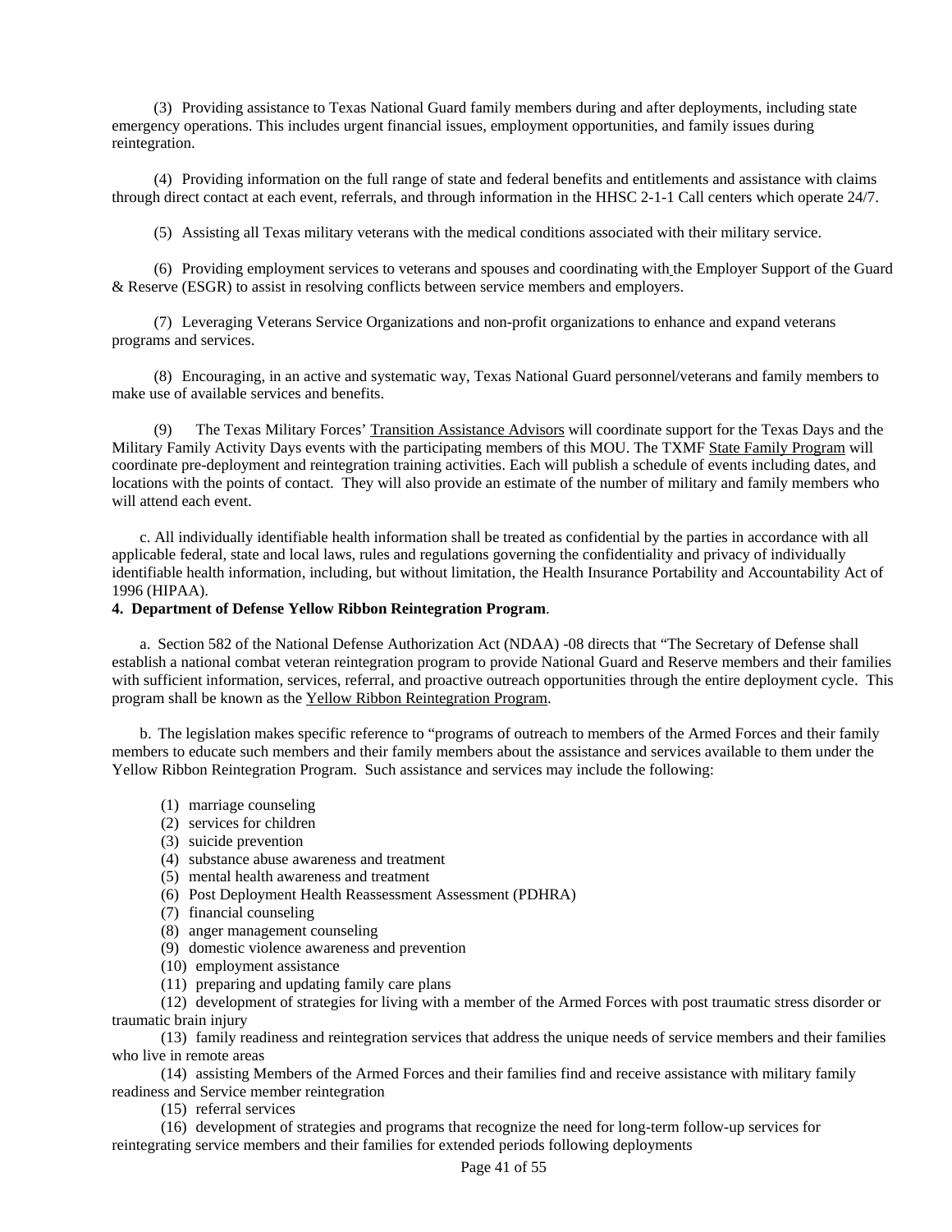(3) Providing assistance to Texas National Guard family members during and after deployments, including state emergency operations. This includes urgent financial issues, employment opportunities, and family issues during reintegration.

(4) Providing information on the full range of state and federal benefits and entitlements and assistance with claims through direct contact at each event, referrals, and through information in the HHSC 2-1-1 Call centers which operate 24/7.

(5) Assisting all Texas military veterans with the medical conditions associated with their military service.

(6) Providing employment services to veterans and spouses and coordinating with the Employer Support of the Guard & Reserve (ESGR) to assist in resolving conflicts between service members and employers.

(7) Leveraging Veterans Service Organizations and non-profit organizations to enhance and expand veterans programs and services.

(8) Encouraging, in an active and systematic way, Texas National Guard personnel/veterans and family members to make use of available services and benefits.

(9) The Texas Military Forces' Transition Assistance Advisors will coordinate support for the Texas Days and the Military Family Activity Days events with the participating members of this MOU. The TXMF State Family Program will coordinate pre-deployment and reintegration training activities. Each will publish a schedule of events including dates, and locations with the points of contact. They will also provide an estimate of the number of military and family members who will attend each event.

c. All individually identifiable health information shall be treated as confidential by the parties in accordance with all applicable federal, state and local laws, rules and regulations governing the confidentiality and privacy of individually identifiable health information, including, but without limitation, the Health Insurance Portability and Accountability Act of 1996 (HIPAA).

**4. Department of Defense Yellow Ribbon Reintegration Program**.

a. Section 582 of the National Defense Authorization Act (NDAA) -08 directs that "The Secretary of Defense shall establish a national combat veteran reintegration program to provide National Guard and Reserve members and their families with sufficient information, services, referral, and proactive outreach opportunities through the entire deployment cycle. This program shall be known as the Yellow Ribbon Reintegration Program.

b. The legislation makes specific reference to "programs of outreach to members of the Armed Forces and their family members to educate such members and their family members about the assistance and services available to them under the Yellow Ribbon Reintegration Program. Such assistance and services may include the following:

(1) marriage counseling
(2) services for children
(3) suicide prevention
(4) substance abuse awareness and treatment
(5) mental health awareness and treatment
(6) Post Deployment Health Reassessment Assessment (PDHRA)
(7) financial counseling
(8) anger management counseling
(9) domestic violence awareness and prevention
(10) employment assistance
(11) preparing and updating family care plans
(12) development of strategies for living with a member of the Armed Forces with post traumatic stress disorder or traumatic brain injury
(13) family readiness and reintegration services that address the unique needs of service members and their families who live in remote areas
(14) assisting Members of the Armed Forces and their families find and receive assistance with military family readiness and Service member reintegration
(15) referral services
(16) development of strategies and programs that recognize the need for long-term follow-up services for reintegrating service members and their families for extended periods following deployments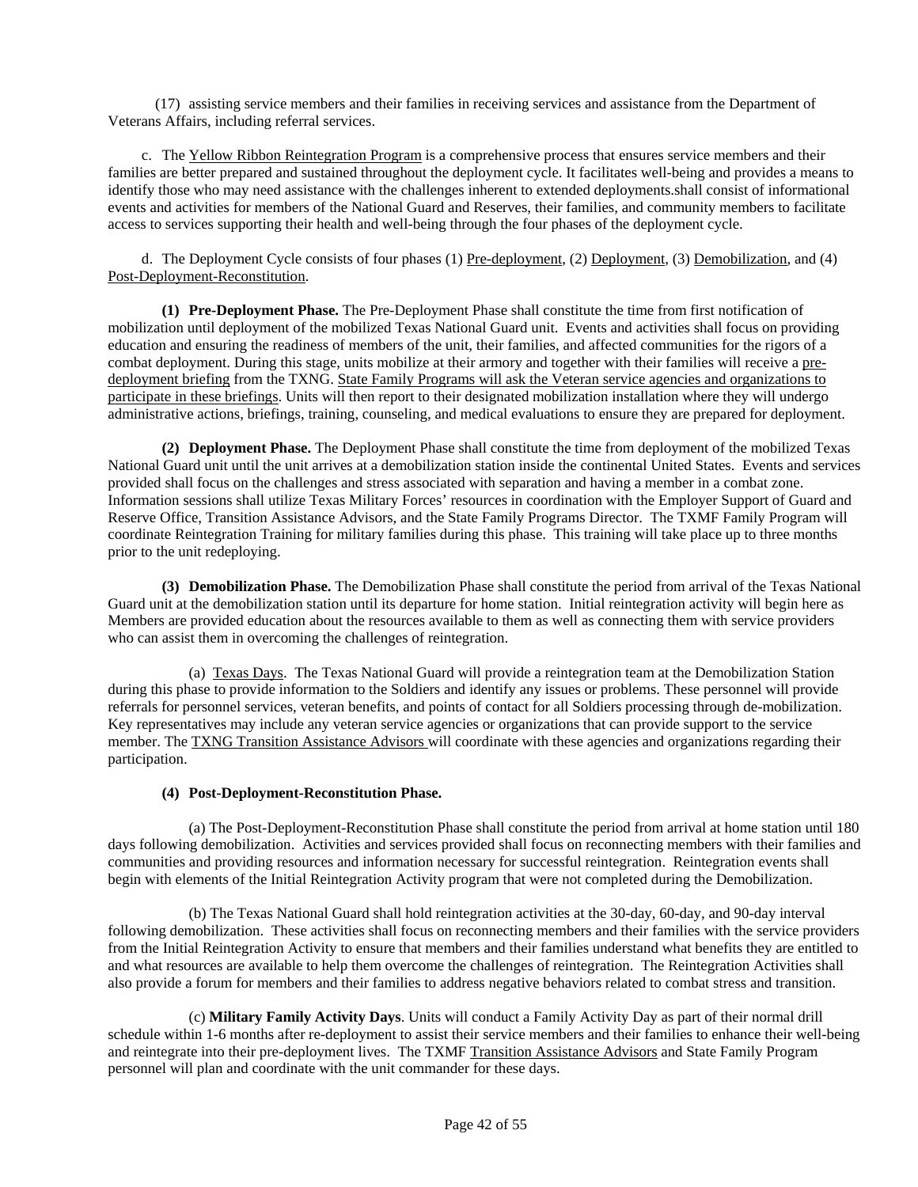(17) assisting service members and their families in receiving services and assistance from the Department of Veterans Affairs, including referral services.

c. The Yellow Ribbon Reintegration Program is a comprehensive process that ensures service members and their families are better prepared and sustained throughout the deployment cycle. It facilitates well-being and provides a means to identify those who may need assistance with the challenges inherent to extended deployments.shall consist of informational events and activities for members of the National Guard and Reserves, their families, and community members to facilitate access to services supporting their health and well-being through the four phases of the deployment cycle.

d. The Deployment Cycle consists of four phases (1) Pre-deployment, (2) Deployment, (3) Demobilization, and (4) Post-Deployment-Reconstitution.

**(1) Pre-Deployment Phase.** The Pre-Deployment Phase shall constitute the time from first notification of mobilization until deployment of the mobilized Texas National Guard unit. Events and activities shall focus on providing education and ensuring the readiness of members of the unit, their families, and affected communities for the rigors of a combat deployment. During this stage, units mobilize at their armory and together with their families will receive a pre-deployment briefing from the TXNG. State Family Programs will ask the Veteran service agencies and organizations to participate in these briefings. Units will then report to their designated mobilization installation where they will undergo administrative actions, briefings, training, counseling, and medical evaluations to ensure they are prepared for deployment.

**(2) Deployment Phase.** The Deployment Phase shall constitute the time from deployment of the mobilized Texas National Guard unit until the unit arrives at a demobilization station inside the continental United States. Events and services provided shall focus on the challenges and stress associated with separation and having a member in a combat zone. Information sessions shall utilize Texas Military Forces' resources in coordination with the Employer Support of Guard and Reserve Office, Transition Assistance Advisors, and the State Family Programs Director. The TXMF Family Program will coordinate Reintegration Training for military families during this phase. This training will take place up to three months prior to the unit redeploying.

**(3) Demobilization Phase.** The Demobilization Phase shall constitute the period from arrival of the Texas National Guard unit at the demobilization station until its departure for home station. Initial reintegration activity will begin here as Members are provided education about the resources available to them as well as connecting them with service providers who can assist them in overcoming the challenges of reintegration.

(a) Texas Days. The Texas National Guard will provide a reintegration team at the Demobilization Station during this phase to provide information to the Soldiers and identify any issues or problems. These personnel will provide referrals for personnel services, veteran benefits, and points of contact for all Soldiers processing through de-mobilization. Key representatives may include any veteran service agencies or organizations that can provide support to the service member. The TXNG Transition Assistance Advisors will coordinate with these agencies and organizations regarding their participation.

**(4) Post-Deployment-Reconstitution Phase.**

(a) The Post-Deployment-Reconstitution Phase shall constitute the period from arrival at home station until 180 days following demobilization. Activities and services provided shall focus on reconnecting members with their families and communities and providing resources and information necessary for successful reintegration. Reintegration events shall begin with elements of the Initial Reintegration Activity program that were not completed during the Demobilization.

(b) The Texas National Guard shall hold reintegration activities at the 30-day, 60-day, and 90-day interval following demobilization. These activities shall focus on reconnecting members and their families with the service providers from the Initial Reintegration Activity to ensure that members and their families understand what benefits they are entitled to and what resources are available to help them overcome the challenges of reintegration. The Reintegration Activities shall also provide a forum for members and their families to address negative behaviors related to combat stress and transition.

(c) **Military Family Activity Days**. Units will conduct a Family Activity Day as part of their normal drill schedule within 1-6 months after re-deployment to assist their service members and their families to enhance their well-being and reintegrate into their pre-deployment lives. The TXMF Transition Assistance Advisors and State Family Program personnel will plan and coordinate with the unit commander for these days.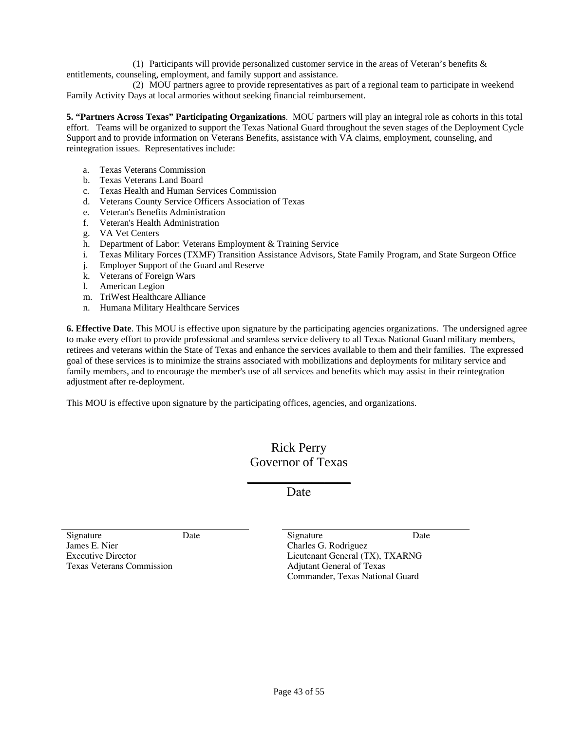(1) Participants will provide personalized customer service in the areas of Veteran's benefits & entitlements, counseling, employment, and family support and assistance.

(2) MOU partners agree to provide representatives as part of a regional team to participate in weekend Family Activity Days at local armories without seeking financial reimbursement.

**5. "Partners Across Texas" Participating Organizations**. MOU partners will play an integral role as cohorts in this total effort. Teams will be organized to support the Texas National Guard throughout the seven stages of the Deployment Cycle Support and to provide information on Veterans Benefits, assistance with VA claims, employment, counseling, and reintegration issues. Representatives include:

a. Texas Veterans Commission
b. Texas Veterans Land Board
c. Texas Health and Human Services Commission
d. Veterans County Service Officers Association of Texas
e. Veteran's Benefits Administration
f. Veteran's Health Administration
g. VA Vet Centers
h. Department of Labor: Veterans Employment & Training Service
i. Texas Military Forces (TXMF) Transition Assistance Advisors, State Family Program, and State Surgeon Office
j. Employer Support of the Guard and Reserve
k. Veterans of Foreign Wars
l. American Legion
m. TriWest Healthcare Alliance
n. Humana Military Healthcare Services

**6. Effective Date**. This MOU is effective upon signature by the participating agencies organizations. The undersigned agree to make every effort to provide professional and seamless service delivery to all Texas National Guard military members, retirees and veterans within the State of Texas and enhance the services available to them and their families. The expressed goal of these services is to minimize the strains associated with mobilizations and deployments for military service and family members, and to encourage the member's use of all services and benefits which may assist in their reintegration adjustment after re-deployment.

This MOU is effective upon signature by the participating offices, agencies, and organizations.

Rick Perry
Governor of Texas

\_\_\_\_\_\_\_\_\_\_\_\_\_\_\_\_
Date

\_\_\_\_\_\_\_\_\_\_\_\_\_\_\_\_\_\_\_\_\_\_\_\_\_\_\_\_\_\_
Signature Date
James E. Nier
Executive Director
Texas Veterans Commission

\_\_\_\_\_\_\_\_\_\_\_\_\_\_\_\_\_\_\_\_\_\_\_\_\_\_\_\_\_\_
Signature Date
Charles G. Rodriguez
Lieutenant General (TX), TXARNG
Adjutant General of Texas
Commander, Texas National Guard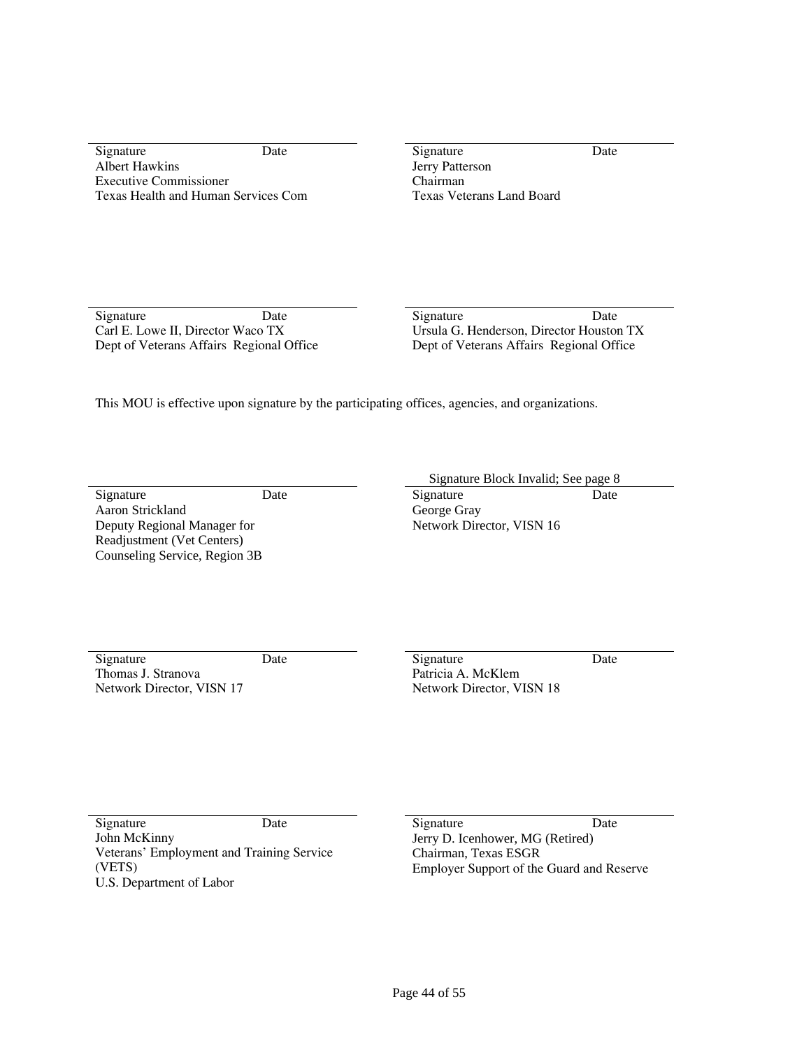______________________________
Signature Date
Albert Hawkins
Executive Commissioner
Texas Health and Human Services Com

______________________________
Signature Date
Jerry Patterson
Chairman
Texas Veterans Land Board

______________________________
Signature Date
Carl E. Lowe II, Director Waco TX
Dept of Veterans Affairs Regional Office

______________________________
Signature Date
Ursula G. Henderson, Director Houston TX
Dept of Veterans Affairs Regional Office

This MOU is effective upon signature by the participating offices, agencies, and organizations.

______________________________
Signature Date
Aaron Strickland
Deputy Regional Manager for
Readjustment (Vet Centers)
Counseling Service, Region 3B

Signature Block Invalid; See page 8
______________________________
Signature Date
George Gray
Network Director, VISN 16

______________________________
Signature Date
Thomas J. Stranova
Network Director, VISN 17

______________________________
Signature Date
Patricia A. McKlem
Network Director, VISN 18

______________________________
Signature Date
John McKinny
Veterans' Employment and Training Service
(VETS)
U.S. Department of Labor

______________________________
Signature Date
Jerry D. Icenhower, MG (Retired)
Chairman, Texas ESGR
Employer Support of the Guard and Reserve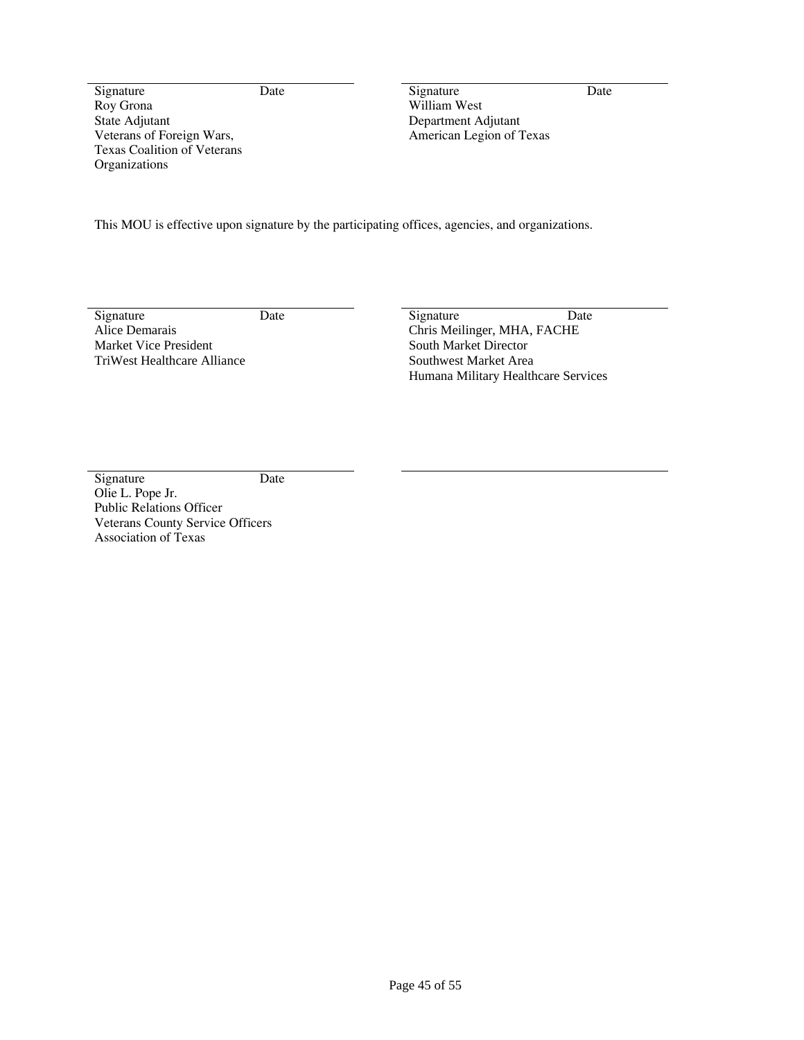| Signature Date | Signature Date |
|---|---|
| Roy Grona<br>State Adjutant<br>Veterans of Foreign Wars,<br>Texas Coalition of Veterans<br>Organizations | William West<br>Department Adjutant<br>American Legion of Texas |

This MOU is effective upon signature by the participating offices, agencies, and organizations.

| Signature Date | Signature Date |
|---|---|
| Alice Demarais<br>Market Vice President<br>TriWest Healthcare Alliance | Chris Meilinger, MHA, FACHE<br>South Market Director<br>Southwest Market Area<br>Humana Military Healthcare Services |

| Signature Date | |
|---|---|
| Olie L. Pope Jr.<br>Public Relations Officer<br>Veterans County Service Officers<br>Association of Texas | |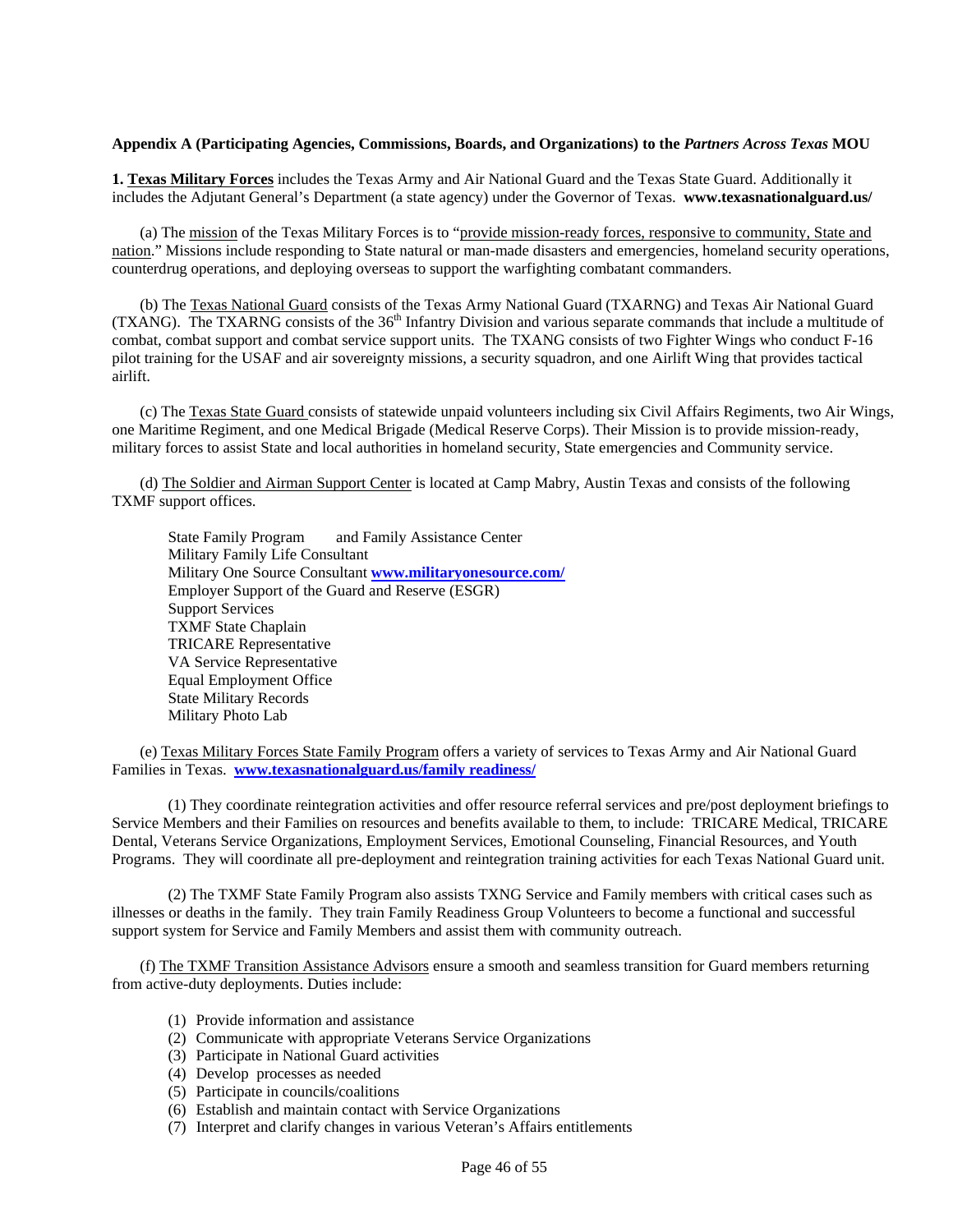**Appendix A (Participating Agencies, Commissions, Boards, and Organizations) to the *Partners Across Texas* MOU**

**1. Texas Military Forces** includes the Texas Army and Air National Guard and the Texas State Guard. Additionally it includes the Adjutant General's Department (a state agency) under the Governor of Texas. **www.texasnationalguard.us/**

(a) The mission of the Texas Military Forces is to "provide mission-ready forces, responsive to community, State and nation." Missions include responding to State natural or man-made disasters and emergencies, homeland security operations, counterdrug operations, and deploying overseas to support the warfighting combatant commanders.

(b) The Texas National Guard consists of the Texas Army National Guard (TXARNG) and Texas Air National Guard (TXANG). The TXARNG consists of the 36th Infantry Division and various separate commands that include a multitude of combat, combat support and combat service support units. The TXANG consists of two Fighter Wings who conduct F-16 pilot training for the USAF and air sovereignty missions, a security squadron, and one Airlift Wing that provides tactical airlift.

(c) The Texas State Guard consists of statewide unpaid volunteers including six Civil Affairs Regiments, two Air Wings, one Maritime Regiment, and one Medical Brigade (Medical Reserve Corps). Their Mission is to provide mission-ready, military forces to assist State and local authorities in homeland security, State emergencies and Community service.

(d) The Soldier and Airman Support Center is located at Camp Mabry, Austin Texas and consists of the following TXMF support offices.

State Family Program and Family Assistance Center
Military Family Life Consultant
Military One Source Consultant **www.militaryonesource.com/**
Employer Support of the Guard and Reserve (ESGR)
Support Services
TXMF State Chaplain
TRICARE Representative
VA Service Representative
Equal Employment Office
State Military Records
Military Photo Lab

(e) Texas Military Forces State Family Program offers a variety of services to Texas Army and Air National Guard Families in Texas. **www.texasnationalguard.us/family readiness/**

(1) They coordinate reintegration activities and offer resource referral services and pre/post deployment briefings to Service Members and their Families on resources and benefits available to them, to include: TRICARE Medical, TRICARE Dental, Veterans Service Organizations, Employment Services, Emotional Counseling, Financial Resources, and Youth Programs. They will coordinate all pre-deployment and reintegration training activities for each Texas National Guard unit.

(2) The TXMF State Family Program also assists TXNG Service and Family members with critical cases such as illnesses or deaths in the family. They train Family Readiness Group Volunteers to become a functional and successful support system for Service and Family Members and assist them with community outreach.

(f) The TXMF Transition Assistance Advisors ensure a smooth and seamless transition for Guard members returning from active-duty deployments. Duties include:

(1) Provide information and assistance
(2) Communicate with appropriate Veterans Service Organizations
(3) Participate in National Guard activities
(4) Develop processes as needed
(5) Participate in councils/coalitions
(6) Establish and maintain contact with Service Organizations
(7) Interpret and clarify changes in various Veteran's Affairs entitlements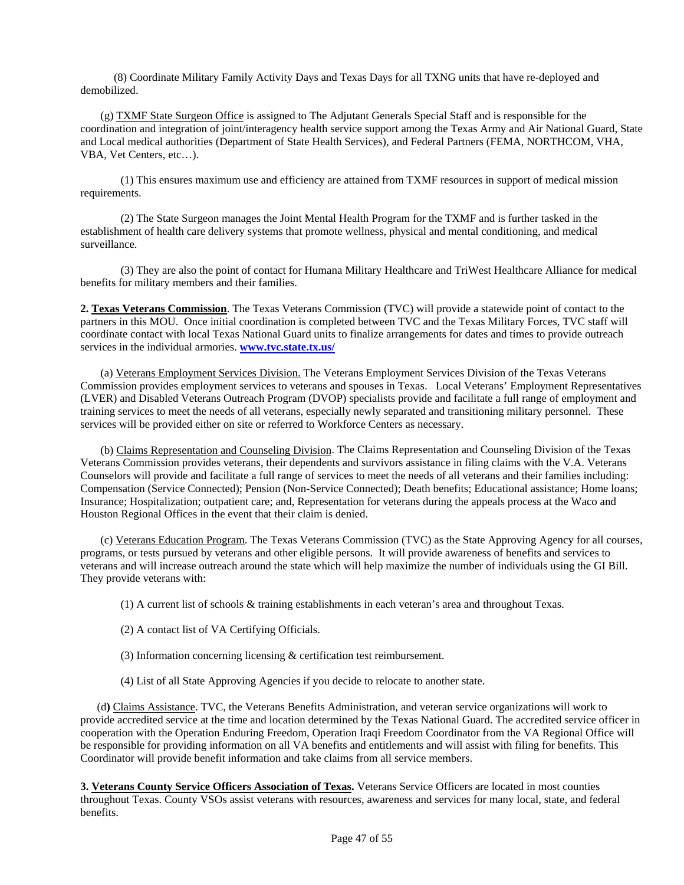(8) Coordinate Military Family Activity Days and Texas Days for all TXNG units that have re-deployed and demobilized.

(g) TXMF State Surgeon Office is assigned to The Adjutant Generals Special Staff and is responsible for the coordination and integration of joint/interagency health service support among the Texas Army and Air National Guard, State and Local medical authorities (Department of State Health Services), and Federal Partners (FEMA, NORTHCOM, VHA, VBA, Vet Centers, etc…).

(1) This ensures maximum use and efficiency are attained from TXMF resources in support of medical mission requirements.

(2) The State Surgeon manages the Joint Mental Health Program for the TXMF and is further tasked in the establishment of health care delivery systems that promote wellness, physical and mental conditioning, and medical surveillance.

(3) They are also the point of contact for Humana Military Healthcare and TriWest Healthcare Alliance for medical benefits for military members and their families.

**2. Texas Veterans Commission**. The Texas Veterans Commission (TVC) will provide a statewide point of contact to the partners in this MOU. Once initial coordination is completed between TVC and the Texas Military Forces, TVC staff will coordinate contact with local Texas National Guard units to finalize arrangements for dates and times to provide outreach services in the individual armories. **www.tvc.state.tx.us/**

(a) Veterans Employment Services Division. The Veterans Employment Services Division of the Texas Veterans Commission provides employment services to veterans and spouses in Texas. Local Veterans' Employment Representatives (LVER) and Disabled Veterans Outreach Program (DVOP) specialists provide and facilitate a full range of employment and training services to meet the needs of all veterans, especially newly separated and transitioning military personnel. These services will be provided either on site or referred to Workforce Centers as necessary.

(b) Claims Representation and Counseling Division. The Claims Representation and Counseling Division of the Texas Veterans Commission provides veterans, their dependents and survivors assistance in filing claims with the V.A. Veterans Counselors will provide and facilitate a full range of services to meet the needs of all veterans and their families including: Compensation (Service Connected); Pension (Non-Service Connected); Death benefits; Educational assistance; Home loans; Insurance; Hospitalization; outpatient care; and, Representation for veterans during the appeals process at the Waco and Houston Regional Offices in the event that their claim is denied.

(c) Veterans Education Program. The Texas Veterans Commission (TVC) as the State Approving Agency for all courses, programs, or tests pursued by veterans and other eligible persons. It will provide awareness of benefits and services to veterans and will increase outreach around the state which will help maximize the number of individuals using the GI Bill. They provide veterans with:

(1) A current list of schools & training establishments in each veteran's area and throughout Texas.

(2) A contact list of VA Certifying Officials.

(3) Information concerning licensing & certification test reimbursement.

(4) List of all State Approving Agencies if you decide to relocate to another state.

(d) Claims Assistance. TVC, the Veterans Benefits Administration, and veteran service organizations will work to provide accredited service at the time and location determined by the Texas National Guard. The accredited service officer in cooperation with the Operation Enduring Freedom, Operation Iraqi Freedom Coordinator from the VA Regional Office will be responsible for providing information on all VA benefits and entitlements and will assist with filing for benefits. This Coordinator will provide benefit information and take claims from all service members.

**3. Veterans County Service Officers Association of Texas.** Veterans Service Officers are located in most counties throughout Texas. County VSOs assist veterans with resources, awareness and services for many local, state, and federal benefits.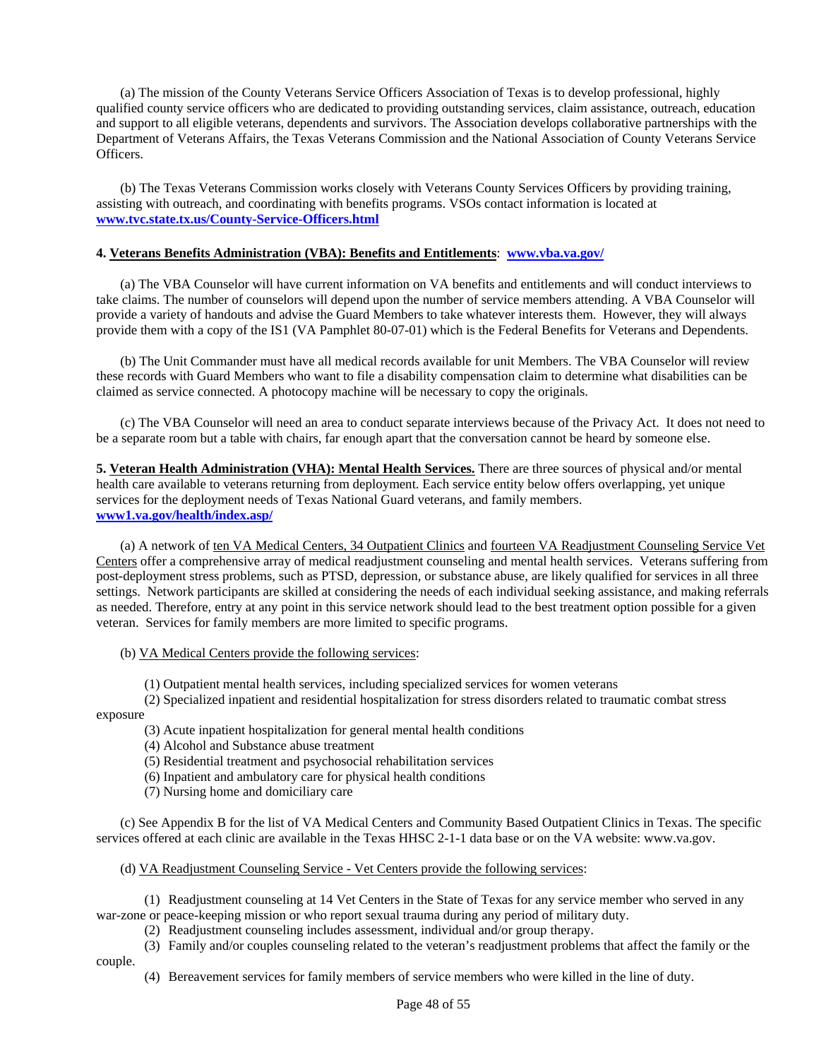(a) The mission of the County Veterans Service Officers Association of Texas is to develop professional, highly qualified county service officers who are dedicated to providing outstanding services, claim assistance, outreach, education and support to all eligible veterans, dependents and survivors. The Association develops collaborative partnerships with the Department of Veterans Affairs, the Texas Veterans Commission and the National Association of County Veterans Service Officers.

(b) The Texas Veterans Commission works closely with Veterans County Services Officers by providing training, assisting with outreach, and coordinating with benefits programs. VSOs contact information is located at **www.tvc.state.tx.us/County-Service-Officers.html**

**4. Veterans Benefits Administration (VBA): Benefits and Entitlements**: **www.vba.va.gov/**

(a) The VBA Counselor will have current information on VA benefits and entitlements and will conduct interviews to take claims. The number of counselors will depend upon the number of service members attending. A VBA Counselor will provide a variety of handouts and advise the Guard Members to take whatever interests them. However, they will always provide them with a copy of the IS1 (VA Pamphlet 80-07-01) which is the Federal Benefits for Veterans and Dependents.

(b) The Unit Commander must have all medical records available for unit Members. The VBA Counselor will review these records with Guard Members who want to file a disability compensation claim to determine what disabilities can be claimed as service connected. A photocopy machine will be necessary to copy the originals.

(c) The VBA Counselor will need an area to conduct separate interviews because of the Privacy Act. It does not need to be a separate room but a table with chairs, far enough apart that the conversation cannot be heard by someone else.

**5. Veteran Health Administration (VHA): Mental Health Services.** There are three sources of physical and/or mental health care available to veterans returning from deployment. Each service entity below offers overlapping, yet unique services for the deployment needs of Texas National Guard veterans, and family members. **www1.va.gov/health/index.asp/**

(a) A network of ten VA Medical Centers, 34 Outpatient Clinics and fourteen VA Readjustment Counseling Service Vet Centers offer a comprehensive array of medical readjustment counseling and mental health services. Veterans suffering from post-deployment stress problems, such as PTSD, depression, or substance abuse, are likely qualified for services in all three settings. Network participants are skilled at considering the needs of each individual seeking assistance, and making referrals as needed. Therefore, entry at any point in this service network should lead to the best treatment option possible for a given veteran. Services for family members are more limited to specific programs.

(b) VA Medical Centers provide the following services:

(1) Outpatient mental health services, including specialized services for women veterans
(2) Specialized inpatient and residential hospitalization for stress disorders related to traumatic combat stress exposure
(3) Acute inpatient hospitalization for general mental health conditions
(4) Alcohol and Substance abuse treatment
(5) Residential treatment and psychosocial rehabilitation services
(6) Inpatient and ambulatory care for physical health conditions
(7) Nursing home and domiciliary care

(c) See Appendix B for the list of VA Medical Centers and Community Based Outpatient Clinics in Texas. The specific services offered at each clinic are available in the Texas HHSC 2-1-1 data base or on the VA website: www.va.gov.

(d) VA Readjustment Counseling Service - Vet Centers provide the following services:

(1) Readjustment counseling at 14 Vet Centers in the State of Texas for any service member who served in any war-zone or peace-keeping mission or who report sexual trauma during any period of military duty.
(2) Readjustment counseling includes assessment, individual and/or group therapy.
(3) Family and/or couples counseling related to the veteran's readjustment problems that affect the family or the couple.
(4) Bereavement services for family members of service members who were killed in the line of duty.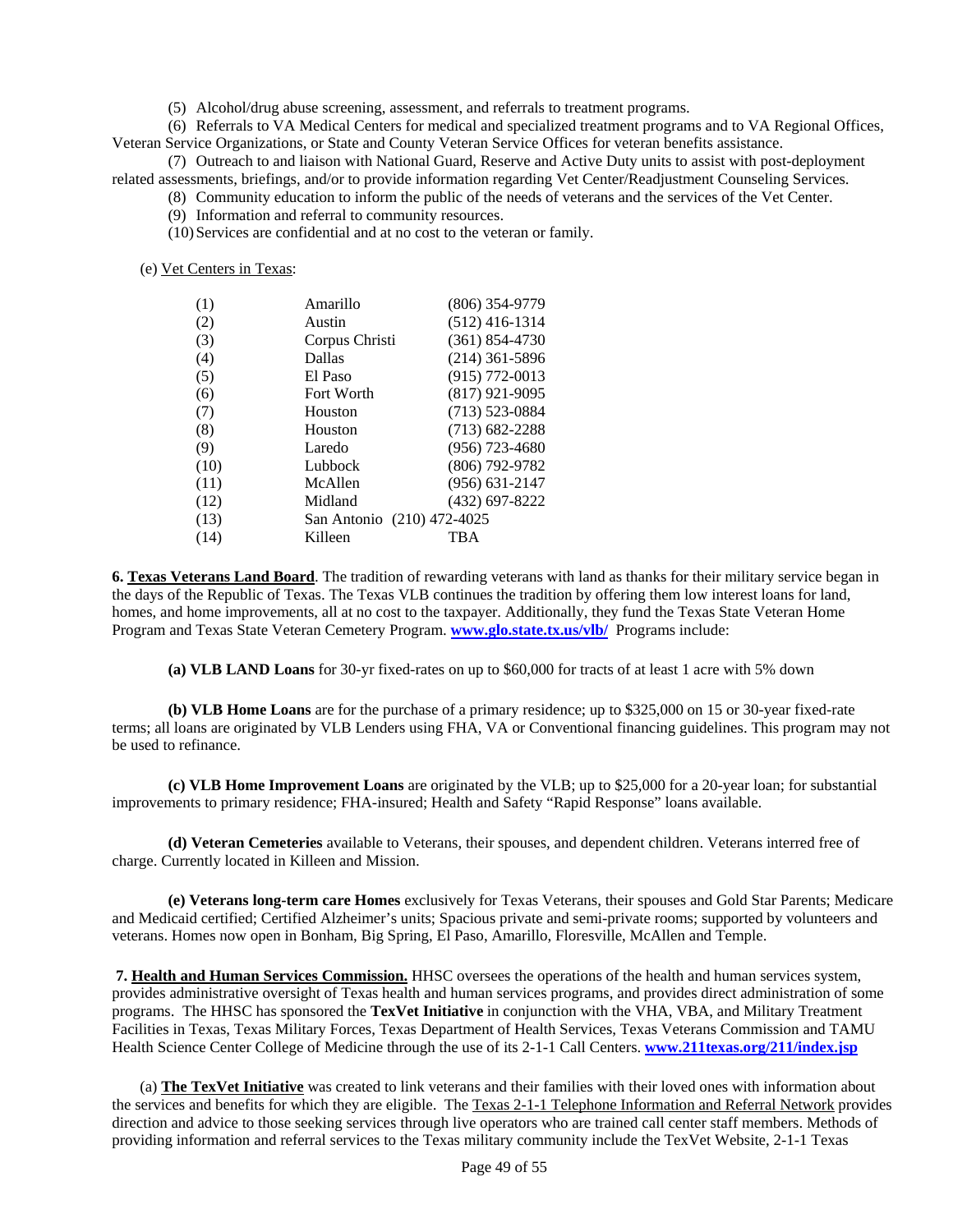(5) Alcohol/drug abuse screening, assessment, and referrals to treatment programs.

(6) Referrals to VA Medical Centers for medical and specialized treatment programs and to VA Regional Offices, Veteran Service Organizations, or State and County Veteran Service Offices for veteran benefits assistance.

(7) Outreach to and liaison with National Guard, Reserve and Active Duty units to assist with post-deployment related assessments, briefings, and/or to provide information regarding Vet Center/Readjustment Counseling Services.

(8) Community education to inform the public of the needs of veterans and the services of the Vet Center.

(9) Information and referral to community resources.

(10) Services are confidential and at no cost to the veteran or family.

(e) Vet Centers in Texas:

| | | |
|---|---|---|
| (1) | Amarillo | (806) 354-9779 |
| (2) | Austin | (512) 416-1314 |
| (3) | Corpus Christi | (361) 854-4730 |
| (4) | Dallas | (214) 361-5896 |
| (5) | El Paso | (915) 772-0013 |
| (6) | Fort Worth | (817) 921-9095 |
| (7) | Houston | (713) 523-0884 |
| (8) | Houston | (713) 682-2288 |
| (9) | Laredo | (956) 723-4680 |
| (10) | Lubbock | (806) 792-9782 |
| (11) | McAllen | (956) 631-2147 |
| (12) | Midland | (432) 697-8222 |
| (13) | San Antonio | (210) 472-4025 |
| (14) | Killeen | TBA |

**6. Texas Veterans Land Board**. The tradition of rewarding veterans with land as thanks for their military service began in the days of the Republic of Texas. The Texas VLB continues the tradition by offering them low interest loans for land, homes, and home improvements, all at no cost to the taxpayer. Additionally, they fund the Texas State Veteran Home Program and Texas State Veteran Cemetery Program. **www.glo.state.tx.us/vlb/** Programs include:

**(a) VLB LAND Loans** for 30-yr fixed-rates on up to $60,000 for tracts of at least 1 acre with 5% down

**(b) VLB Home Loans** are for the purchase of a primary residence; up to $325,000 on 15 or 30-year fixed-rate terms; all loans are originated by VLB Lenders using FHA, VA or Conventional financing guidelines. This program may not be used to refinance.

**(c) VLB Home Improvement Loans** are originated by the VLB; up to $25,000 for a 20-year loan; for substantial improvements to primary residence; FHA-insured; Health and Safety "Rapid Response" loans available.

**(d) Veteran Cemeteries** available to Veterans, their spouses, and dependent children. Veterans interred free of charge. Currently located in Killeen and Mission.

**(e) Veterans long-term care Homes** exclusively for Texas Veterans, their spouses and Gold Star Parents; Medicare and Medicaid certified; Certified Alzheimer's units; Spacious private and semi-private rooms; supported by volunteers and veterans. Homes now open in Bonham, Big Spring, El Paso, Amarillo, Floresville, McAllen and Temple.

**7. Health and Human Services Commission.** HHSC oversees the operations of the health and human services system, provides administrative oversight of Texas health and human services programs, and provides direct administration of some programs. The HHSC has sponsored the **TexVet Initiative** in conjunction with the VHA, VBA, and Military Treatment Facilities in Texas, Texas Military Forces, Texas Department of Health Services, Texas Veterans Commission and TAMU Health Science Center College of Medicine through the use of its 2-1-1 Call Centers. **www.211texas.org/211/index.jsp**

(a) **The TexVet Initiative** was created to link veterans and their families with their loved ones with information about the services and benefits for which they are eligible. The Texas 2-1-1 Telephone Information and Referral Network provides direction and advice to those seeking services through live operators who are trained call center staff members. Methods of providing information and referral services to the Texas military community include the TexVet Website, 2-1-1 Texas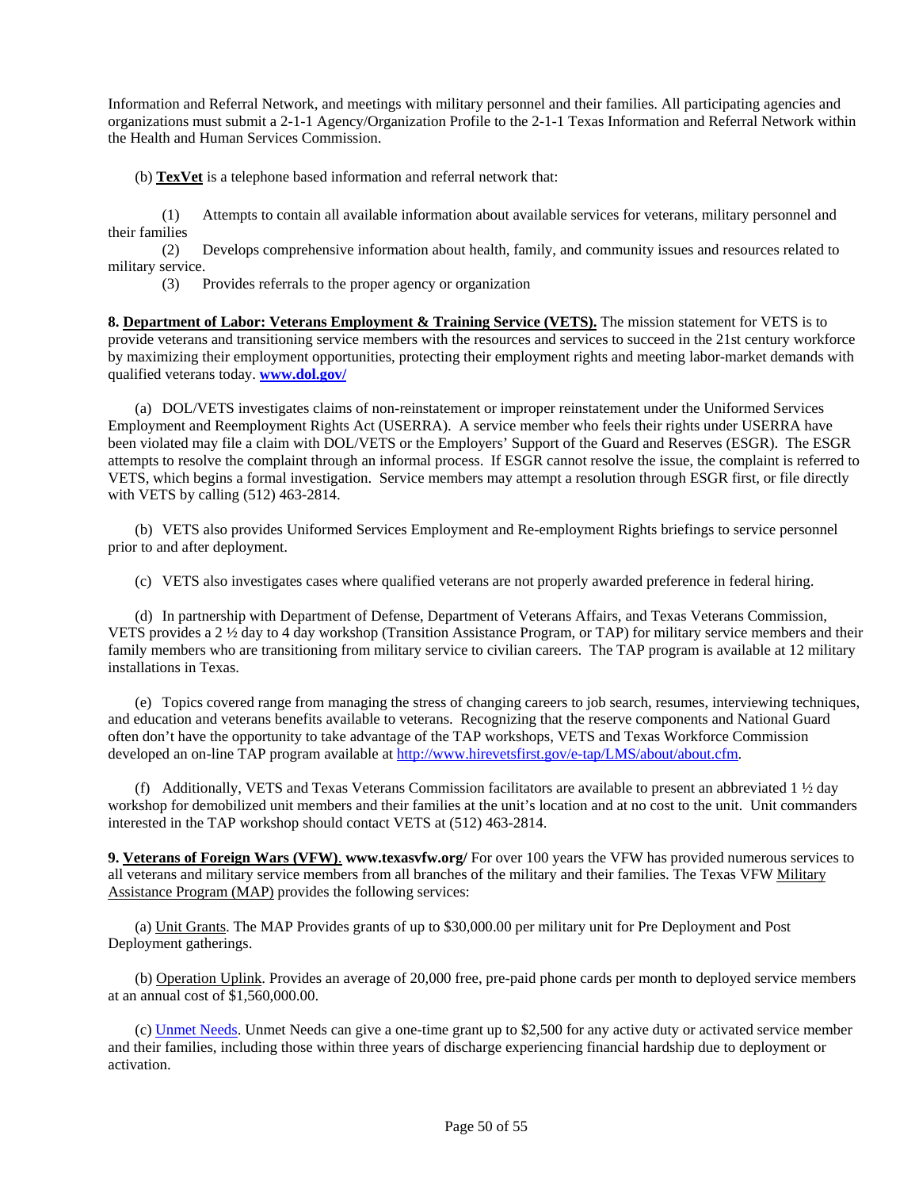Information and Referral Network, and meetings with military personnel and their families. All participating agencies and organizations must submit a 2-1-1 Agency/Organization Profile to the 2-1-1 Texas Information and Referral Network within the Health and Human Services Commission.

(b) **TexVet** is a telephone based information and referral network that:

(1) Attempts to contain all available information about available services for veterans, military personnel and their families
(2) Develops comprehensive information about health, family, and community issues and resources related to military service.
(3) Provides referrals to the proper agency or organization

**8. Department of Labor: Veterans Employment & Training Service (VETS).** The mission statement for VETS is to provide veterans and transitioning service members with the resources and services to succeed in the 21st century workforce by maximizing their employment opportunities, protecting their employment rights and meeting labor-market demands with qualified veterans today. **www.dol.gov/**

(a) DOL/VETS investigates claims of non-reinstatement or improper reinstatement under the Uniformed Services Employment and Reemployment Rights Act (USERRA). A service member who feels their rights under USERRA have been violated may file a claim with DOL/VETS or the Employers' Support of the Guard and Reserves (ESGR). The ESGR attempts to resolve the complaint through an informal process. If ESGR cannot resolve the issue, the complaint is referred to VETS, which begins a formal investigation. Service members may attempt a resolution through ESGR first, or file directly with VETS by calling (512) 463-2814.

(b) VETS also provides Uniformed Services Employment and Re-employment Rights briefings to service personnel prior to and after deployment.

(c) VETS also investigates cases where qualified veterans are not properly awarded preference in federal hiring.

(d) In partnership with Department of Defense, Department of Veterans Affairs, and Texas Veterans Commission, VETS provides a 2 ½ day to 4 day workshop (Transition Assistance Program, or TAP) for military service members and their family members who are transitioning from military service to civilian careers. The TAP program is available at 12 military installations in Texas.

(e) Topics covered range from managing the stress of changing careers to job search, resumes, interviewing techniques, and education and veterans benefits available to veterans. Recognizing that the reserve components and National Guard often don't have the opportunity to take advantage of the TAP workshops, VETS and Texas Workforce Commission developed an on-line TAP program available at http://www.hirevetsfirst.gov/e-tap/LMS/about/about.cfm.

(f) Additionally, VETS and Texas Veterans Commission facilitators are available to present an abbreviated 1 ½ day workshop for demobilized unit members and their families at the unit's location and at no cost to the unit. Unit commanders interested in the TAP workshop should contact VETS at (512) 463-2814.

**9. Veterans of Foreign Wars (VFW). www.texasvfw.org/** For over 100 years the VFW has provided numerous services to all veterans and military service members from all branches of the military and their families. The Texas VFW Military Assistance Program (MAP) provides the following services:

(a) Unit Grants. The MAP Provides grants of up to $30,000.00 per military unit for Pre Deployment and Post Deployment gatherings.

(b) Operation Uplink. Provides an average of 20,000 free, pre-paid phone cards per month to deployed service members at an annual cost of $1,560,000.00.

(c) Unmet Needs. Unmet Needs can give a one-time grant up to $2,500 for any active duty or activated service member and their families, including those within three years of discharge experiencing financial hardship due to deployment or activation.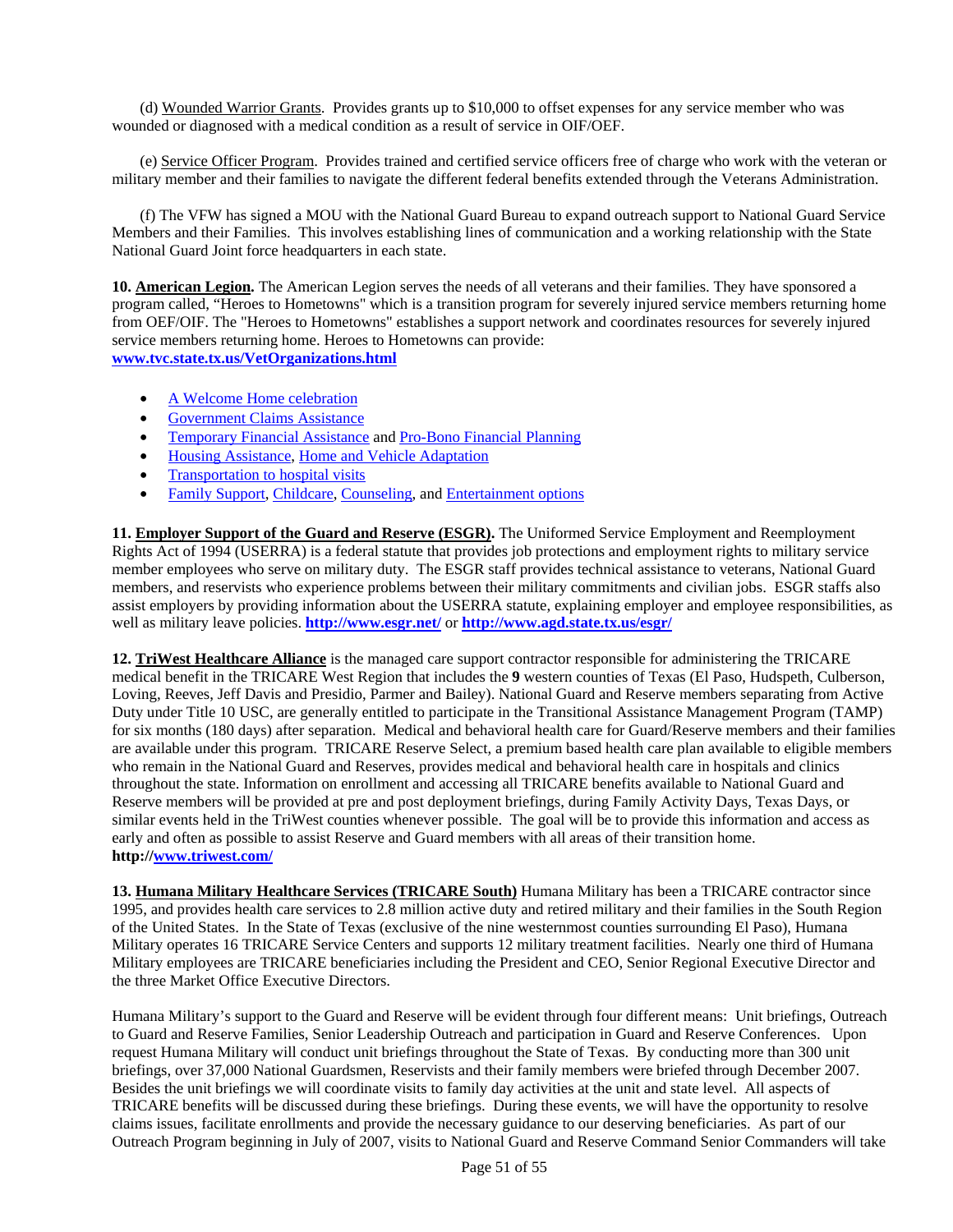(d) Wounded Warrior Grants. Provides grants up to $10,000 to offset expenses for any service member who was wounded or diagnosed with a medical condition as a result of service in OIF/OEF.

(e) Service Officer Program. Provides trained and certified service officers free of charge who work with the veteran or military member and their families to navigate the different federal benefits extended through the Veterans Administration.

(f) The VFW has signed a MOU with the National Guard Bureau to expand outreach support to National Guard Service Members and their Families. This involves establishing lines of communication and a working relationship with the State National Guard Joint force headquarters in each state.

**10. American Legion.** The American Legion serves the needs of all veterans and their families. They have sponsored a program called, "Heroes to Hometowns" which is a transition program for severely injured service members returning home from OEF/OIF. The "Heroes to Hometowns" establishes a support network and coordinates resources for severely injured service members returning home. Heroes to Hometowns can provide:
**www.tvc.state.tx.us/VetOrganizations.html**

- A Welcome Home celebration
- Government Claims Assistance
- Temporary Financial Assistance and Pro-Bono Financial Planning
- Housing Assistance, Home and Vehicle Adaptation
- Transportation to hospital visits
- Family Support, Childcare, Counseling, and Entertainment options

**11. Employer Support of the Guard and Reserve (ESGR).** The Uniformed Service Employment and Reemployment Rights Act of 1994 (USERRA) is a federal statute that provides job protections and employment rights to military service member employees who serve on military duty. The ESGR staff provides technical assistance to veterans, National Guard members, and reservists who experience problems between their military commitments and civilian jobs. ESGR staffs also assist employers by providing information about the USERRA statute, explaining employer and employee responsibilities, as well as military leave policies. **http://www.esgr.net/** or **http://www.agd.state.tx.us/esgr/**

**12. TriWest Healthcare Alliance** is the managed care support contractor responsible for administering the TRICARE medical benefit in the TRICARE West Region that includes the **9** western counties of Texas (El Paso, Hudspeth, Culberson, Loving, Reeves, Jeff Davis and Presidio, Parmer and Bailey). National Guard and Reserve members separating from Active Duty under Title 10 USC, are generally entitled to participate in the Transitional Assistance Management Program (TAMP) for six months (180 days) after separation. Medical and behavioral health care for Guard/Reserve members and their families are available under this program. TRICARE Reserve Select, a premium based health care plan available to eligible members who remain in the National Guard and Reserves, provides medical and behavioral health care in hospitals and clinics throughout the state. Information on enrollment and accessing all TRICARE benefits available to National Guard and Reserve members will be provided at pre and post deployment briefings, during Family Activity Days, Texas Days, or similar events held in the TriWest counties whenever possible. The goal will be to provide this information and access as early and often as possible to assist Reserve and Guard members with all areas of their transition home. **http://www.triwest.com/**

**13. Humana Military Healthcare Services (TRICARE South)** Humana Military has been a TRICARE contractor since 1995, and provides health care services to 2.8 million active duty and retired military and their families in the South Region of the United States. In the State of Texas (exclusive of the nine westernmost counties surrounding El Paso), Humana Military operates 16 TRICARE Service Centers and supports 12 military treatment facilities. Nearly one third of Humana Military employees are TRICARE beneficiaries including the President and CEO, Senior Regional Executive Director and the three Market Office Executive Directors.

Humana Military's support to the Guard and Reserve will be evident through four different means: Unit briefings, Outreach to Guard and Reserve Families, Senior Leadership Outreach and participation in Guard and Reserve Conferences. Upon request Humana Military will conduct unit briefings throughout the State of Texas. By conducting more than 300 unit briefings, over 37,000 National Guardsmen, Reservists and their family members were briefed through December 2007. Besides the unit briefings we will coordinate visits to family day activities at the unit and state level. All aspects of TRICARE benefits will be discussed during these briefings. During these events, we will have the opportunity to resolve claims issues, facilitate enrollments and provide the necessary guidance to our deserving beneficiaries. As part of our Outreach Program beginning in July of 2007, visits to National Guard and Reserve Command Senior Commanders will take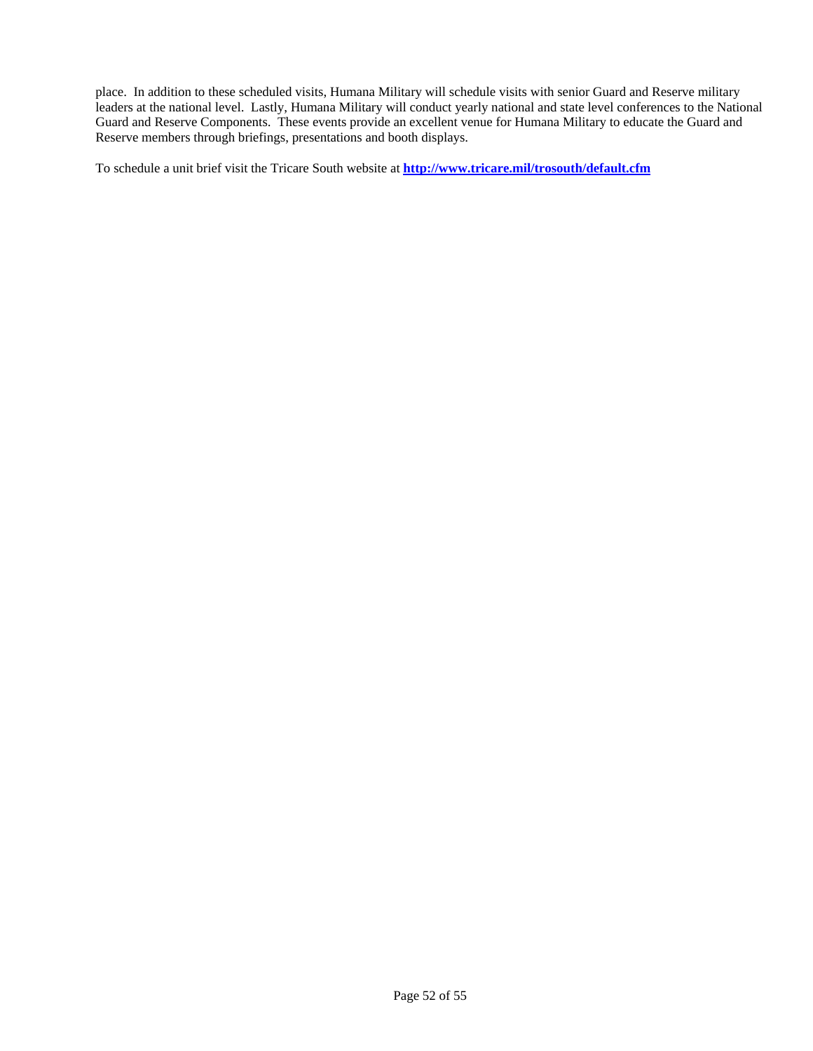place. In addition to these scheduled visits, Humana Military will schedule visits with senior Guard and Reserve military leaders at the national level. Lastly, Humana Military will conduct yearly national and state level conferences to the National Guard and Reserve Components. These events provide an excellent venue for Humana Military to educate the Guard and Reserve members through briefings, presentations and booth displays.

To schedule a unit brief visit the Tricare South website at **[http://www.tricare.mil/trosouth/default.cfm](http://www.tricare.mil/trosouth/default.cfm)**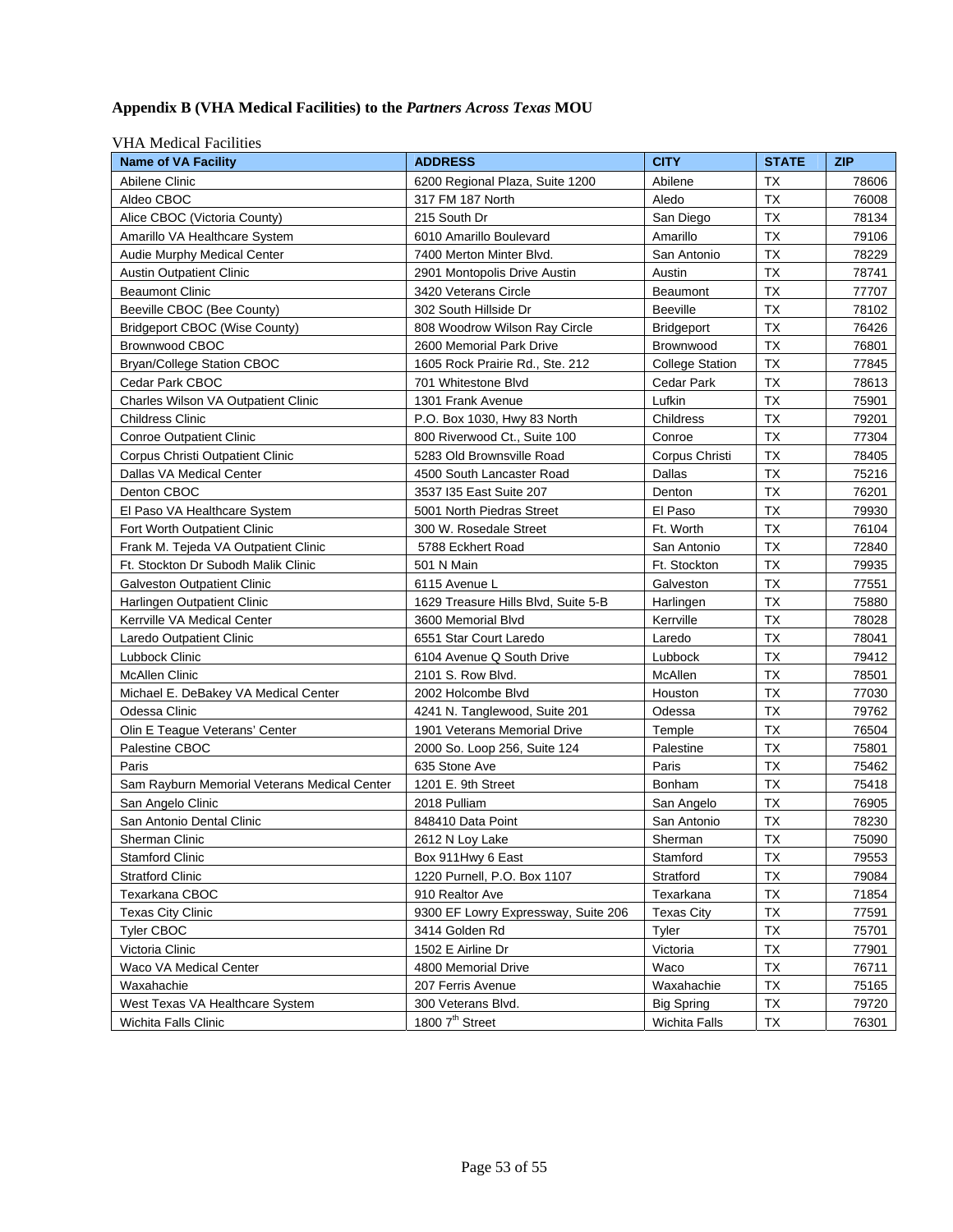**Appendix B (VHA Medical Facilities) to the *Partners Across Texas* MOU**

VHA Medical Facilities

| Name of VA Facility | ADDRESS | CITY | STATE | ZIP |
|---|---|---|---|---|
| Abilene Clinic | 6200 Regional Plaza, Suite 1200 | Abilene | TX | 78606 |
| Aldeo CBOC | 317 FM 187 North | Aledo | TX | 76008 |
| Alice CBOC (Victoria County) | 215 South Dr | San Diego | TX | 78134 |
| Amarillo VA Healthcare System | 6010 Amarillo Boulevard | Amarillo | TX | 79106 |
| Audie Murphy Medical Center | 7400 Merton Minter Blvd. | San Antonio | TX | 78229 |
| Austin Outpatient Clinic | 2901 Montopolis Drive Austin | Austin | TX | 78741 |
| Beaumont Clinic | 3420 Veterans Circle | Beaumont | TX | 77707 |
| Beeville CBOC (Bee County) | 302 South Hillside Dr | Beeville | TX | 78102 |
| Bridgeport CBOC (Wise County) | 808 Woodrow Wilson Ray Circle | Bridgeport | TX | 76426 |
| Brownwood CBOC | 2600 Memorial Park Drive | Brownwood | TX | 76801 |
| Bryan/College Station CBOC | 1605 Rock Prairie Rd., Ste. 212 | College Station | TX | 77845 |
| Cedar Park CBOC | 701 Whitestone Blvd | Cedar Park | TX | 78613 |
| Charles Wilson VA Outpatient Clinic | 1301 Frank Avenue | Lufkin | TX | 75901 |
| Childress Clinic | P.O. Box 1030, Hwy 83 North | Childress | TX | 79201 |
| Conroe Outpatient Clinic | 800 Riverwood Ct., Suite 100 | Conroe | TX | 77304 |
| Corpus Christi Outpatient Clinic | 5283 Old Brownsville Road | Corpus Christi | TX | 78405 |
| Dallas VA Medical Center | 4500 South Lancaster Road | Dallas | TX | 75216 |
| Denton CBOC | 3537 I35 East Suite 207 | Denton | TX | 76201 |
| El Paso VA Healthcare System | 5001 North Piedras Street | El Paso | TX | 79930 |
| Fort Worth Outpatient Clinic | 300 W. Rosedale Street | Ft. Worth | TX | 76104 |
| Frank M. Tejeda VA Outpatient Clinic | 5788 Eckhert Road | San Antonio | TX | 72840 |
| Ft. Stockton Dr Subodh Malik Clinic | 501 N Main | Ft. Stockton | TX | 79935 |
| Galveston Outpatient Clinic | 6115 Avenue L | Galveston | TX | 77551 |
| Harlingen Outpatient Clinic | 1629 Treasure Hills Blvd, Suite 5-B | Harlingen | TX | 75880 |
| Kerrville VA Medical Center | 3600 Memorial Blvd | Kerrville | TX | 78028 |
| Laredo Outpatient Clinic | 6551 Star Court Laredo | Laredo | TX | 78041 |
| Lubbock Clinic | 6104 Avenue Q South Drive | Lubbock | TX | 79412 |
| McAllen Clinic | 2101 S. Row Blvd. | McAllen | TX | 78501 |
| Michael E. DeBakey VA Medical Center | 2002 Holcombe Blvd | Houston | TX | 77030 |
| Odessa Clinic | 4241 N. Tanglewood, Suite 201 | Odessa | TX | 79762 |
| Olin E Teague Veterans' Center | 1901 Veterans Memorial Drive | Temple | TX | 76504 |
| Palestine CBOC | 2000 So. Loop 256, Suite 124 | Palestine | TX | 75801 |
| Paris | 635 Stone Ave | Paris | TX | 75462 |
| Sam Rayburn Memorial Veterans Medical Center | 1201 E. 9th Street | Bonham | TX | 75418 |
| San Angelo Clinic | 2018 Pulliam | San Angelo | TX | 76905 |
| San Antonio Dental Clinic | 848410 Data Point | San Antonio | TX | 78230 |
| Sherman Clinic | 2612 N Loy Lake | Sherman | TX | 75090 |
| Stamford Clinic | Box 911Hwy 6 East | Stamford | TX | 79553 |
| Stratford Clinic | 1220 Purnell, P.O. Box 1107 | Stratford | TX | 79084 |
| Texarkana CBOC | 910 Realtor Ave | Texarkana | TX | 71854 |
| Texas City Clinic | 9300 EF Lowry Expressway, Suite 206 | Texas City | TX | 77591 |
| Tyler CBOC | 3414 Golden Rd | Tyler | TX | 75701 |
| Victoria Clinic | 1502 E Airline Dr | Victoria | TX | 77901 |
| Waco VA Medical Center | 4800 Memorial Drive | Waco | TX | 76711 |
| Waxahachie | 207 Ferris Avenue | Waxahachie | TX | 75165 |
| West Texas VA Healthcare System | 300 Veterans Blvd. | Big Spring | TX | 79720 |
| Wichita Falls Clinic | 1800 7th Street | Wichita Falls | TX | 76301 |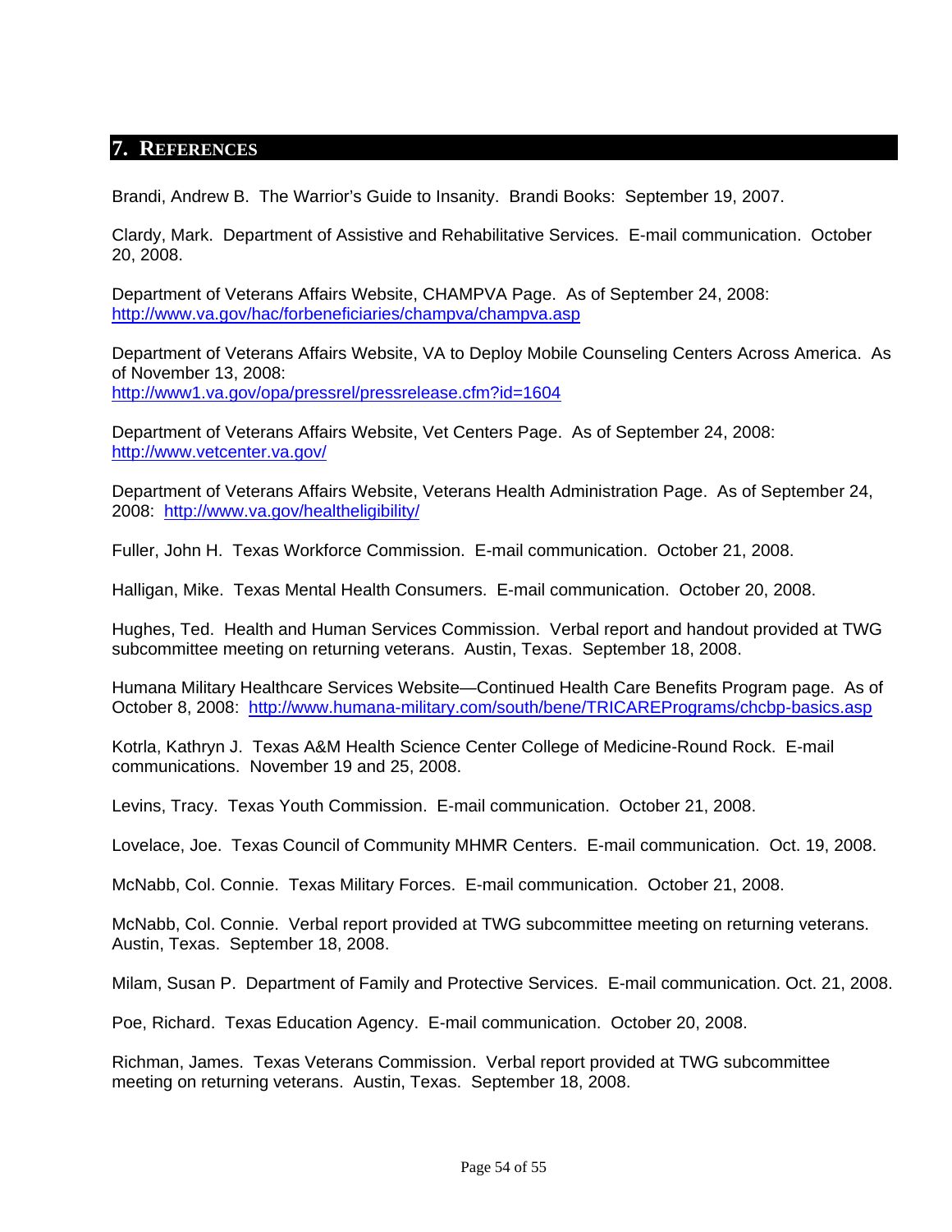## 7. References

Brandi, Andrew B. The Warrior's Guide to Insanity. Brandi Books: September 19, 2007.

Clardy, Mark. Department of Assistive and Rehabilitative Services. E-mail communication. October 20, 2008.

Department of Veterans Affairs Website, CHAMPVA Page. As of September 24, 2008: http://www.va.gov/hac/forbeneficiaries/champva/champva.asp

Department of Veterans Affairs Website, VA to Deploy Mobile Counseling Centers Across America. As of November 13, 2008: http://www1.va.gov/opa/pressrel/pressrelease.cfm?id=1604

Department of Veterans Affairs Website, Vet Centers Page. As of September 24, 2008: http://www.vetcenter.va.gov/

Department of Veterans Affairs Website, Veterans Health Administration Page. As of September 24, 2008: http://www.va.gov/healtheligibility/

Fuller, John H. Texas Workforce Commission. E-mail communication. October 21, 2008.

Halligan, Mike. Texas Mental Health Consumers. E-mail communication. October 20, 2008.

Hughes, Ted. Health and Human Services Commission. Verbal report and handout provided at TWG subcommittee meeting on returning veterans. Austin, Texas. September 18, 2008.

Humana Military Healthcare Services Website—Continued Health Care Benefits Program page. As of October 8, 2008: http://www.humana-military.com/south/bene/TRICAREPrograms/chcbp-basics.asp

Kotrla, Kathryn J. Texas A&M Health Science Center College of Medicine-Round Rock. E-mail communications. November 19 and 25, 2008.

Levins, Tracy. Texas Youth Commission. E-mail communication. October 21, 2008.

Lovelace, Joe. Texas Council of Community MHMR Centers. E-mail communication. Oct. 19, 2008.

McNabb, Col. Connie. Texas Military Forces. E-mail communication. October 21, 2008.

McNabb, Col. Connie. Verbal report provided at TWG subcommittee meeting on returning veterans. Austin, Texas. September 18, 2008.

Milam, Susan P. Department of Family and Protective Services. E-mail communication. Oct. 21, 2008.

Poe, Richard. Texas Education Agency. E-mail communication. October 20, 2008.

Richman, James. Texas Veterans Commission. Verbal report provided at TWG subcommittee meeting on returning veterans. Austin, Texas. September 18, 2008.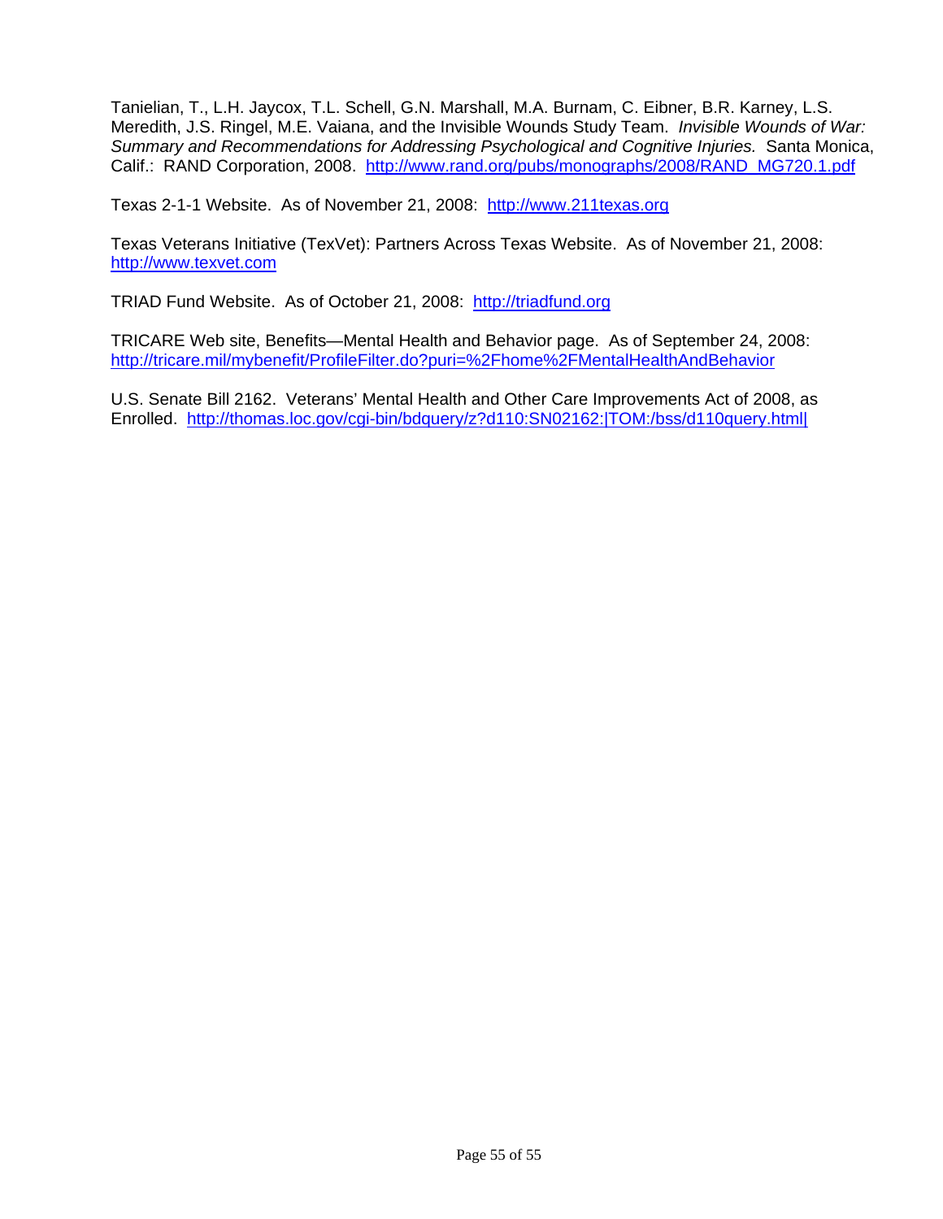Tanielian, T., L.H. Jaycox, T.L. Schell, G.N. Marshall, M.A. Burnam, C. Eibner, B.R. Karney, L.S. Meredith, J.S. Ringel, M.E. Vaiana, and the Invisible Wounds Study Team. *Invisible Wounds of War: Summary and Recommendations for Addressing Psychological and Cognitive Injuries.* Santa Monica, Calif.: RAND Corporation, 2008. http://www.rand.org/pubs/monographs/2008/RAND_MG720.1.pdf

Texas 2-1-1 Website. As of November 21, 2008: http://www.211texas.org

Texas Veterans Initiative (TexVet): Partners Across Texas Website. As of November 21, 2008: http://www.texvet.com

TRIAD Fund Website. As of October 21, 2008: http://triadfund.org

TRICARE Web site, Benefits—Mental Health and Behavior page. As of September 24, 2008: http://tricare.mil/mybenefit/ProfileFilter.do?puri=%2Fhome%2FMentalHealthAndBehavior

U.S. Senate Bill 2162. Veterans' Mental Health and Other Care Improvements Act of 2008, as Enrolled. http://thomas.loc.gov/cgi-bin/bdquery/z?d110:SN02162:|TOM:/bss/d110query.html|